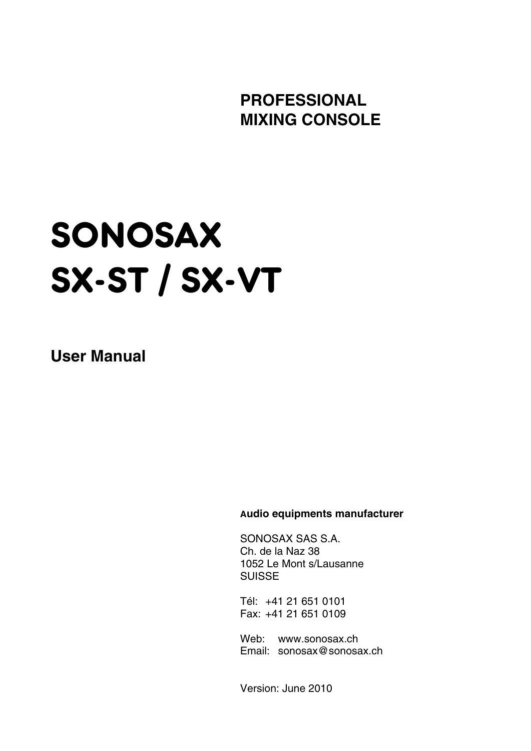**PROFESSIONAL**
**MIXING CONSOLE**

# SONOSAX
# SX-ST / SX-VT

## User Manual

**Audio equipments manufacturer**

SONOSAX SAS S.A.
Ch. de la Naz 38
1052 Le Mont s/Lausanne
SUISSE

Tél: +41 21 651 0101
Fax: +41 21 651 0109

Web: www.sonosax.ch
Email: sonosax@sonosax.ch

Version: June 2010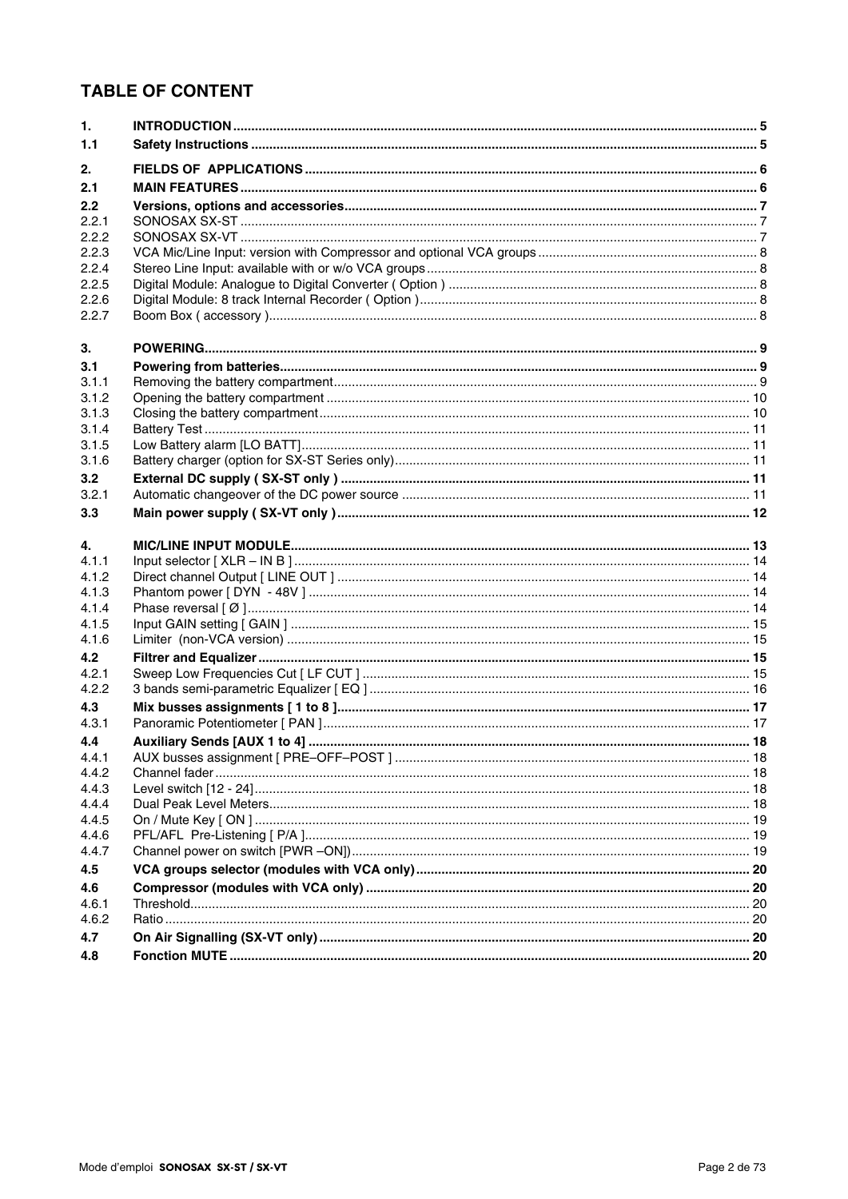# TABLE OF CONTENT

| | | |
|---|---|---|
| **1.** | **INTRODUCTION** | **5** |
| **1.1** | **Safety Instructions** | **5** |
| **2.** | **FIELDS OF APPLICATIONS** | **6** |
| **2.1** | **MAIN FEATURES** | **6** |
| **2.2** | **Versions, options and accessories** | **7** |
| 2.2.1 | SONOSAX SX-ST | 7 |
| 2.2.2 | SONOSAX SX-VT | 7 |
| 2.2.3 | VCA Mic/Line Input: version with Compressor and optional VCA groups | 8 |
| 2.2.4 | Stereo Line Input: available with or w/o VCA groups | 8 |
| 2.2.5 | Digital Module: Analogue to Digital Converter ( Option ) | 8 |
| 2.2.6 | Digital Module: 8 track Internal Recorder ( Option ) | 8 |
| 2.2.7 | Boom Box ( accessory ) | 8 |
| **3.** | **POWERING** | **9** |
| **3.1** | **Powering from batteries** | **9** |
| 3.1.1 | Removing the battery compartment | 9 |
| 3.1.2 | Opening the battery compartment | 10 |
| 3.1.3 | Closing the battery compartment | 10 |
| 3.1.4 | Battery Test | 11 |
| 3.1.5 | Low Battery alarm [LO BATT] | 11 |
| 3.1.6 | Battery charger (option for SX-ST Series only) | 11 |
| **3.2** | **External DC supply ( SX-ST only )** | **11** |
| 3.2.1 | Automatic changeover of the DC power source | 11 |
| **3.3** | **Main power supply ( SX-VT only )** | **12** |
| **4.** | **MIC/LINE INPUT MODULE** | **13** |
| 4.1.1 | Input selector [ XLR – IN B ] | 14 |
| 4.1.2 | Direct channel Output [ LINE OUT ] | 14 |
| 4.1.3 | Phantom power [ DYN - 48V ] | 14 |
| 4.1.4 | Phase reversal [ Ø ] | 14 |
| 4.1.5 | Input GAIN setting [ GAIN ] | 15 |
| 4.1.6 | Limiter (non-VCA version) | 15 |
| **4.2** | **Filtrer and Equalizer** | **15** |
| 4.2.1 | Sweep Low Frequencies Cut [ LF CUT ] | 15 |
| 4.2.2 | 3 bands semi-parametric Equalizer [ EQ ] | 16 |
| **4.3** | **Mix busses assignments [ 1 to 8 ]** | **17** |
| 4.3.1 | Panoramic Potentiometer [ PAN ] | 17 |
| **4.4** | **Auxiliary Sends [AUX 1 to 4]** | **18** |
| 4.4.1 | AUX busses assignment [ PRE–OFF–POST ] | 18 |
| 4.4.2 | Channel fader | 18 |
| 4.4.3 | Level switch [12 - 24] | 18 |
| 4.4.4 | Dual Peak Level Meters | 18 |
| 4.4.5 | On / Mute Key [ ON ] | 19 |
| 4.4.6 | PFL/AFL Pre-Listening [ P/A ] | 19 |
| 4.4.7 | Channel power on switch [PWR –ON]) | 19 |
| **4.5** | **VCA groups selector (modules with VCA only)** | **20** |
| **4.6** | **Compressor (modules with VCA only)** | **20** |
| 4.6.1 | Threshold | 20 |
| 4.6.2 | Ratio | 20 |
| **4.7** | **On Air Signalling (SX-VT only)** | **20** |
| **4.8** | **Fonction MUTE** | **20** |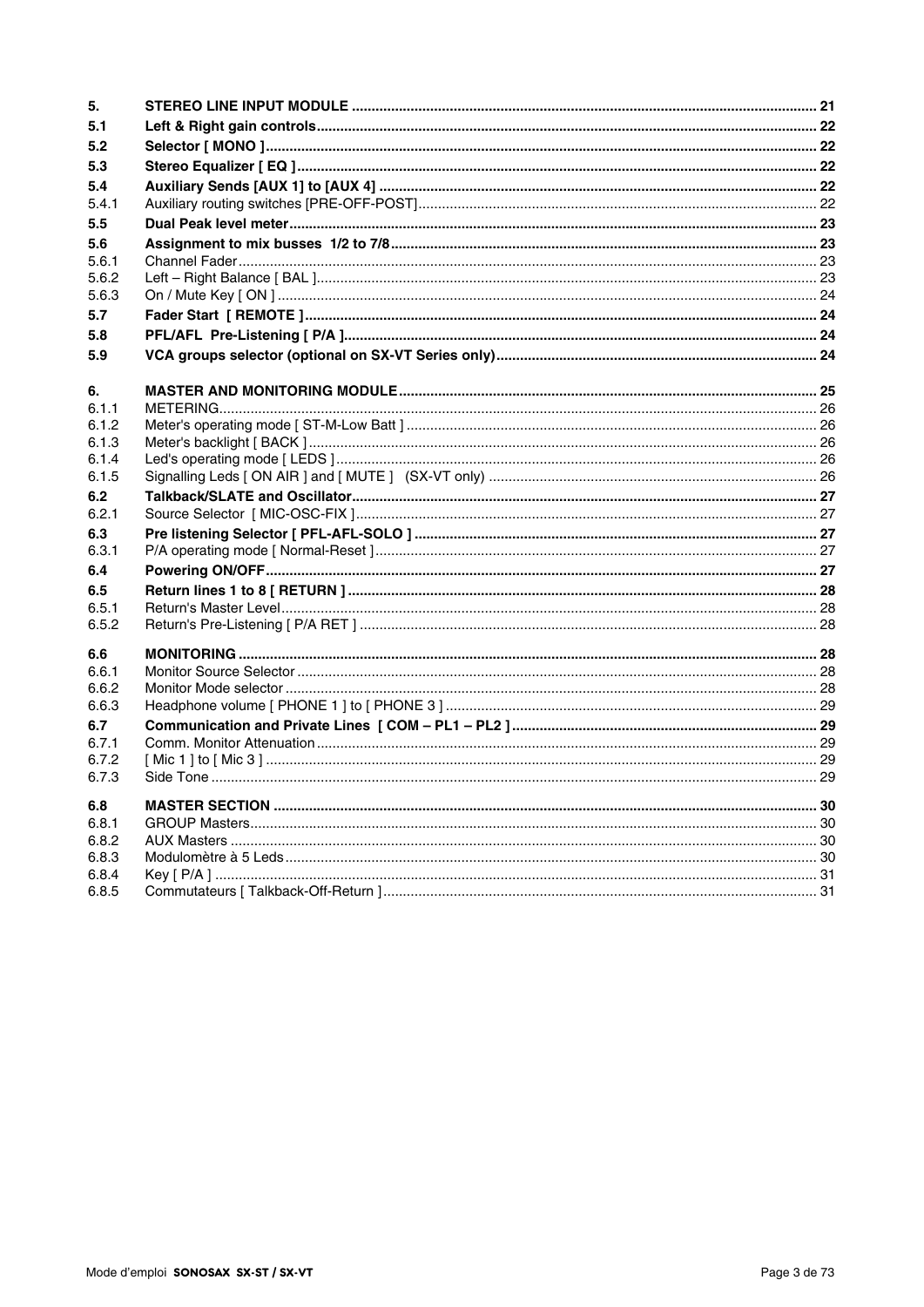| | | |
|---|---|---|
| **5.** | **STEREO LINE INPUT MODULE** | **21** |
| **5.1** | **Left & Right gain controls** | **22** |
| **5.2** | **Selector [ MONO ]** | **22** |
| **5.3** | **Stereo Equalizer [ EQ ]** | **22** |
| **5.4** | **Auxiliary Sends [AUX 1] to [AUX 4]** | **22** |
| 5.4.1 | Auxiliary routing switches [PRE-OFF-POST] | 22 |
| **5.5** | **Dual Peak level meter** | **23** |
| **5.6** | **Assignment to mix busses 1/2 to 7/8** | **23** |
| 5.6.1 | Channel Fader | 23 |
| 5.6.2 | Left – Right Balance [ BAL ] | 23 |
| 5.6.3 | On / Mute Key [ ON ] | 24 |
| **5.7** | **Fader Start [ REMOTE ]** | **24** |
| **5.8** | **PFL/AFL Pre-Listening [ P/A ]** | **24** |
| **5.9** | **VCA groups selector (optional on SX-VT Series only)** | **24** |
| **6.** | **MASTER AND MONITORING MODULE** | **25** |
| 6.1.1 | METERING | 26 |
| 6.1.2 | Meter's operating mode [ ST-M-Low Batt ] | 26 |
| 6.1.3 | Meter's backlight [ BACK ] | 26 |
| 6.1.4 | Led's operating mode [ LEDS ] | 26 |
| 6.1.5 | Signalling Leds [ ON AIR ] and [ MUTE ] (SX-VT only) | 26 |
| **6.2** | **Talkback/SLATE and Oscillator** | **27** |
| 6.2.1 | Source Selector [ MIC-OSC-FIX ] | 27 |
| **6.3** | **Pre listening Selector [ PFL-AFL-SOLO ]** | **27** |
| 6.3.1 | P/A operating mode [ Normal-Reset ] | 27 |
| **6.4** | **Powering ON/OFF** | **27** |
| **6.5** | **Return lines 1 to 8 [ RETURN ]** | **28** |
| 6.5.1 | Return's Master Level | 28 |
| 6.5.2 | Return's Pre-Listening [ P/A RET ] | 28 |
| **6.6** | **MONITORING** | **28** |
| 6.6.1 | Monitor Source Selector | 28 |
| 6.6.2 | Monitor Mode selector | 28 |
| 6.6.3 | Headphone volume [ PHONE 1 ] to [ PHONE 3 ] | 29 |
| **6.7** | **Communication and Private Lines [ COM – PL1 – PL2 ]** | **29** |
| 6.7.1 | Comm. Monitor Attenuation | 29 |
| 6.7.2 | [ Mic 1 ] to [ Mic 3 ] | 29 |
| 6.7.3 | Side Tone | 29 |
| **6.8** | **MASTER SECTION** | **30** |
| 6.8.1 | GROUP Masters | 30 |
| 6.8.2 | AUX Masters | 30 |
| 6.8.3 | Modulomètre à 5 Leds | 30 |
| 6.8.4 | Key [ P/A ] | 31 |
| 6.8.5 | Commutateurs [ Talkback-Off-Return ] | 31 |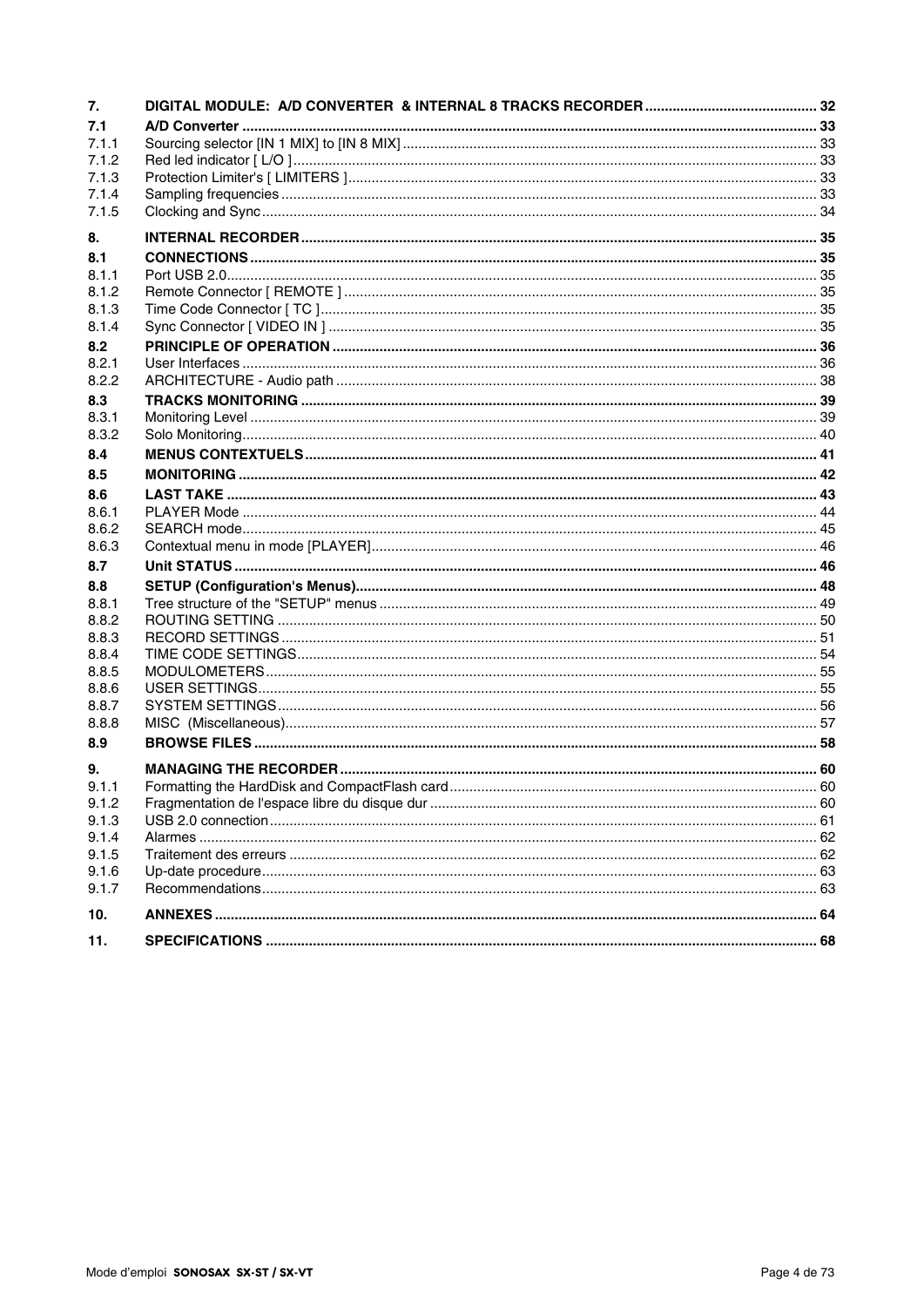| | | |
|---|---|---|
| **7.** | **DIGITAL MODULE: A/D CONVERTER & INTERNAL 8 TRACKS RECORDER** | **32** |
| **7.1** | **A/D Converter** | **33** |
| 7.1.1 | Sourcing selector [IN 1 MIX] to [IN 8 MIX] | 33 |
| 7.1.2 | Red led indicator [ L/O ] | 33 |
| 7.1.3 | Protection Limiter's [ LIMITERS ] | 33 |
| 7.1.4 | Sampling frequencies | 33 |
| 7.1.5 | Clocking and Sync | 34 |
| **8.** | **INTERNAL RECORDER** | **35** |
| **8.1** | **CONNECTIONS** | **35** |
| 8.1.1 | Port USB 2.0 | 35 |
| 8.1.2 | Remote Connector [ REMOTE ] | 35 |
| 8.1.3 | Time Code Connector [ TC ] | 35 |
| 8.1.4 | Sync Connector [ VIDEO IN ] | 35 |
| **8.2** | **PRINCIPLE OF OPERATION** | **36** |
| 8.2.1 | User Interfaces | 36 |
| 8.2.2 | ARCHITECTURE - Audio path | 38 |
| **8.3** | **TRACKS MONITORING** | **39** |
| 8.3.1 | Monitoring Level | 39 |
| 8.3.2 | Solo Monitoring | 40 |
| **8.4** | **MENUS CONTEXTUELS** | **41** |
| **8.5** | **MONITORING** | **42** |
| **8.6** | **LAST TAKE** | **43** |
| 8.6.1 | PLAYER Mode | 44 |
| 8.6.2 | SEARCH mode | 45 |
| 8.6.3 | Contextual menu in mode [PLAYER] | 46 |
| **8.7** | **Unit STATUS** | **46** |
| **8.8** | **SETUP (Configuration's Menus)** | **48** |
| 8.8.1 | Tree structure of the "SETUP" menus | 49 |
| 8.8.2 | ROUTING SETTING | 50 |
| 8.8.3 | RECORD SETTINGS | 51 |
| 8.8.4 | TIME CODE SETTINGS | 54 |
| 8.8.5 | MODULOMETERS | 55 |
| 8.8.6 | USER SETTINGS | 55 |
| 8.8.7 | SYSTEM SETTINGS | 56 |
| 8.8.8 | MISC (Miscellaneous) | 57 |
| **8.9** | **BROWSE FILES** | **58** |
| **9.** | **MANAGING THE RECORDER** | **60** |
| 9.1.1 | Formatting the HardDisk and CompactFlash card | 60 |
| 9.1.2 | Fragmentation de l'espace libre du disque dur | 60 |
| 9.1.3 | USB 2.0 connection | 61 |
| 9.1.4 | Alarmes | 62 |
| 9.1.5 | Traitement des erreurs | 62 |
| 9.1.6 | Up-date procedure | 63 |
| 9.1.7 | Recommendations | 63 |
| **10.** | **ANNEXES** | **64** |
| **11.** | **SPECIFICATIONS** | **68** |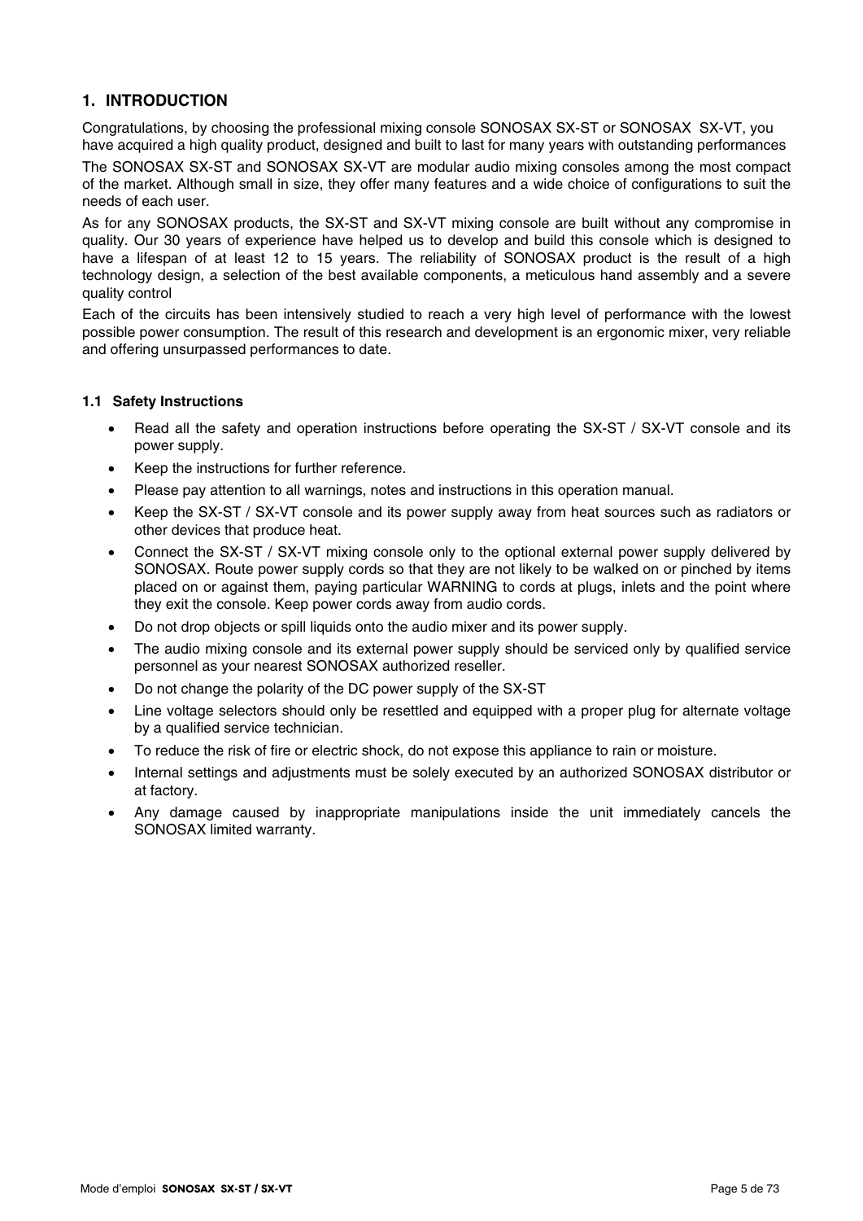## 1. INTRODUCTION

Congratulations, by choosing the professional mixing console SONOSAX SX-ST or SONOSAX SX-VT, you have acquired a high quality product, designed and built to last for many years with outstanding performances

The SONOSAX SX-ST and SONOSAX SX-VT are modular audio mixing consoles among the most compact of the market. Although small in size, they offer many features and a wide choice of configurations to suit the needs of each user.

As for any SONOSAX products, the SX-ST and SX-VT mixing console are built without any compromise in quality. Our 30 years of experience have helped us to develop and build this console which is designed to have a lifespan of at least 12 to 15 years. The reliability of SONOSAX product is the result of a high technology design, a selection of the best available components, a meticulous hand assembly and a severe quality control

Each of the circuits has been intensively studied to reach a very high level of performance with the lowest possible power consumption. The result of this research and development is an ergonomic mixer, very reliable and offering unsurpassed performances to date.

### 1.1 Safety Instructions

- Read all the safety and operation instructions before operating the SX-ST / SX-VT console and its power supply.
- Keep the instructions for further reference.
- Please pay attention to all warnings, notes and instructions in this operation manual.
- Keep the SX-ST / SX-VT console and its power supply away from heat sources such as radiators or other devices that produce heat.
- Connect the SX-ST / SX-VT mixing console only to the optional external power supply delivered by SONOSAX. Route power supply cords so that they are not likely to be walked on or pinched by items placed on or against them, paying particular WARNING to cords at plugs, inlets and the point where they exit the console. Keep power cords away from audio cords.
- Do not drop objects or spill liquids onto the audio mixer and its power supply.
- The audio mixing console and its external power supply should be serviced only by qualified service personnel as your nearest SONOSAX authorized reseller.
- Do not change the polarity of the DC power supply of the SX-ST
- Line voltage selectors should only be resettled and equipped with a proper plug for alternate voltage by a qualified service technician.
- To reduce the risk of fire or electric shock, do not expose this appliance to rain or moisture.
- Internal settings and adjustments must be solely executed by an authorized SONOSAX distributor or at factory.
- Any damage caused by inappropriate manipulations inside the unit immediately cancels the SONOSAX limited warranty.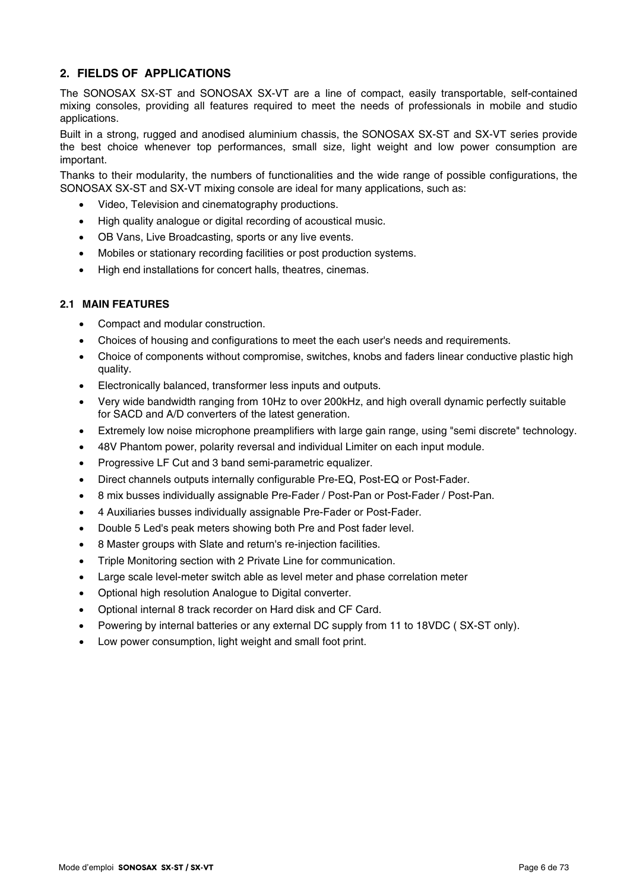## 2. FIELDS OF APPLICATIONS

The SONOSAX SX-ST and SONOSAX SX-VT are a line of compact, easily transportable, self-contained mixing consoles, providing all features required to meet the needs of professionals in mobile and studio applications.

Built in a strong, rugged and anodised aluminium chassis, the SONOSAX SX-ST and SX-VT series provide the best choice whenever top performances, small size, light weight and low power consumption are important.

Thanks to their modularity, the numbers of functionalities and the wide range of possible configurations, the SONOSAX SX-ST and SX-VT mixing console are ideal for many applications, such as:

- Video, Television and cinematography productions.
- High quality analogue or digital recording of acoustical music.
- OB Vans, Live Broadcasting, sports or any live events.
- Mobiles or stationary recording facilities or post production systems.
- High end installations for concert halls, theatres, cinemas.

### 2.1 MAIN FEATURES

- Compact and modular construction.
- Choices of housing and configurations to meet the each user's needs and requirements.
- Choice of components without compromise, switches, knobs and faders linear conductive plastic high quality.
- Electronically balanced, transformer less inputs and outputs.
- Very wide bandwidth ranging from 10Hz to over 200kHz, and high overall dynamic perfectly suitable for SACD and A/D converters of the latest generation.
- Extremely low noise microphone preamplifiers with large gain range, using "semi discrete" technology.
- 48V Phantom power, polarity reversal and individual Limiter on each input module.
- Progressive LF Cut and 3 band semi-parametric equalizer.
- Direct channels outputs internally configurable Pre-EQ, Post-EQ or Post-Fader.
- 8 mix busses individually assignable Pre-Fader / Post-Pan or Post-Fader / Post-Pan.
- 4 Auxiliaries busses individually assignable Pre-Fader or Post-Fader.
- Double 5 Led's peak meters showing both Pre and Post fader level.
- 8 Master groups with Slate and return's re-injection facilities.
- Triple Monitoring section with 2 Private Line for communication.
- Large scale level-meter switch able as level meter and phase correlation meter
- Optional high resolution Analogue to Digital converter.
- Optional internal 8 track recorder on Hard disk and CF Card.
- Powering by internal batteries or any external DC supply from 11 to 18VDC ( SX-ST only).
- Low power consumption, light weight and small foot print.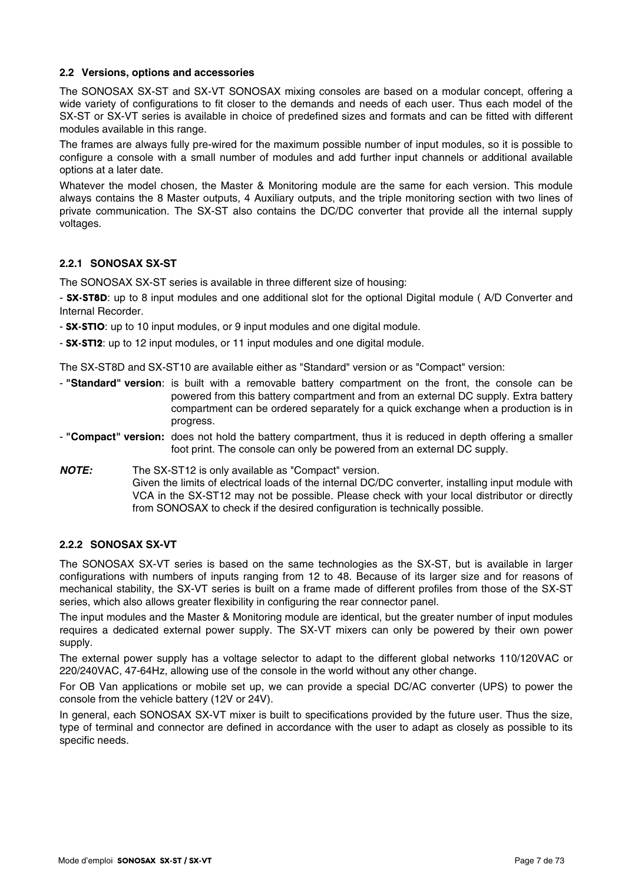### 2.2 Versions, options and accessories

The SONOSAX SX-ST and SX-VT SONOSAX mixing consoles are based on a modular concept, offering a wide variety of configurations to fit closer to the demands and needs of each user. Thus each model of the SX-ST or SX-VT series is available in choice of predefined sizes and formats and can be fitted with different modules available in this range.

The frames are always fully pre-wired for the maximum possible number of input modules, so it is possible to configure a console with a small number of modules and add further input channels or additional available options at a later date.

Whatever the model chosen, the Master & Monitoring module are the same for each version. This module always contains the 8 Master outputs, 4 Auxiliary outputs, and the triple monitoring section with two lines of private communication. The SX-ST also contains the DC/DC converter that provide all the internal supply voltages.

#### 2.2.1 SONOSAX SX-ST

The SONOSAX SX-ST series is available in three different size of housing:

- **SX-ST8D**: up to 8 input modules and one additional slot for the optional Digital module ( A/D Converter and Internal Recorder.
- **SX-ST10**: up to 10 input modules, or 9 input modules and one digital module.
- **SX-ST12**: up to 12 input modules, or 11 input modules and one digital module.

The SX-ST8D and SX-ST10 are available either as "Standard" version or as "Compact" version:

- **"Standard" version**: is built with a removable battery compartment on the front, the console can be powered from this battery compartment and from an external DC supply. Extra battery compartment can be ordered separately for a quick exchange when a production is in progress.
- **"Compact" version:** does not hold the battery compartment, thus it is reduced in depth offering a smaller foot print. The console can only be powered from an external DC supply.

***NOTE:*** The SX-ST12 is only available as "Compact" version.
Given the limits of electrical loads of the internal DC/DC converter, installing input module with VCA in the SX-ST12 may not be possible. Please check with your local distributor or directly from SONOSAX to check if the desired configuration is technically possible.

#### 2.2.2 SONOSAX SX-VT

The SONOSAX SX-VT series is based on the same technologies as the SX-ST, but is available in larger configurations with numbers of inputs ranging from 12 to 48. Because of its larger size and for reasons of mechanical stability, the SX-VT series is built on a frame made of different profiles from those of the SX-ST series, which also allows greater flexibility in configuring the rear connector panel.

The input modules and the Master & Monitoring module are identical, but the greater number of input modules requires a dedicated external power supply. The SX-VT mixers can only be powered by their own power supply.

The external power supply has a voltage selector to adapt to the different global networks 110/120VAC or 220/240VAC, 47-64Hz, allowing use of the console in the world without any other change.

For OB Van applications or mobile set up, we can provide a special DC/AC converter (UPS) to power the console from the vehicle battery (12V or 24V).

In general, each SONOSAX SX-VT mixer is built to specifications provided by the future user. Thus the size, type of terminal and connector are defined in accordance with the user to adapt as closely as possible to its specific needs.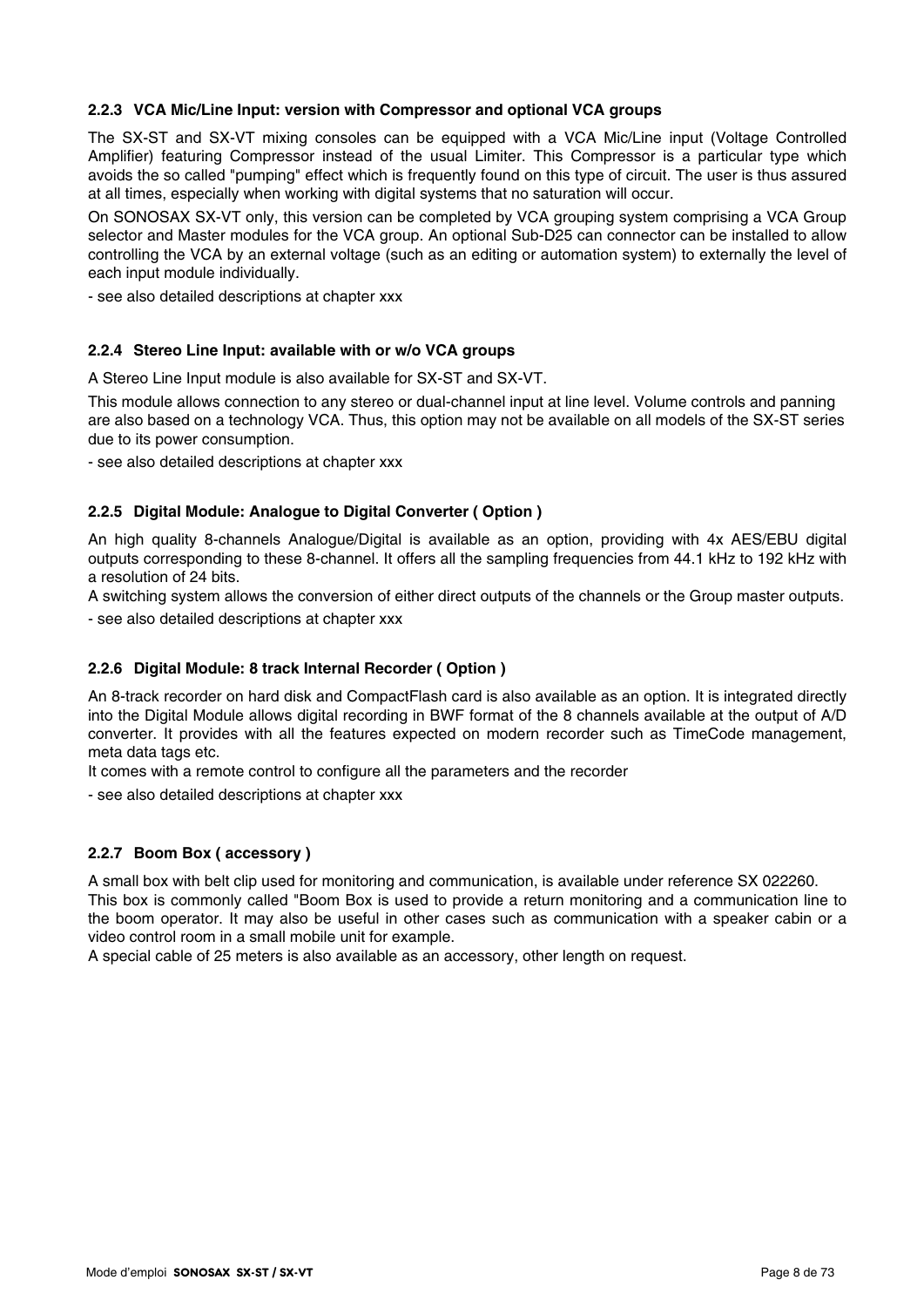### 2.2.3 VCA Mic/Line Input: version with Compressor and optional VCA groups

The SX-ST and SX-VT mixing consoles can be equipped with a VCA Mic/Line input (Voltage Controlled Amplifier) featuring Compressor instead of the usual Limiter. This Compressor is a particular type which avoids the so called "pumping" effect which is frequently found on this type of circuit. The user is thus assured at all times, especially when working with digital systems that no saturation will occur.

On SONOSAX SX-VT only, this version can be completed by VCA grouping system comprising a VCA Group selector and Master modules for the VCA group. An optional Sub-D25 can connector can be installed to allow controlling the VCA by an external voltage (such as an editing or automation system) to externally the level of each input module individually.

- see also detailed descriptions at chapter xxx

### 2.2.4 Stereo Line Input: available with or w/o VCA groups

A Stereo Line Input module is also available for SX-ST and SX-VT.

This module allows connection to any stereo or dual-channel input at line level. Volume controls and panning are also based on a technology VCA. Thus, this option may not be available on all models of the SX-ST series due to its power consumption.

- see also detailed descriptions at chapter xxx

### 2.2.5 Digital Module: Analogue to Digital Converter ( Option )

An high quality 8-channels Analogue/Digital is available as an option, providing with 4x AES/EBU digital outputs corresponding to these 8-channel. It offers all the sampling frequencies from 44.1 kHz to 192 kHz with a resolution of 24 bits.
A switching system allows the conversion of either direct outputs of the channels or the Group master outputs.

- see also detailed descriptions at chapter xxx

### 2.2.6 Digital Module: 8 track Internal Recorder ( Option )

An 8-track recorder on hard disk and CompactFlash card is also available as an option. It is integrated directly into the Digital Module allows digital recording in BWF format of the 8 channels available at the output of A/D converter. It provides with all the features expected on modern recorder such as TimeCode management, meta data tags etc.
It comes with a remote control to configure all the parameters and the recorder

- see also detailed descriptions at chapter xxx

### 2.2.7 Boom Box ( accessory )

A small box with belt clip used for monitoring and communication, is available under reference SX 022260.
This box is commonly called "Boom Box is used to provide a return monitoring and a communication line to the boom operator. It may also be useful in other cases such as communication with a speaker cabin or a video control room in a small mobile unit for example.
A special cable of 25 meters is also available as an accessory, other length on request.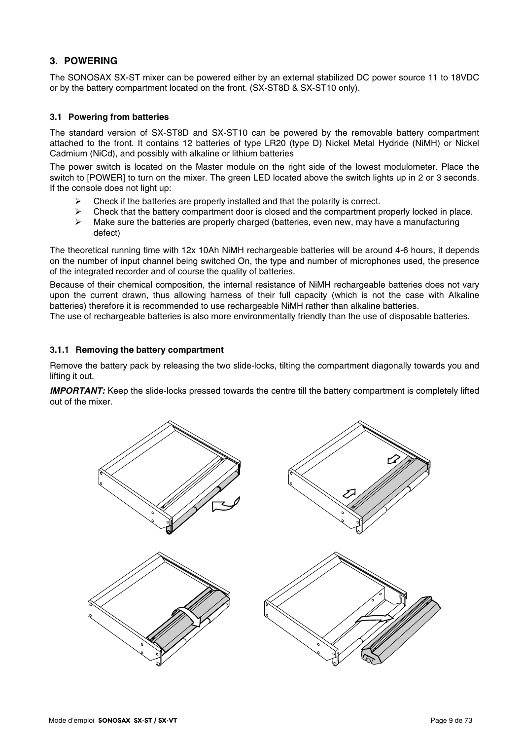## 3. POWERING

The SONOSAX SX-ST mixer can be powered either by an external stabilized DC power source 11 to 18VDC or by the battery compartment located on the front. (SX-ST8D & SX-ST10 only).

### 3.1 Powering from batteries

The standard version of SX-ST8D and SX-ST10 can be powered by the removable battery compartment attached to the front. It contains 12 batteries of type LR20 (type D) Nickel Metal Hydride (NiMH) or Nickel Cadmium (NiCd), and possibly with alkaline or lithium batteries

The power switch is located on the Master module on the right side of the lowest modulometer. Place the switch to [POWER] to turn on the mixer. The green LED located above the switch lights up in 2 or 3 seconds. If the console does not light up:

- Check if the batteries are properly installed and that the polarity is correct.
- Check that the battery compartment door is closed and the compartment properly locked in place.
- Make sure the batteries are properly charged (batteries, even new, may have a manufacturing defect)

The theoretical running time with 12x 10Ah NiMH rechargeable batteries will be around 4-6 hours, it depends on the number of input channel being switched On, the type and number of microphones used, the presence of the integrated recorder and of course the quality of batteries.

Because of their chemical composition, the internal resistance of NiMH rechargeable batteries does not vary upon the current drawn, thus allowing harness of their full capacity (which is not the case with Alkaline batteries) therefore it is recommended to use rechargeable NiMH rather than alkaline batteries.
The use of rechargeable batteries is also more environmentally friendly than the use of disposable batteries.

#### 3.1.1 Removing the battery compartment

Remove the battery pack by releasing the two slide-locks, tilting the compartment diagonally towards you and lifting it out.

***IMPORTANT:*** Keep the slide-locks pressed towards the centre till the battery compartment is completely lifted out of the mixer.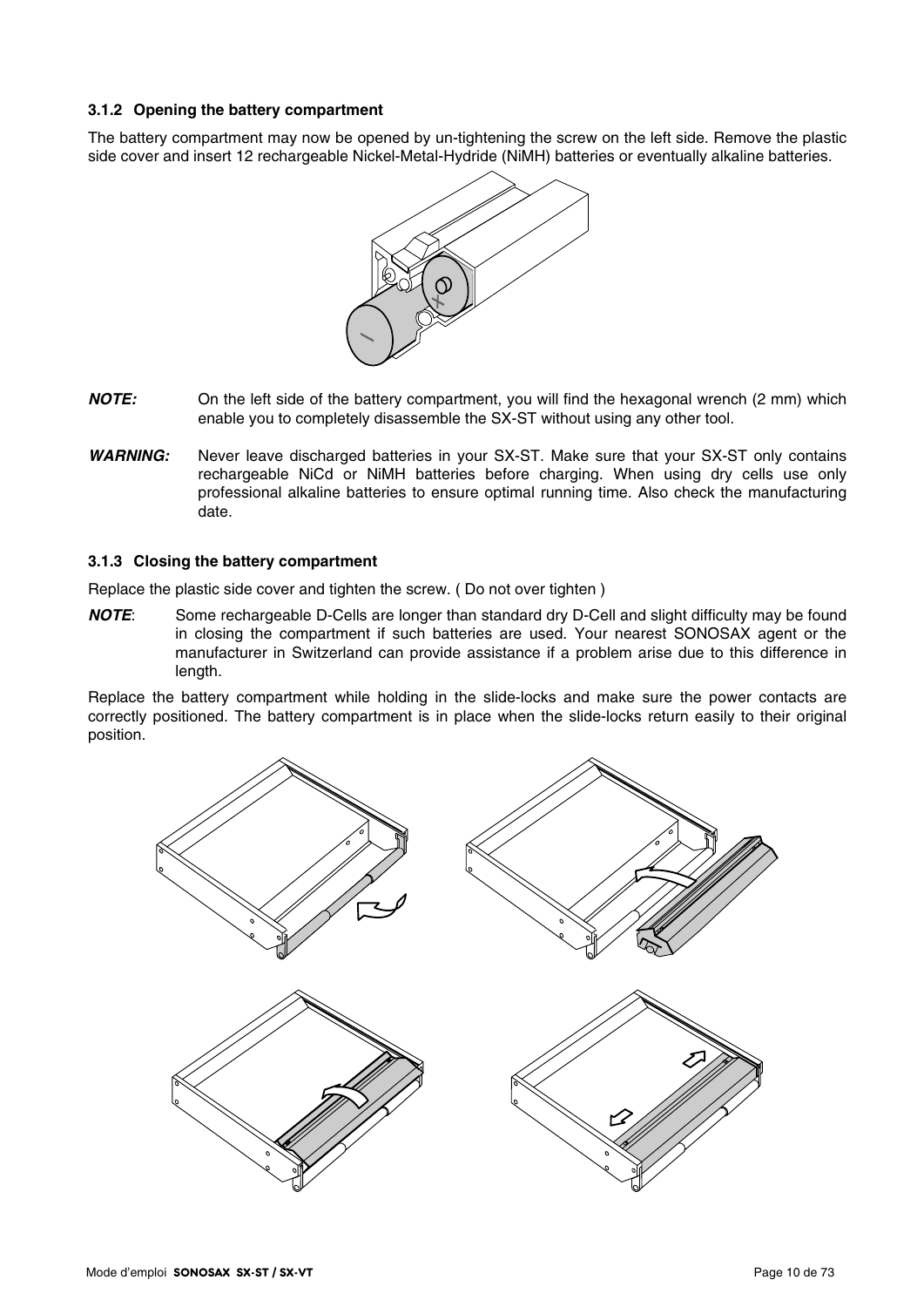### 3.1.2 Opening the battery compartment

The battery compartment may now be opened by un-tightening the screw on the left side. Remove the plastic side cover and insert 12 rechargeable Nickel-Metal-Hydride (NiMH) batteries or eventually alkaline batteries.

***NOTE:*** On the left side of the battery compartment, you will find the hexagonal wrench (2 mm) which enable you to completely disassemble the SX-ST without using any other tool.

***WARNING:*** Never leave discharged batteries in your SX-ST. Make sure that your SX-ST only contains rechargeable NiCd or NiMH batteries before charging. When using dry cells use only professional alkaline batteries to ensure optimal running time. Also check the manufacturing date.

### 3.1.3 Closing the battery compartment

Replace the plastic side cover and tighten the screw. ( Do not over tighten )

***NOTE***: Some rechargeable D-Cells are longer than standard dry D-Cell and slight difficulty may be found in closing the compartment if such batteries are used. Your nearest SONOSAX agent or the manufacturer in Switzerland can provide assistance if a problem arise due to this difference in length.

Replace the battery compartment while holding in the slide-locks and make sure the power contacts are correctly positioned. The battery compartment is in place when the slide-locks return easily to their original position.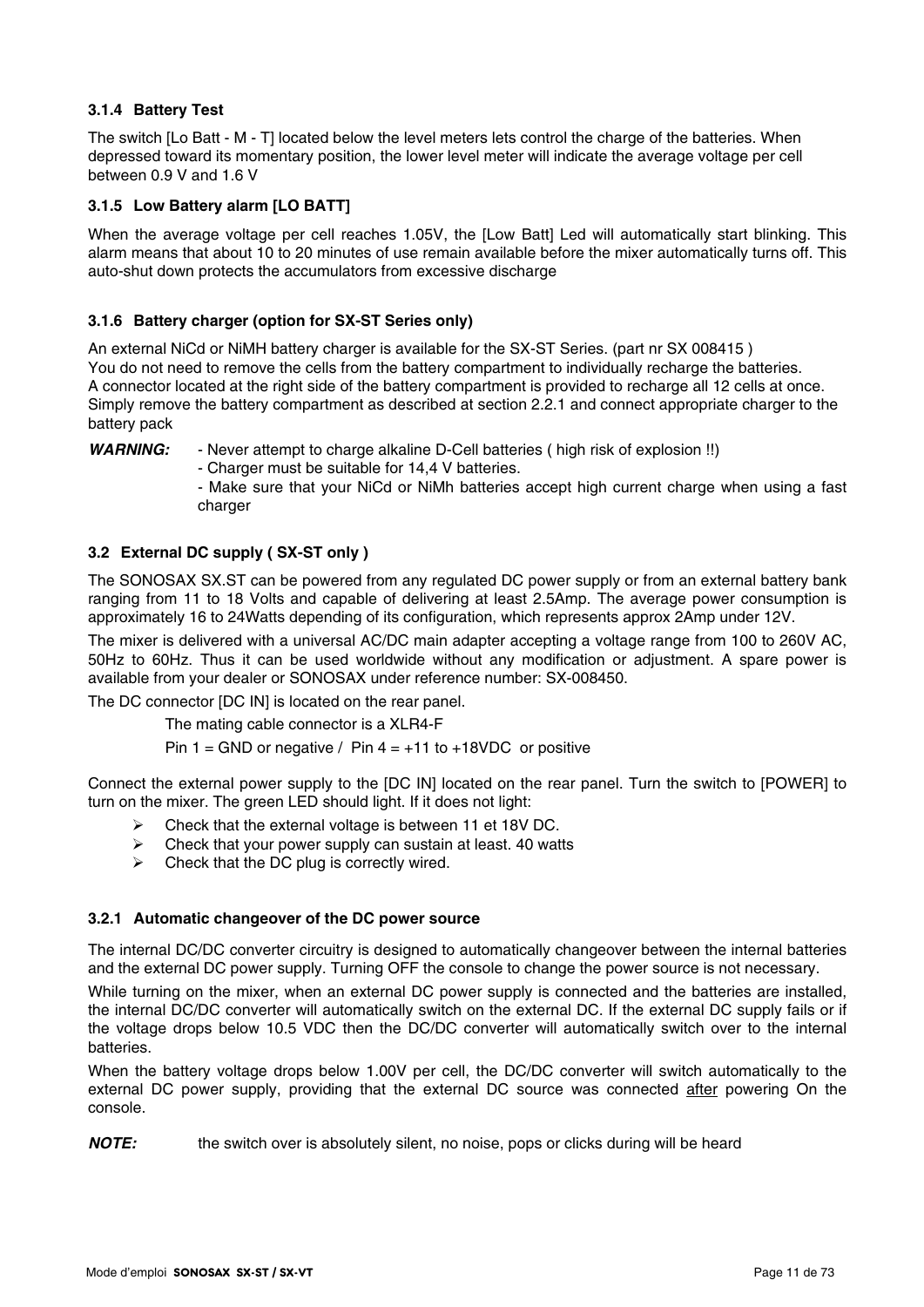### 3.1.4 Battery Test

The switch [Lo Batt - M - T] located below the level meters lets control the charge of the batteries. When depressed toward its momentary position, the lower level meter will indicate the average voltage per cell between 0.9 V and 1.6 V

### 3.1.5 Low Battery alarm [LO BATT]

When the average voltage per cell reaches 1.05V, the [Low Batt] Led will automatically start blinking. This alarm means that about 10 to 20 minutes of use remain available before the mixer automatically turns off. This auto-shut down protects the accumulators from excessive discharge

### 3.1.6 Battery charger (option for SX-ST Series only)

An external NiCd or NiMH battery charger is available for the SX-ST Series. (part nr SX 008415 )
You do not need to remove the cells from the battery compartment to individually recharge the batteries.
A connector located at the right side of the battery compartment is provided to recharge all 12 cells at once. Simply remove the battery compartment as described at section 2.2.1 and connect appropriate charger to the battery pack

***WARNING:*** - Never attempt to charge alkaline D-Cell batteries ( high risk of explosion !!)
- Charger must be suitable for 14,4 V batteries.
- Make sure that your NiCd or NiMh batteries accept high current charge when using a fast charger

## 3.2 External DC supply ( SX-ST only )

The SONOSAX SX.ST can be powered from any regulated DC power supply or from an external battery bank ranging from 11 to 18 Volts and capable of delivering at least 2.5Amp. The average power consumption is approximately 16 to 24Watts depending of its configuration, which represents approx 2Amp under 12V.

The mixer is delivered with a universal AC/DC main adapter accepting a voltage range from 100 to 260V AC, 50Hz to 60Hz. Thus it can be used worldwide without any modification or adjustment. A spare power is available from your dealer or SONOSAX under reference number: SX-008450.

The DC connector [DC IN] is located on the rear panel.

The mating cable connector is a XLR4-F

Pin 1 = GND or negative / Pin 4 = +11 to +18VDC or positive

Connect the external power supply to the [DC IN] located on the rear panel. Turn the switch to [POWER] to turn on the mixer. The green LED should light. If it does not light:

- Check that the external voltage is between 11 et 18V DC.
- Check that your power supply can sustain at least. 40 watts
- Check that the DC plug is correctly wired.

### 3.2.1 Automatic changeover of the DC power source

The internal DC/DC converter circuitry is designed to automatically changeover between the internal batteries and the external DC power supply. Turning OFF the console to change the power source is not necessary.

While turning on the mixer, when an external DC power supply is connected and the batteries are installed, the internal DC/DC converter will automatically switch on the external DC. If the external DC supply fails or if the voltage drops below 10.5 VDC then the DC/DC converter will automatically switch over to the internal batteries.

When the battery voltage drops below 1.00V per cell, the DC/DC converter will switch automatically to the external DC power supply, providing that the external DC source was connected <u>after</u> powering On the console.

***NOTE:*** the switch over is absolutely silent, no noise, pops or clicks during will be heard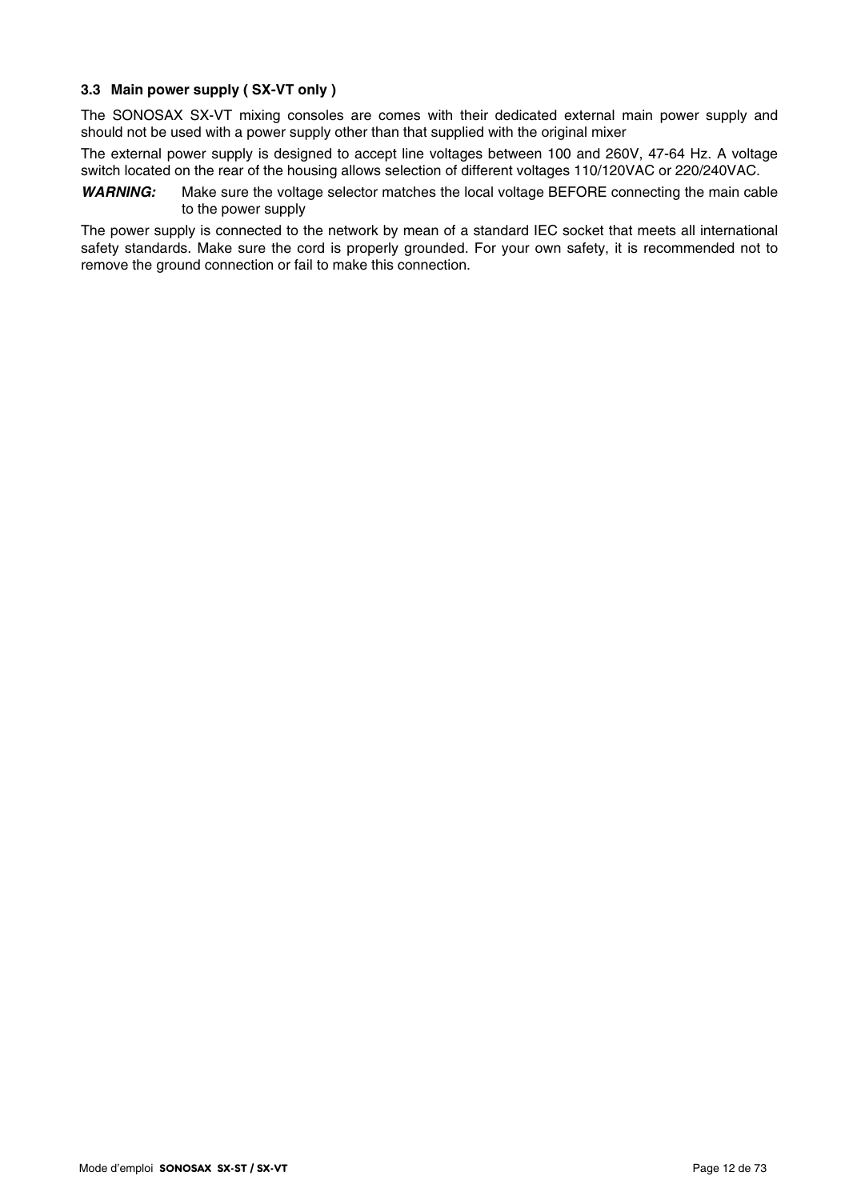### 3.3 Main power supply ( SX-VT only )

The SONOSAX SX-VT mixing consoles are comes with their dedicated external main power supply and should not be used with a power supply other than that supplied with the original mixer

The external power supply is designed to accept line voltages between 100 and 260V, 47-64 Hz. A voltage switch located on the rear of the housing allows selection of different voltages 110/120VAC or 220/240VAC.

***WARNING:*** Make sure the voltage selector matches the local voltage BEFORE connecting the main cable to the power supply

The power supply is connected to the network by mean of a standard IEC socket that meets all international safety standards. Make sure the cord is properly grounded. For your own safety, it is recommended not to remove the ground connection or fail to make this connection.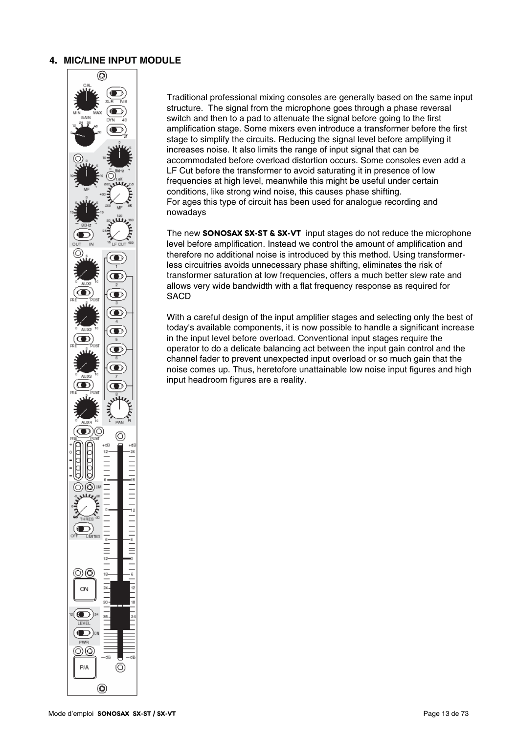## 4. MIC/LINE INPUT MODULE

Traditional professional mixing consoles are generally based on the same input structure. The signal from the microphone goes through a phase reversal switch and then to a pad to attenuate the signal before going to the first amplification stage. Some mixers even introduce a transformer before the first stage to simplify the circuits. Reducing the signal level before amplifying it increases noise. It also limits the range of input signal that can be accommodated before overload distortion occurs. Some consoles even add a LF Cut before the transformer to avoid saturating it in presence of low frequencies at high level, meanwhile this might be useful under certain conditions, like strong wind noise, this causes phase shifting.
For ages this type of circuit has been used for analogue recording and nowadays

The new **SONOSAX SX-ST & SX-VT** input stages do not reduce the microphone level before amplification. Instead we control the amount of amplification and therefore no additional noise is introduced by this method. Using transformer-less circuitries avoids unnecessary phase shifting, eliminates the risk of transformer saturation at low frequencies, offers a much better slew rate and allows very wide bandwidth with a flat frequency response as required for SACD

With a careful design of the input amplifier stages and selecting only the best of today's available components, it is now possible to handle a significant increase in the input level before overload. Conventional input stages require the operator to do a delicate balancing act between the input gain control and the channel fader to prevent unexpected input overload or so much gain that the noise comes up. Thus, heretofore unattainable low noise input figures and high input headroom figures are a reality.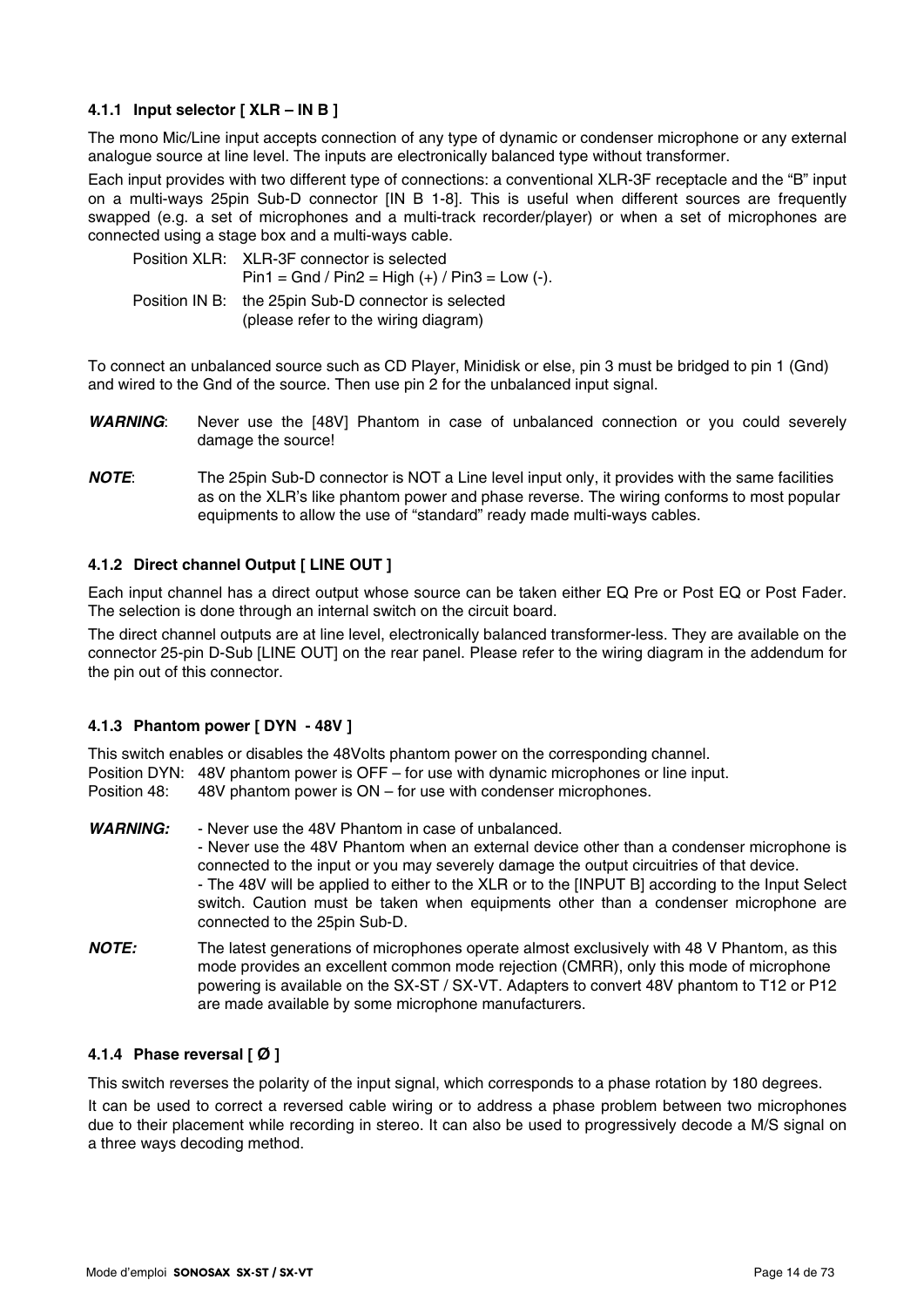### 4.1.1 Input selector [ XLR – IN B ]

The mono Mic/Line input accepts connection of any type of dynamic or condenser microphone or any external analogue source at line level. The inputs are electronically balanced type without transformer.

Each input provides with two different type of connections: a conventional XLR-3F receptacle and the "B" input on a multi-ways 25pin Sub-D connector [IN B 1-8]. This is useful when different sources are frequently swapped (e.g. a set of microphones and a multi-track recorder/player) or when a set of microphones are connected using a stage box and a multi-ways cable.

Position XLR: XLR-3F connector is selected
Pin1 = Gnd / Pin2 = High (+) / Pin3 = Low (-).

Position IN B: the 25pin Sub-D connector is selected
(please refer to the wiring diagram)

To connect an unbalanced source such as CD Player, Minidisk or else, pin 3 must be bridged to pin 1 (Gnd) and wired to the Gnd of the source. Then use pin 2 for the unbalanced input signal.

***WARNING***: Never use the [48V] Phantom in case of unbalanced connection or you could severely damage the source!

***NOTE***: The 25pin Sub-D connector is NOT a Line level input only, it provides with the same facilities as on the XLR's like phantom power and phase reverse. The wiring conforms to most popular equipments to allow the use of "standard" ready made multi-ways cables.

### 4.1.2 Direct channel Output [ LINE OUT ]

Each input channel has a direct output whose source can be taken either EQ Pre or Post EQ or Post Fader. The selection is done through an internal switch on the circuit board.

The direct channel outputs are at line level, electronically balanced transformer-less. They are available on the connector 25-pin D-Sub [LINE OUT] on the rear panel. Please refer to the wiring diagram in the addendum for the pin out of this connector.

### 4.1.3 Phantom power [ DYN - 48V ]

This switch enables or disables the 48Volts phantom power on the corresponding channel.
Position DYN: 48V phantom power is OFF – for use with dynamic microphones or line input.
Position 48: 48V phantom power is ON – for use with condenser microphones.

***WARNING:*** - Never use the 48V Phantom in case of unbalanced.
- Never use the 48V Phantom when an external device other than a condenser microphone is connected to the input or you may severely damage the output circuitries of that device.
- The 48V will be applied to either to the XLR or to the [INPUT B] according to the Input Select switch. Caution must be taken when equipments other than a condenser microphone are connected to the 25pin Sub-D.

***NOTE:*** The latest generations of microphones operate almost exclusively with 48 V Phantom, as this mode provides an excellent common mode rejection (CMRR), only this mode of microphone powering is available on the SX-ST / SX-VT. Adapters to convert 48V phantom to T12 or P12 are made available by some microphone manufacturers.

### 4.1.4 Phase reversal [ Ø ]

This switch reverses the polarity of the input signal, which corresponds to a phase rotation by 180 degrees.

It can be used to correct a reversed cable wiring or to address a phase problem between two microphones due to their placement while recording in stereo. It can also be used to progressively decode a M/S signal on a three ways decoding method.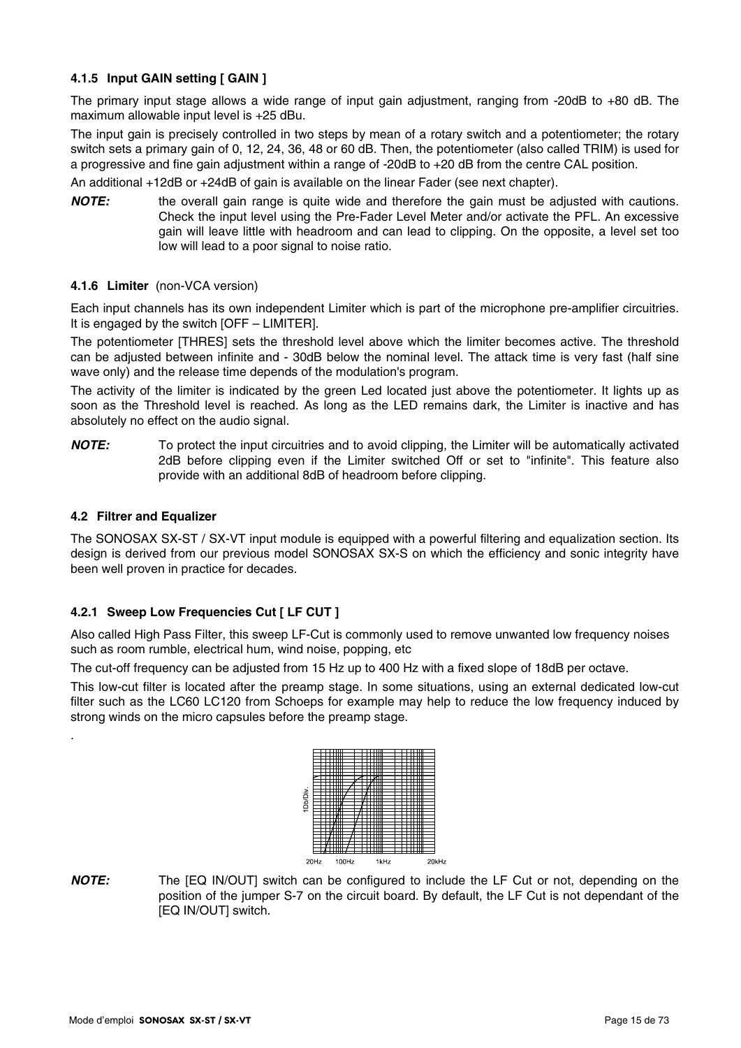### 4.1.5 Input GAIN setting [ GAIN ]

The primary input stage allows a wide range of input gain adjustment, ranging from -20dB to +80 dB. The maximum allowable input level is +25 dBu.

The input gain is precisely controlled in two steps by mean of a rotary switch and a potentiometer; the rotary switch sets a primary gain of 0, 12, 24, 36, 48 or 60 dB. Then, the potentiometer (also called TRIM) is used for a progressive and fine gain adjustment within a range of -20dB to +20 dB from the centre CAL position.

An additional +12dB or +24dB of gain is available on the linear Fader (see next chapter).

***NOTE:*** the overall gain range is quite wide and therefore the gain must be adjusted with cautions. Check the input level using the Pre-Fader Level Meter and/or activate the PFL. An excessive gain will leave little with headroom and can lead to clipping. On the opposite, a level set too low will lead to a poor signal to noise ratio.

### 4.1.6 Limiter (non-VCA version)

Each input channels has its own independent Limiter which is part of the microphone pre-amplifier circuitries. It is engaged by the switch [OFF – LIMITER].

The potentiometer [THRES] sets the threshold level above which the limiter becomes active. The threshold can be adjusted between infinite and - 30dB below the nominal level. The attack time is very fast (half sine wave only) and the release time depends of the modulation's program.

The activity of the limiter is indicated by the green Led located just above the potentiometer. It lights up as soon as the Threshold level is reached. As long as the LED remains dark, the Limiter is inactive and has absolutely no effect on the audio signal.

***NOTE:*** To protect the input circuitries and to avoid clipping, the Limiter will be automatically activated 2dB before clipping even if the Limiter switched Off or set to "infinite". This feature also provide with an additional 8dB of headroom before clipping.

## 4.2 Filtrer and Equalizer

The SONOSAX SX-ST / SX-VT input module is equipped with a powerful filtering and equalization section. Its design is derived from our previous model SONOSAX SX-S on which the efficiency and sonic integrity have been well proven in practice for decades.

### 4.2.1 Sweep Low Frequencies Cut [ LF CUT ]

Also called High Pass Filter, this sweep LF-Cut is commonly used to remove unwanted low frequency noises such as room rumble, electrical hum, wind noise, popping, etc

The cut-off frequency can be adjusted from 15 Hz up to 400 Hz with a fixed slope of 18dB per octave.

This low-cut filter is located after the preamp stage. In some situations, using an external dedicated low-cut filter such as the LC60 LC120 from Schoeps for example may help to reduce the low frequency induced by strong winds on the micro capsules before the preamp stage.

.

1Db/Div.

20Hz 100Hz 1kHz 20kHz

***NOTE:*** The [EQ IN/OUT] switch can be configured to include the LF Cut or not, depending on the position of the jumper S-7 on the circuit board. By default, the LF Cut is not dependant of the [EQ IN/OUT] switch.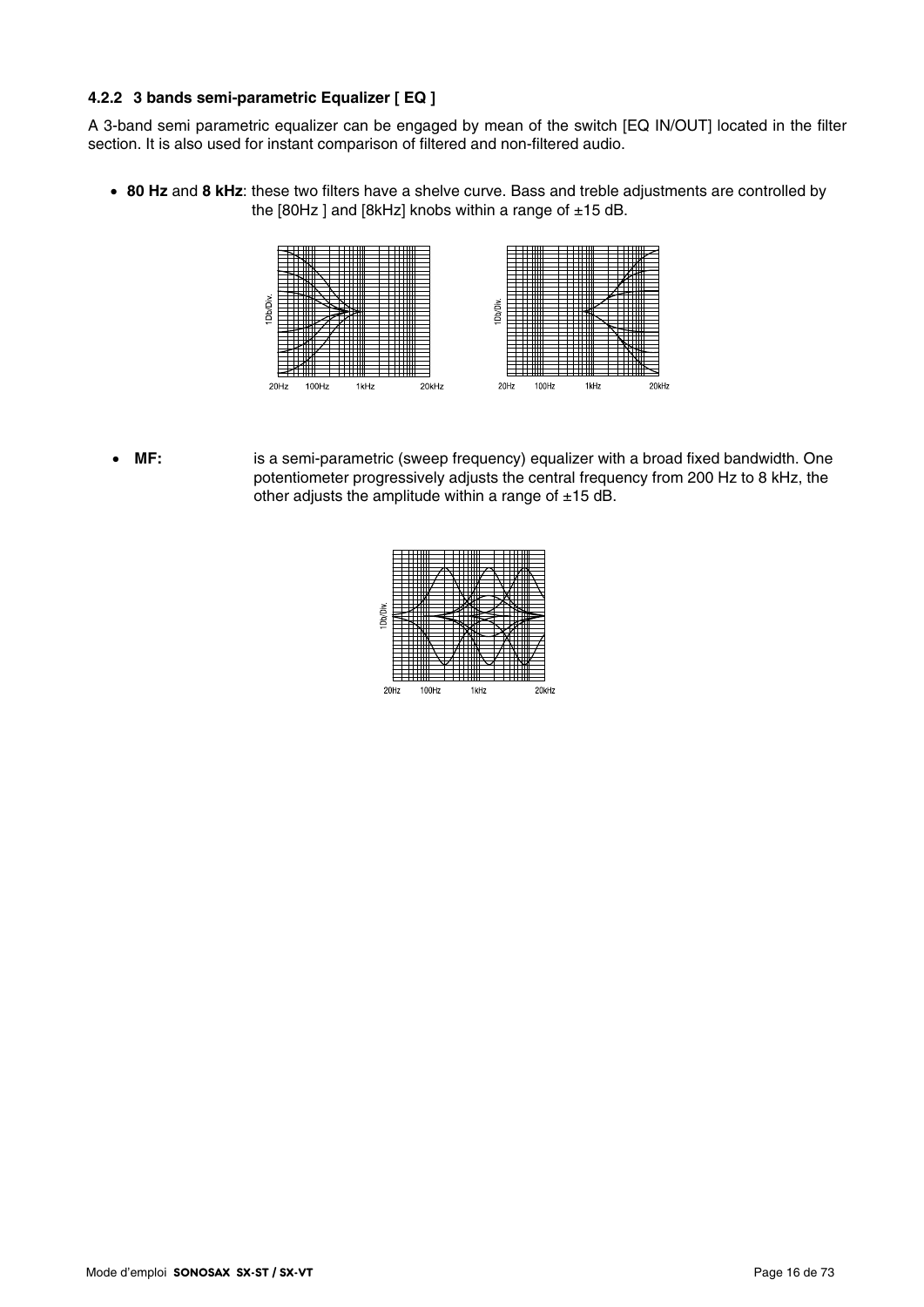### 4.2.2 3 bands semi-parametric Equalizer [ EQ ]

A 3-band semi parametric equalizer can be engaged by mean of the switch [EQ IN/OUT] located in the filter section. It is also used for instant comparison of filtered and non-filtered audio.

- **80 Hz** and **8 kHz**: these two filters have a shelve curve. Bass and treble adjustments are controlled by the [80Hz ] and [8kHz] knobs within a range of ±15 dB.

- **MF:** is a semi-parametric (sweep frequency) equalizer with a broad fixed bandwidth. One potentiometer progressively adjusts the central frequency from 200 Hz to 8 kHz, the other adjusts the amplitude within a range of ±15 dB.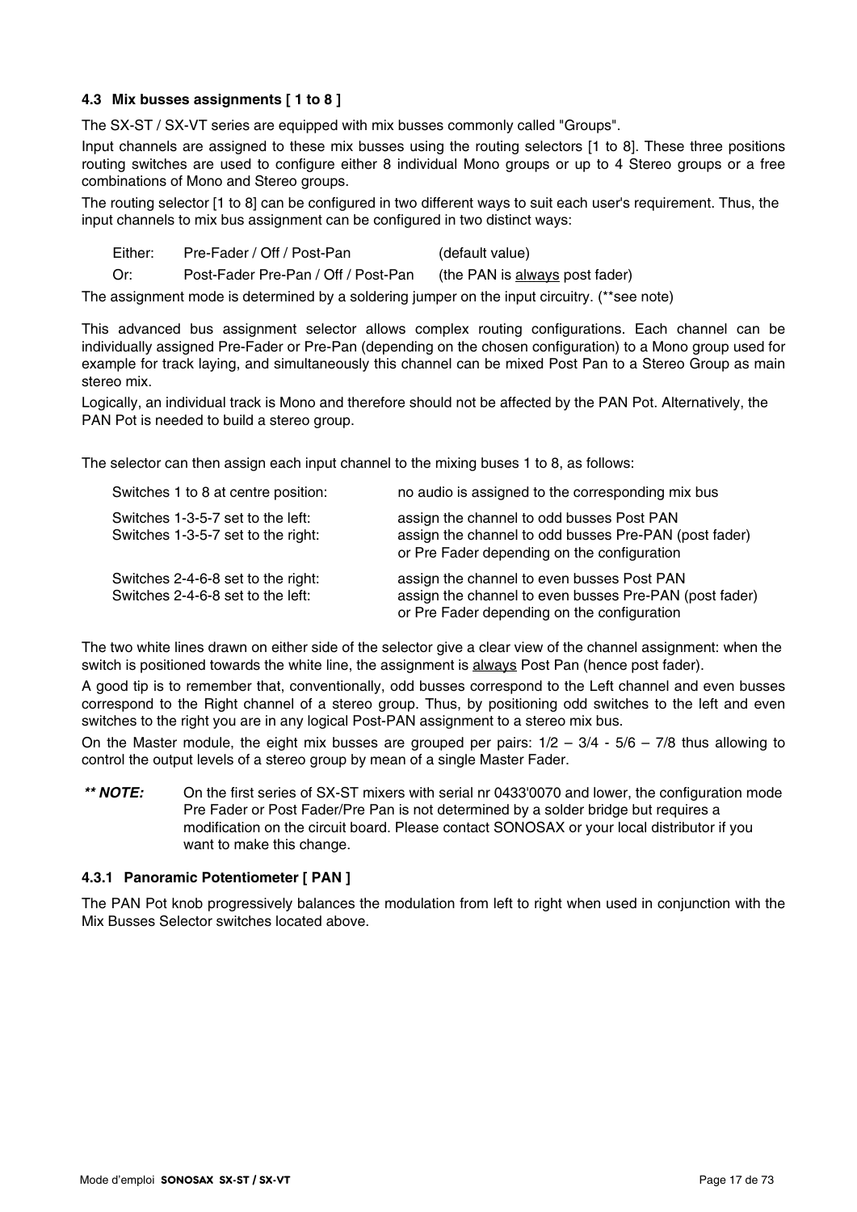### 4.3 Mix busses assignments [ 1 to 8 ]

The SX-ST / SX-VT series are equipped with mix busses commonly called "Groups".

Input channels are assigned to these mix busses using the routing selectors [1 to 8]. These three positions routing switches are used to configure either 8 individual Mono groups or up to 4 Stereo groups or a free combinations of Mono and Stereo groups.

The routing selector [1 to 8] can be configured in two different ways to suit each user's requirement. Thus, the input channels to mix bus assignment can be configured in two distinct ways:

| | | |
|---|---|---|
| Either: | Pre-Fader / Off / Post-Pan | (default value) |
| Or: | Post-Fader Pre-Pan / Off / Post-Pan | (the PAN is <u>always</u> post fader) |

The assignment mode is determined by a soldering jumper on the input circuitry. (**see note)

This advanced bus assignment selector allows complex routing configurations. Each channel can be individually assigned Pre-Fader or Pre-Pan (depending on the chosen configuration) to a Mono group used for example for track laying, and simultaneously this channel can be mixed Post Pan to a Stereo Group as main stereo mix.

Logically, an individual track is Mono and therefore should not be affected by the PAN Pot. Alternatively, the PAN Pot is needed to build a stereo group.

The selector can then assign each input channel to the mixing buses 1 to 8, as follows:

| | |
|---|---|
| Switches 1 to 8 at centre position: | no audio is assigned to the corresponding mix bus |
| Switches 1-3-5-7 set to the left: | assign the channel to odd busses Post PAN |
| Switches 1-3-5-7 set to the right: | assign the channel to odd busses Pre-PAN (post fader) or Pre Fader depending on the configuration |
| Switches 2-4-6-8 set to the right: | assign the channel to even busses Post PAN |
| Switches 2-4-6-8 set to the left: | assign the channel to even busses Pre-PAN (post fader) or Pre Fader depending on the configuration |

The two white lines drawn on either side of the selector give a clear view of the channel assignment: when the switch is positioned towards the white line, the assignment is <u>always</u> Post Pan (hence post fader).

A good tip is to remember that, conventionally, odd busses correspond to the Left channel and even busses correspond to the Right channel of a stereo group. Thus, by positioning odd switches to the left and even switches to the right you are in any logical Post-PAN assignment to a stereo mix bus.

On the Master module, the eight mix busses are grouped per pairs: 1/2 – 3/4 - 5/6 – 7/8 thus allowing to control the output levels of a stereo group by mean of a single Master Fader.

***** NOTE:*** On the first series of SX-ST mixers with serial nr 0433'0070 and lower, the configuration mode Pre Fader or Post Fader/Pre Pan is not determined by a solder bridge but requires a modification on the circuit board. Please contact SONOSAX or your local distributor if you want to make this change.

#### 4.3.1 Panoramic Potentiometer [ PAN ]

The PAN Pot knob progressively balances the modulation from left to right when used in conjunction with the Mix Busses Selector switches located above.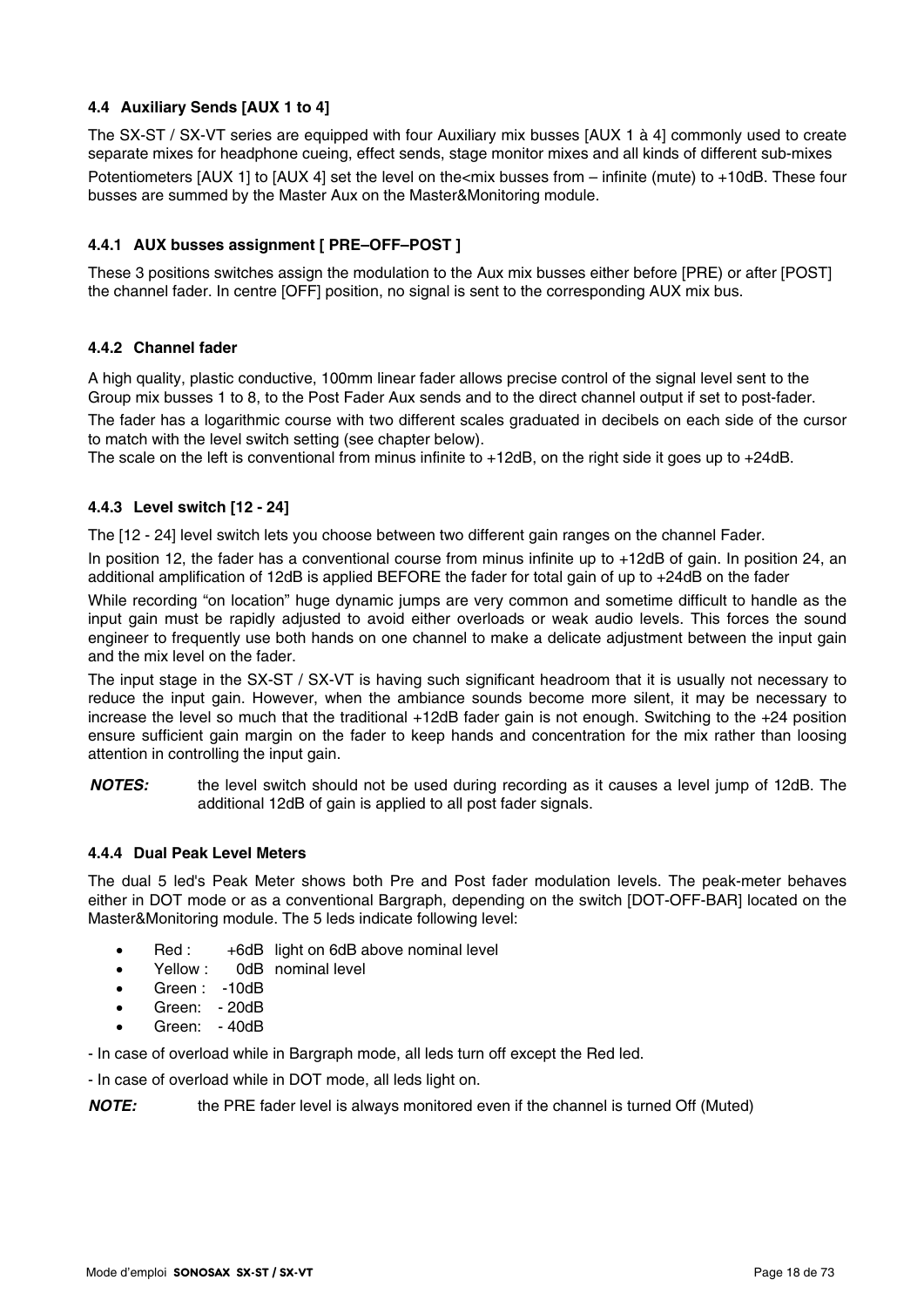### 4.4 Auxiliary Sends [AUX 1 to 4]

The SX-ST / SX-VT series are equipped with four Auxiliary mix busses [AUX 1 à 4] commonly used to create separate mixes for headphone cueing, effect sends, stage monitor mixes and all kinds of different sub-mixes

Potentiometers [AUX 1] to [AUX 4] set the level on the<mix busses from – infinite (mute) to +10dB. These four busses are summed by the Master Aux on the Master&Monitoring module.

#### 4.4.1 AUX busses assignment [ PRE–OFF–POST ]

These 3 positions switches assign the modulation to the Aux mix busses either before [PRE] or after [POST] the channel fader. In centre [OFF] position, no signal is sent to the corresponding AUX mix bus.

#### 4.4.2 Channel fader

A high quality, plastic conductive, 100mm linear fader allows precise control of the signal level sent to the Group mix busses 1 to 8, to the Post Fader Aux sends and to the direct channel output if set to post-fader.

The fader has a logarithmic course with two different scales graduated in decibels on each side of the cursor to match with the level switch setting (see chapter below).
The scale on the left is conventional from minus infinite to +12dB, on the right side it goes up to +24dB.

#### 4.4.3 Level switch [12 - 24]

The [12 - 24] level switch lets you choose between two different gain ranges on the channel Fader.

In position 12, the fader has a conventional course from minus infinite up to +12dB of gain. In position 24, an additional amplification of 12dB is applied BEFORE the fader for total gain of up to +24dB on the fader

While recording “on location” huge dynamic jumps are very common and sometime difficult to handle as the input gain must be rapidly adjusted to avoid either overloads or weak audio levels. This forces the sound engineer to frequently use both hands on one channel to make a delicate adjustment between the input gain and the mix level on the fader.

The input stage in the SX-ST / SX-VT is having such significant headroom that it is usually not necessary to reduce the input gain. However, when the ambiance sounds become more silent, it may be necessary to increase the level so much that the traditional +12dB fader gain is not enough. Switching to the +24 position ensure sufficient gain margin on the fader to keep hands and concentration for the mix rather than loosing attention in controlling the input gain.

***NOTES:*** the level switch should not be used during recording as it causes a level jump of 12dB. The additional 12dB of gain is applied to all post fader signals.

#### 4.4.4 Dual Peak Level Meters

The dual 5 led's Peak Meter shows both Pre and Post fader modulation levels. The peak-meter behaves either in DOT mode or as a conventional Bargraph, depending on the switch [DOT-OFF-BAR] located on the Master&Monitoring module. The 5 leds indicate following level:

- Red : +6dB light on 6dB above nominal level
- Yellow : 0dB nominal level
- Green : -10dB
- Green: - 20dB
- Green: - 40dB

- In case of overload while in Bargraph mode, all leds turn off except the Red led.

- In case of overload while in DOT mode, all leds light on.

***NOTE:*** the PRE fader level is always monitored even if the channel is turned Off (Muted)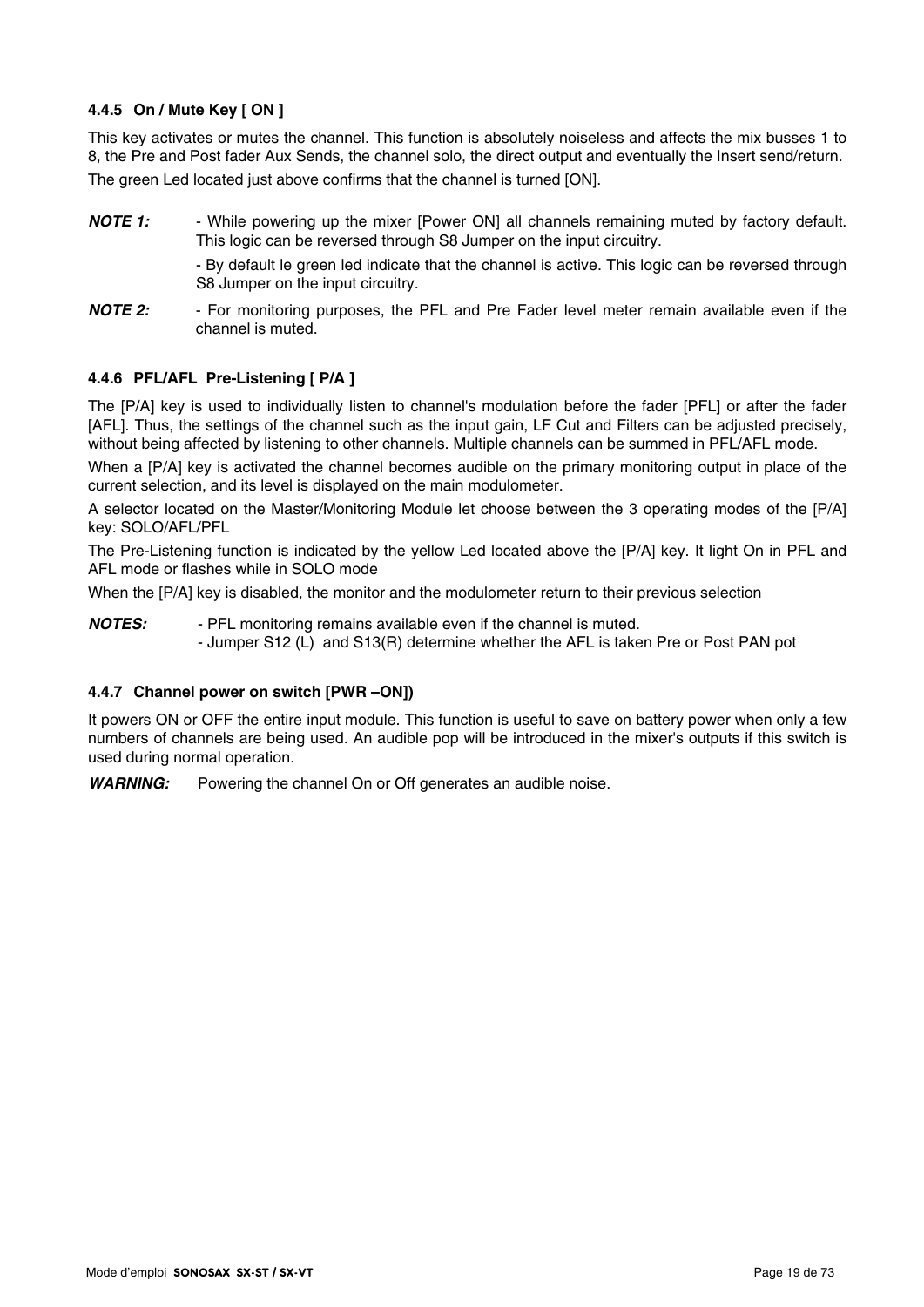#### 4.4.5 On / Mute Key [ ON ]

This key activates or mutes the channel. This function is absolutely noiseless and affects the mix busses 1 to 8, the Pre and Post fader Aux Sends, the channel solo, the direct output and eventually the Insert send/return.

The green Led located just above confirms that the channel is turned [ON].

***NOTE 1:*** - While powering up the mixer [Power ON] all channels remaining muted by factory default. This logic can be reversed through S8 Jumper on the input circuitry.

- By default le green led indicate that the channel is active. This logic can be reversed through S8 Jumper on the input circuitry.

***NOTE 2:*** - For monitoring purposes, the PFL and Pre Fader level meter remain available even if the channel is muted.

#### 4.4.6 PFL/AFL Pre-Listening [ P/A ]

The [P/A] key is used to individually listen to channel's modulation before the fader [PFL] or after the fader [AFL]. Thus, the settings of the channel such as the input gain, LF Cut and Filters can be adjusted precisely, without being affected by listening to other channels. Multiple channels can be summed in PFL/AFL mode.

When a [P/A] key is activated the channel becomes audible on the primary monitoring output in place of the current selection, and its level is displayed on the main modulometer.

A selector located on the Master/Monitoring Module let choose between the 3 operating modes of the [P/A] key: SOLO/AFL/PFL

The Pre-Listening function is indicated by the yellow Led located above the [P/A] key. It light On in PFL and AFL mode or flashes while in SOLO mode

When the [P/A] key is disabled, the monitor and the modulometer return to their previous selection

***NOTES:*** - PFL monitoring remains available even if the channel is muted.
- Jumper S12 (L) and S13(R) determine whether the AFL is taken Pre or Post PAN pot

#### 4.4.7 Channel power on switch [PWR –ON])

It powers ON or OFF the entire input module. This function is useful to save on battery power when only a few numbers of channels are being used. An audible pop will be introduced in the mixer's outputs if this switch is used during normal operation.

***WARNING:*** Powering the channel On or Off generates an audible noise.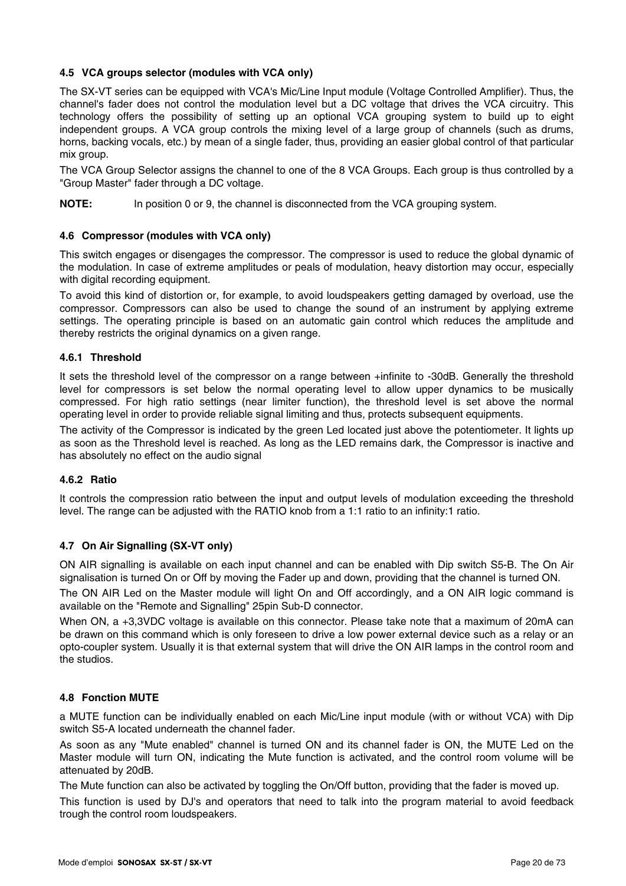### 4.5 VCA groups selector (modules with VCA only)

The SX-VT series can be equipped with VCA's Mic/Line Input module (Voltage Controlled Amplifier). Thus, the channel's fader does not control the modulation level but a DC voltage that drives the VCA circuitry. This technology offers the possibility of setting up an optional VCA grouping system to build up to eight independent groups. A VCA group controls the mixing level of a large group of channels (such as drums, horns, backing vocals, etc.) by mean of a single fader, thus, providing an easier global control of that particular mix group.

The VCA Group Selector assigns the channel to one of the 8 VCA Groups. Each group is thus controlled by a "Group Master" fader through a DC voltage.

**NOTE:** In position 0 or 9, the channel is disconnected from the VCA grouping system.

### 4.6 Compressor (modules with VCA only)

This switch engages or disengages the compressor. The compressor is used to reduce the global dynamic of the modulation. In case of extreme amplitudes or peals of modulation, heavy distortion may occur, especially with digital recording equipment.

To avoid this kind of distortion or, for example, to avoid loudspeakers getting damaged by overload, use the compressor. Compressors can also be used to change the sound of an instrument by applying extreme settings. The operating principle is based on an automatic gain control which reduces the amplitude and thereby restricts the original dynamics on a given range.

#### 4.6.1 Threshold

It sets the threshold level of the compressor on a range between +infinite to -30dB. Generally the threshold level for compressors is set below the normal operating level to allow upper dynamics to be musically compressed. For high ratio settings (near limiter function), the threshold level is set above the normal operating level in order to provide reliable signal limiting and thus, protects subsequent equipments.

The activity of the Compressor is indicated by the green Led located just above the potentiometer. It lights up as soon as the Threshold level is reached. As long as the LED remains dark, the Compressor is inactive and has absolutely no effect on the audio signal

#### 4.6.2 Ratio

It controls the compression ratio between the input and output levels of modulation exceeding the threshold level. The range can be adjusted with the RATIO knob from a 1:1 ratio to an infinity:1 ratio.

### 4.7 On Air Signalling (SX-VT only)

ON AIR signalling is available on each input channel and can be enabled with Dip switch S5-B. The On Air signalisation is turned On or Off by moving the Fader up and down, providing that the channel is turned ON.

The ON AIR Led on the Master module will light On and Off accordingly, and a ON AIR logic command is available on the "Remote and Signalling" 25pin Sub-D connector.

When ON, a +3,3VDC voltage is available on this connector. Please take note that a maximum of 20mA can be drawn on this command which is only foreseen to drive a low power external device such as a relay or an opto-coupler system. Usually it is that external system that will drive the ON AIR lamps in the control room and the studios.

### 4.8 Fonction MUTE

a MUTE function can be individually enabled on each Mic/Line input module (with or without VCA) with Dip switch S5-A located underneath the channel fader.

As soon as any "Mute enabled" channel is turned ON and its channel fader is ON, the MUTE Led on the Master module will turn ON, indicating the Mute function is activated, and the control room volume will be attenuated by 20dB.

The Mute function can also be activated by toggling the On/Off button, providing that the fader is moved up.

This function is used by DJ's and operators that need to talk into the program material to avoid feedback trough the control room loudspeakers.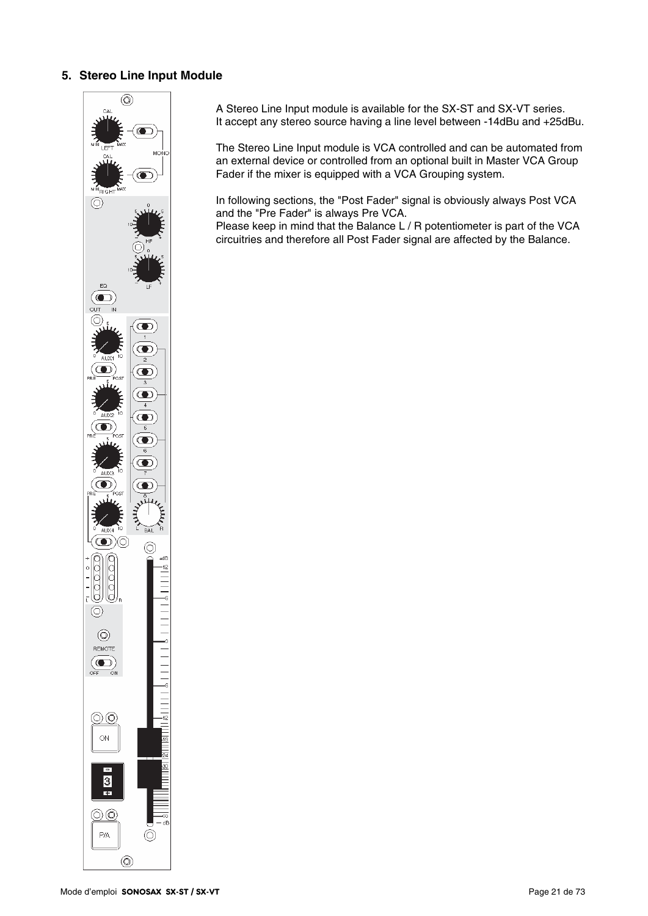## 5. Stereo Line Input Module

A Stereo Line Input module is available for the SX-ST and SX-VT series.
It accept any stereo source having a line level between -14dBu and +25dBu.

The Stereo Line Input module is VCA controlled and can be automated from an external device or controlled from an optional built in Master VCA Group Fader if the mixer is equipped with a VCA Grouping system.

In following sections, the "Post Fader" signal is obviously always Post VCA and the "Pre Fader" is always Pre VCA.
Please keep in mind that the Balance L / R potentiometer is part of the VCA circuitries and therefore all Post Fader signal are affected by the Balance.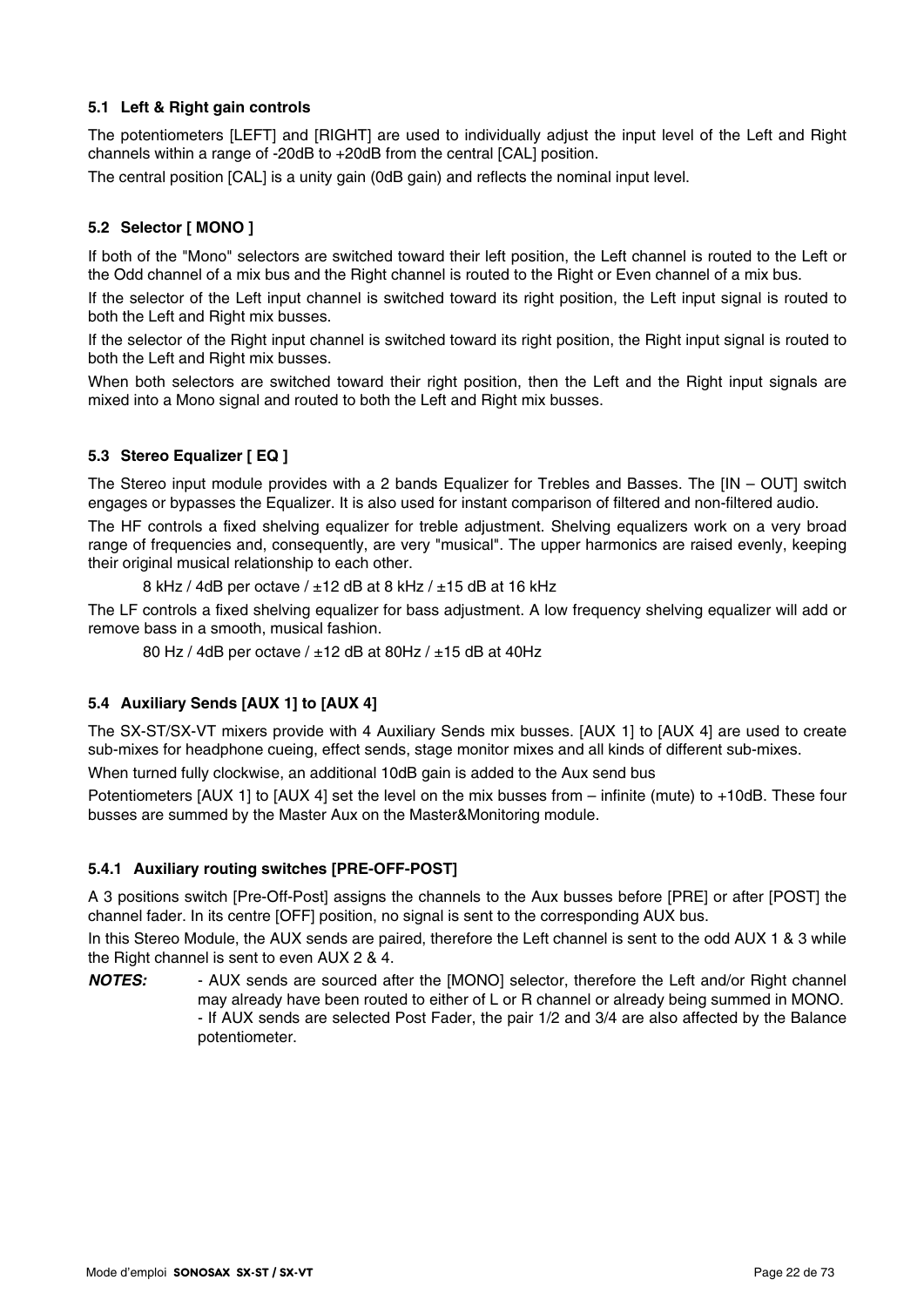### 5.1 Left & Right gain controls

The potentiometers [LEFT] and [RIGHT] are used to individually adjust the input level of the Left and Right channels within a range of -20dB to +20dB from the central [CAL] position.

The central position [CAL] is a unity gain (0dB gain) and reflects the nominal input level.

### 5.2 Selector [ MONO ]

If both of the "Mono" selectors are switched toward their left position, the Left channel is routed to the Left or the Odd channel of a mix bus and the Right channel is routed to the Right or Even channel of a mix bus.

If the selector of the Left input channel is switched toward its right position, the Left input signal is routed to both the Left and Right mix busses.

If the selector of the Right input channel is switched toward its right position, the Right input signal is routed to both the Left and Right mix busses.

When both selectors are switched toward their right position, then the Left and the Right input signals are mixed into a Mono signal and routed to both the Left and Right mix busses.

### 5.3 Stereo Equalizer [ EQ ]

The Stereo input module provides with a 2 bands Equalizer for Trebles and Basses. The [IN – OUT] switch engages or bypasses the Equalizer. It is also used for instant comparison of filtered and non-filtered audio.

The HF controls a fixed shelving equalizer for treble adjustment. Shelving equalizers work on a very broad range of frequencies and, consequently, are very "musical". The upper harmonics are raised evenly, keeping their original musical relationship to each other.

8 kHz / 4dB per octave / ±12 dB at 8 kHz / ±15 dB at 16 kHz

The LF controls a fixed shelving equalizer for bass adjustment. A low frequency shelving equalizer will add or remove bass in a smooth, musical fashion.

80 Hz / 4dB per octave / ±12 dB at 80Hz / ±15 dB at 40Hz

### 5.4 Auxiliary Sends [AUX 1] to [AUX 4]

The SX-ST/SX-VT mixers provide with 4 Auxiliary Sends mix busses. [AUX 1] to [AUX 4] are used to create sub-mixes for headphone cueing, effect sends, stage monitor mixes and all kinds of different sub-mixes.

When turned fully clockwise, an additional 10dB gain is added to the Aux send bus

Potentiometers [AUX 1] to [AUX 4] set the level on the mix busses from – infinite (mute) to +10dB. These four busses are summed by the Master Aux on the Master&Monitoring module.

#### 5.4.1 Auxiliary routing switches [PRE-OFF-POST]

A 3 positions switch [Pre-Off-Post] assigns the channels to the Aux busses before [PRE] or after [POST] the channel fader. In its centre [OFF] position, no signal is sent to the corresponding AUX bus.

In this Stereo Module, the AUX sends are paired, therefore the Left channel is sent to the odd AUX 1 & 3 while the Right channel is sent to even AUX 2 & 4.

***NOTES:***
- AUX sends are sourced after the [MONO] selector, therefore the Left and/or Right channel may already have been routed to either of L or R channel or already being summed in MONO.
- If AUX sends are selected Post Fader, the pair 1/2 and 3/4 are also affected by the Balance potentiometer.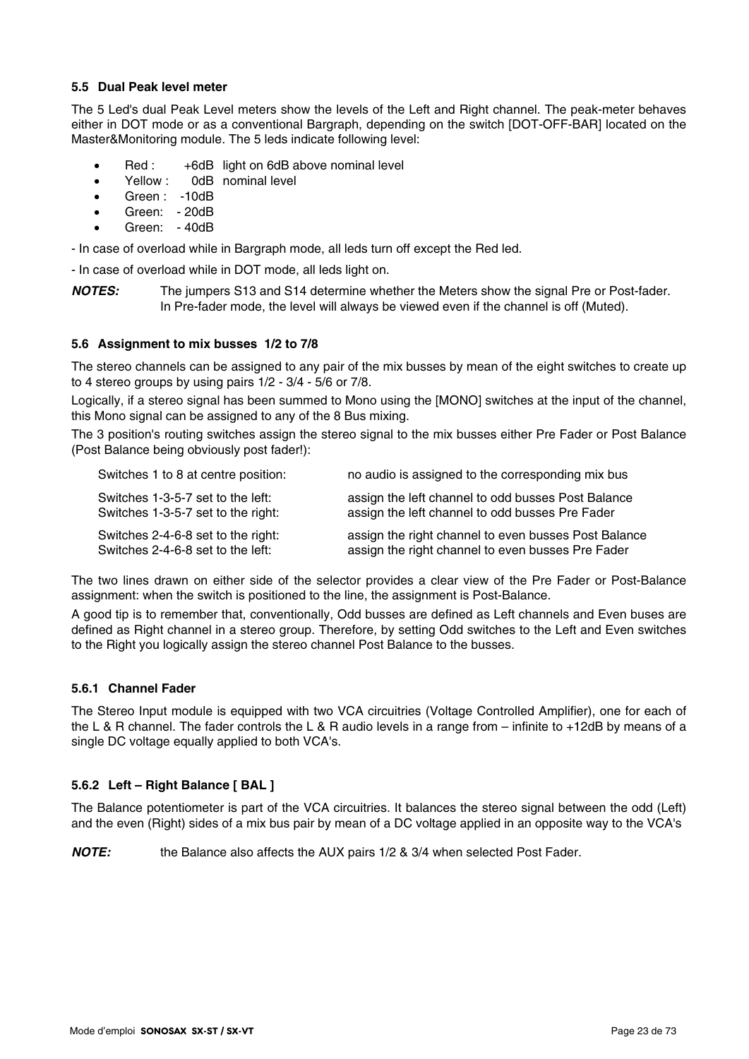### 5.5 Dual Peak level meter

The 5 Led's dual Peak Level meters show the levels of the Left and Right channel. The peak-meter behaves either in DOT mode or as a conventional Bargraph, depending on the switch [DOT-OFF-BAR] located on the Master&Monitoring module. The 5 leds indicate following level:

- Red : +6dB light on 6dB above nominal level
- Yellow : 0dB nominal level
- Green : -10dB
- Green: - 20dB
- Green: - 40dB

- In case of overload while in Bargraph mode, all leds turn off except the Red led.

- In case of overload while in DOT mode, all leds light on.

***NOTES:*** The jumpers S13 and S14 determine whether the Meters show the signal Pre or Post-fader. In Pre-fader mode, the level will always be viewed even if the channel is off (Muted).

### 5.6 Assignment to mix busses 1/2 to 7/8

The stereo channels can be assigned to any pair of the mix busses by mean of the eight switches to create up to 4 stereo groups by using pairs 1/2 - 3/4 - 5/6 or 7/8.

Logically, if a stereo signal has been summed to Mono using the [MONO] switches at the input of the channel, this Mono signal can be assigned to any of the 8 Bus mixing.

The 3 position's routing switches assign the stereo signal to the mix busses either Pre Fader or Post Balance (Post Balance being obviously post fader!):

| | |
|---|---|
| Switches 1 to 8 at centre position: | no audio is assigned to the corresponding mix bus |
| Switches 1-3-5-7 set to the left: | assign the left channel to odd busses Post Balance |
| Switches 1-3-5-7 set to the right: | assign the left channel to odd busses Pre Fader |
| Switches 2-4-6-8 set to the right: | assign the right channel to even busses Post Balance |
| Switches 2-4-6-8 set to the left: | assign the right channel to even busses Pre Fader |

The two lines drawn on either side of the selector provides a clear view of the Pre Fader or Post-Balance assignment: when the switch is positioned to the line, the assignment is Post-Balance.

A good tip is to remember that, conventionally, Odd busses are defined as Left channels and Even buses are defined as Right channel in a stereo group. Therefore, by setting Odd switches to the Left and Even switches to the Right you logically assign the stereo channel Post Balance to the busses.

#### 5.6.1 Channel Fader

The Stereo Input module is equipped with two VCA circuitries (Voltage Controlled Amplifier), one for each of the L & R channel. The fader controls the L & R audio levels in a range from – infinite to +12dB by means of a single DC voltage equally applied to both VCA's.

#### 5.6.2 Left – Right Balance [ BAL ]

The Balance potentiometer is part of the VCA circuitries. It balances the stereo signal between the odd (Left) and the even (Right) sides of a mix bus pair by mean of a DC voltage applied in an opposite way to the VCA's

***NOTE:*** the Balance also affects the AUX pairs 1/2 & 3/4 when selected Post Fader.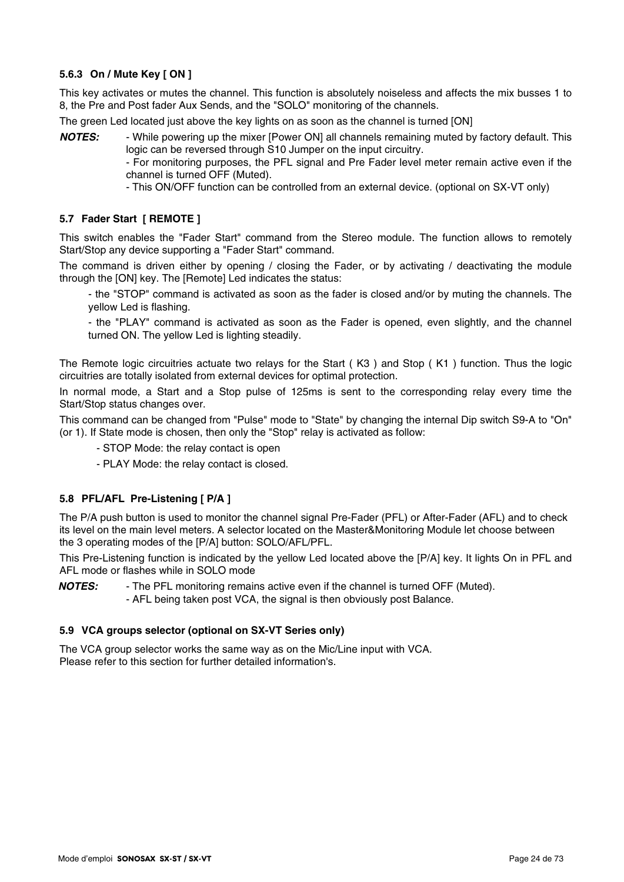### 5.6.3 On / Mute Key [ ON ]

This key activates or mutes the channel. This function is absolutely noiseless and affects the mix busses 1 to 8, the Pre and Post fader Aux Sends, and the "SOLO" monitoring of the channels.

The green Led located just above the key lights on as soon as the channel is turned [ON]

***NOTES:***
- While powering up the mixer [Power ON] all channels remaining muted by factory default. This logic can be reversed through S10 Jumper on the input circuitry.
- For monitoring purposes, the PFL signal and Pre Fader level meter remain active even if the channel is turned OFF (Muted).
- This ON/OFF function can be controlled from an external device. (optional on SX-VT only)

## 5.7 Fader Start [ REMOTE ]

This switch enables the "Fader Start" command from the Stereo module. The function allows to remotely Start/Stop any device supporting a "Fader Start" command.

The command is driven either by opening / closing the Fader, or by activating / deactivating the module through the [ON] key. The [Remote] Led indicates the status:

- the "STOP" command is activated as soon as the fader is closed and/or by muting the channels. The yellow Led is flashing.
- the "PLAY" command is activated as soon as the Fader is opened, even slightly, and the channel turned ON. The yellow Led is lighting steadily.

The Remote logic circuitries actuate two relays for the Start ( K3 ) and Stop ( K1 ) function. Thus the logic circuitries are totally isolated from external devices for optimal protection.

In normal mode, a Start and a Stop pulse of 125ms is sent to the corresponding relay every time the Start/Stop status changes over.

This command can be changed from "Pulse" mode to "State" by changing the internal Dip switch S9-A to "On" (or 1). If State mode is chosen, then only the "Stop" relay is activated as follow:

- STOP Mode: the relay contact is open
- PLAY Mode: the relay contact is closed.

## 5.8 PFL/AFL Pre-Listening [ P/A ]

The P/A push button is used to monitor the channel signal Pre-Fader (PFL) or After-Fader (AFL) and to check its level on the main level meters. A selector located on the Master&Monitoring Module let choose between the 3 operating modes of the [P/A] button: SOLO/AFL/PFL.

This Pre-Listening function is indicated by the yellow Led located above the [P/A] key. It lights On in PFL and AFL mode or flashes while in SOLO mode

***NOTES:***
- The PFL monitoring remains active even if the channel is turned OFF (Muted).
- AFL being taken post VCA, the signal is then obviously post Balance.

## 5.9 VCA groups selector (optional on SX-VT Series only)

The VCA group selector works the same way as on the Mic/Line input with VCA.
Please refer to this section for further detailed information's.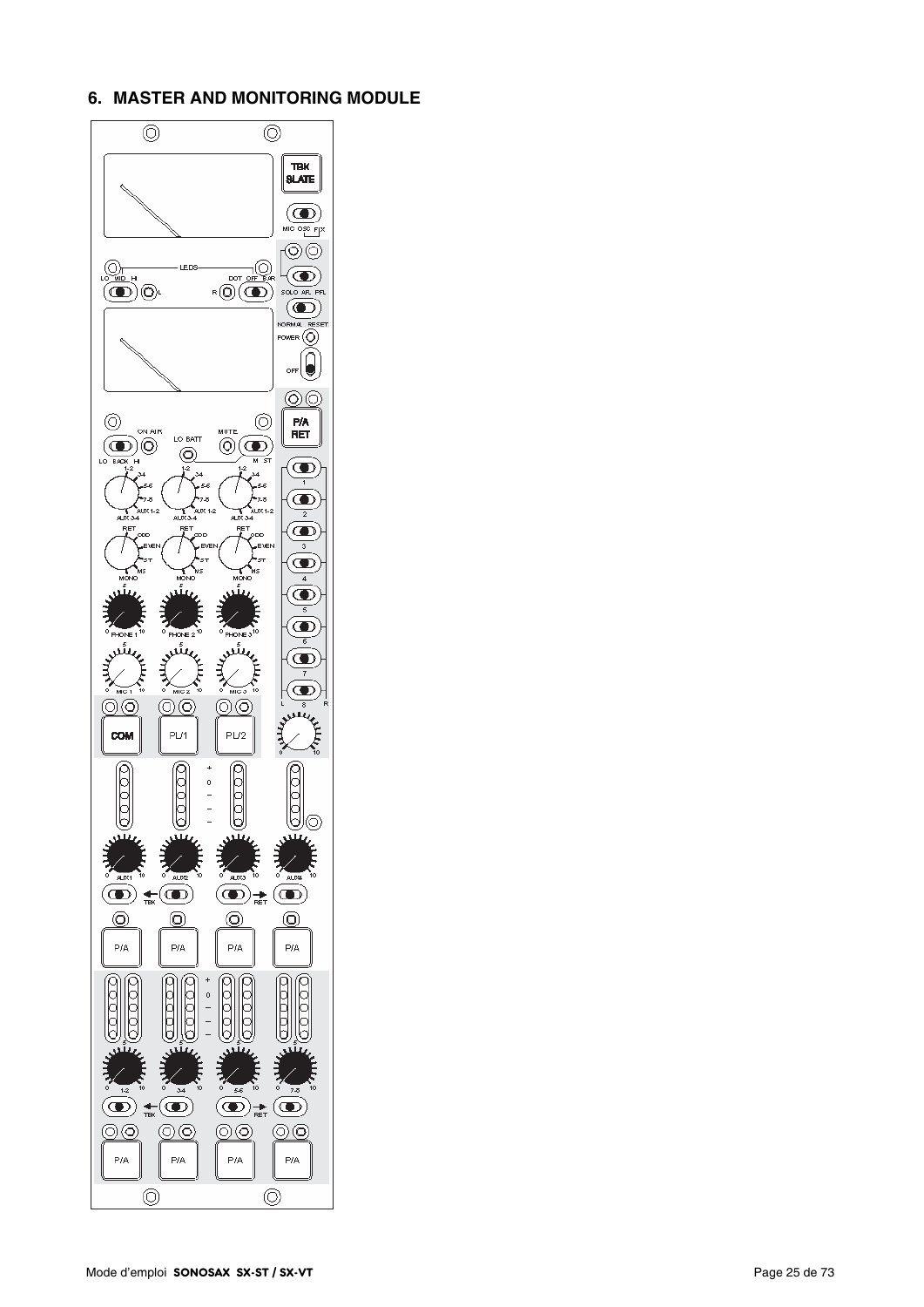## 6. MASTER AND MONITORING MODULE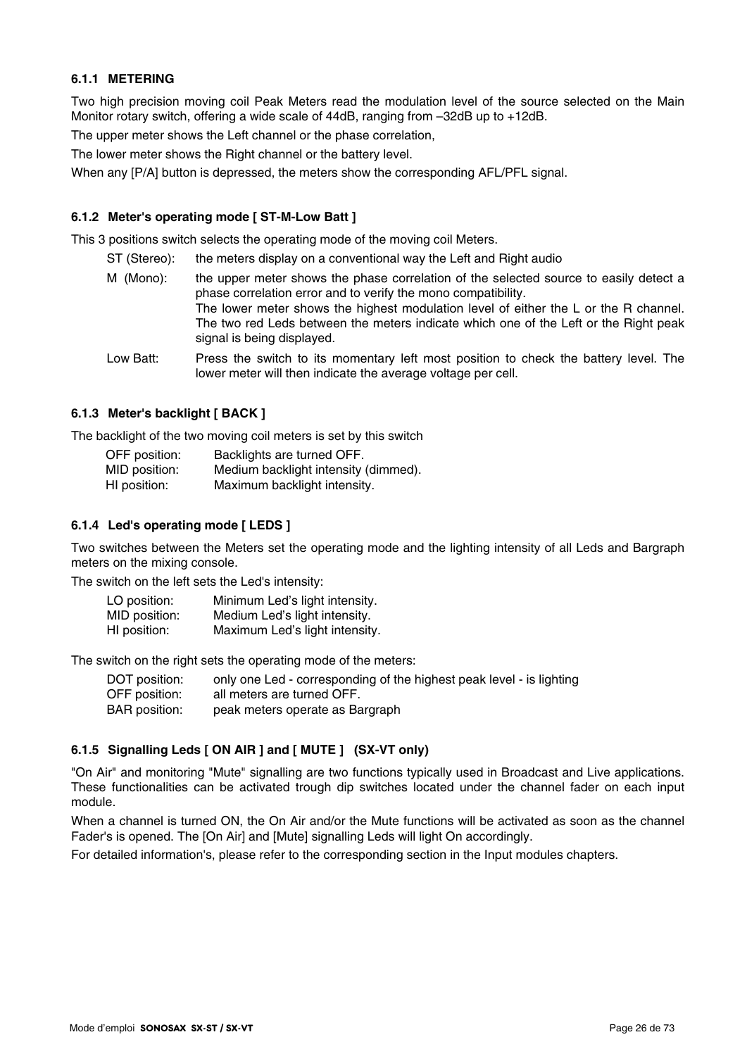### 6.1.1 METERING

Two high precision moving coil Peak Meters read the modulation level of the source selected on the Main Monitor rotary switch, offering a wide scale of 44dB, ranging from –32dB up to +12dB.

The upper meter shows the Left channel or the phase correlation,

The lower meter shows the Right channel or the battery level.

When any [P/A] button is depressed, the meters show the corresponding AFL/PFL signal.

### 6.1.2 Meter's operating mode [ ST-M-Low Batt ]

This 3 positions switch selects the operating mode of the moving coil Meters.

ST (Stereo): the meters display on a conventional way the Left and Right audio

M (Mono): the upper meter shows the phase correlation of the selected source to easily detect a phase correlation error and to verify the mono compatibility.
The lower meter shows the highest modulation level of either the L or the R channel. The two red Leds between the meters indicate which one of the Left or the Right peak signal is being displayed.

Low Batt: Press the switch to its momentary left most position to check the battery level. The lower meter will then indicate the average voltage per cell.

### 6.1.3 Meter's backlight [ BACK ]

The backlight of the two moving coil meters is set by this switch

OFF position: Backlights are turned OFF.
MID position: Medium backlight intensity (dimmed).
HI position: Maximum backlight intensity.

### 6.1.4 Led's operating mode [ LEDS ]

Two switches between the Meters set the operating mode and the lighting intensity of all Leds and Bargraph meters on the mixing console.

The switch on the left sets the Led's intensity:

LO position: Minimum Led's light intensity.
MID position: Medium Led's light intensity.
HI position: Maximum Led's light intensity.

The switch on the right sets the operating mode of the meters:

DOT position: only one Led - corresponding of the highest peak level - is lighting
OFF position: all meters are turned OFF.
BAR position: peak meters operate as Bargraph

### 6.1.5 Signalling Leds [ ON AIR ] and [ MUTE ] (SX-VT only)

"On Air" and monitoring "Mute" signalling are two functions typically used in Broadcast and Live applications. These functionalities can be activated trough dip switches located under the channel fader on each input module.

When a channel is turned ON, the On Air and/or the Mute functions will be activated as soon as the channel Fader's is opened. The [On Air] and [Mute] signalling Leds will light On accordingly.

For detailed information's, please refer to the corresponding section in the Input modules chapters.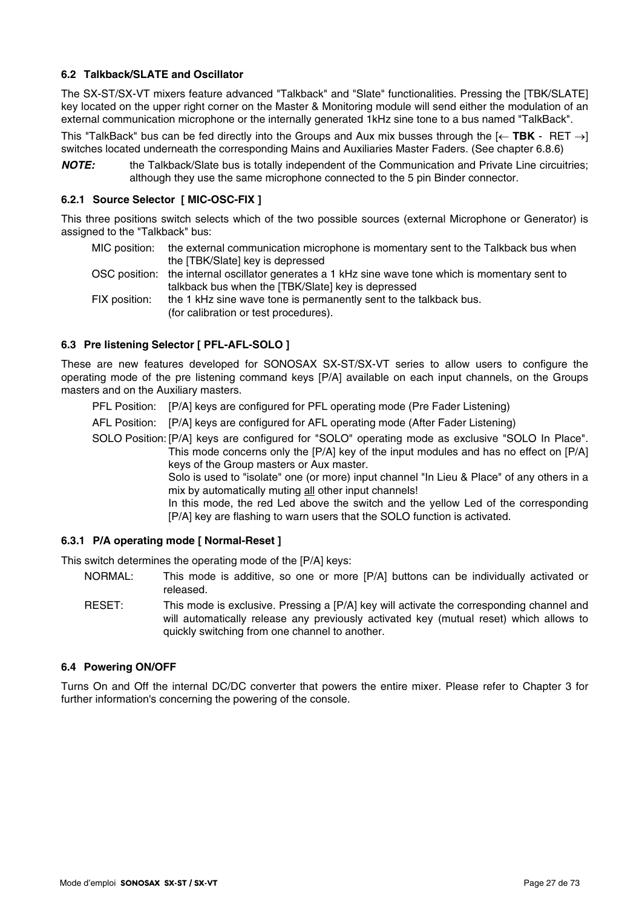### 6.2 Talkback/SLATE and Oscillator

The SX-ST/SX-VT mixers feature advanced "Talkback" and "Slate" functionalities. Pressing the [TBK/SLATE] key located on the upper right corner on the Master & Monitoring module will send either the modulation of an external communication microphone or the internally generated 1kHz sine tone to a bus named "TalkBack".

This "TalkBack" bus can be fed directly into the Groups and Aux mix busses through the [← **TBK** - RET →] switches located underneath the corresponding Mains and Auxiliaries Master Faders. (See chapter 6.8.6)

***NOTE:*** the Talkback/Slate bus is totally independent of the Communication and Private Line circuitries; although they use the same microphone connected to the 5 pin Binder connector.

#### 6.2.1 Source Selector [ MIC-OSC-FIX ]

This three positions switch selects which of the two possible sources (external Microphone or Generator) is assigned to the "Talkback" bus:

- MIC position: the external communication microphone is momentary sent to the Talkback bus when the [TBK/Slate] key is depressed
- OSC position: the internal oscillator generates a 1 kHz sine wave tone which is momentary sent to talkback bus when the [TBK/Slate] key is depressed
- FIX position: the 1 kHz sine wave tone is permanently sent to the talkback bus. (for calibration or test procedures).

### 6.3 Pre listening Selector [ PFL-AFL-SOLO ]

These are new features developed for SONOSAX SX-ST/SX-VT series to allow users to configure the operating mode of the pre listening command keys [P/A] available on each input channels, on the Groups masters and on the Auxiliary masters.

- PFL Position: [P/A] keys are configured for PFL operating mode (Pre Fader Listening)
- AFL Position: [P/A] keys are configured for AFL operating mode (After Fader Listening)
- SOLO Position: [P/A] keys are configured for "SOLO" operating mode as exclusive "SOLO In Place". This mode concerns only the [P/A] key of the input modules and has no effect on [P/A] keys of the Group masters or Aux master.
  Solo is used to "isolate" one (or more) input channel "In Lieu & Place" of any others in a mix by automatically muting <u>all</u> other input channels!
  In this mode, the red Led above the switch and the yellow Led of the corresponding [P/A] key are flashing to warn users that the SOLO function is activated.

#### 6.3.1 P/A operating mode [ Normal-Reset ]

This switch determines the operating mode of the [P/A] keys:

- NORMAL: This mode is additive, so one or more [P/A] buttons can be individually activated or released.
- RESET: This mode is exclusive. Pressing a [P/A] key will activate the corresponding channel and will automatically release any previously activated key (mutual reset) which allows to quickly switching from one channel to another.

### 6.4 Powering ON/OFF

Turns On and Off the internal DC/DC converter that powers the entire mixer. Please refer to Chapter 3 for further information's concerning the powering of the console.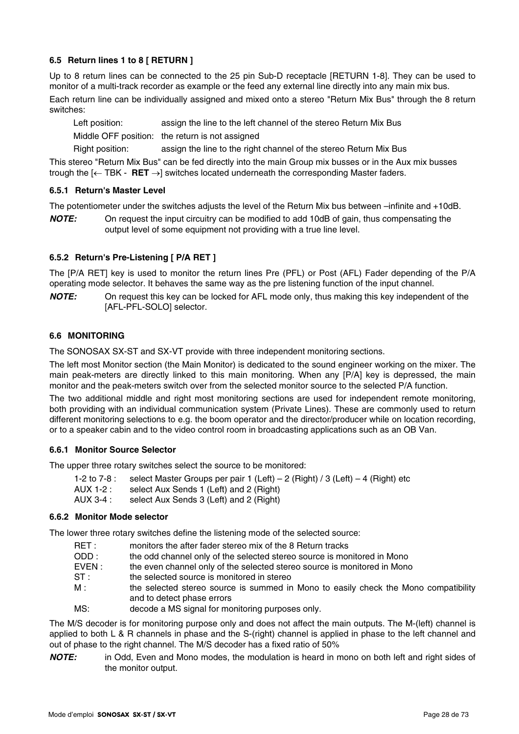### 6.5 Return lines 1 to 8 [ RETURN ]

Up to 8 return lines can be connected to the 25 pin Sub-D receptacle [RETURN 1-8]. They can be used to monitor of a multi-track recorder as example or the feed any external line directly into any main mix bus.

Each return line can be individually assigned and mixed onto a stereo "Return Mix Bus" through the 8 return switches:

| | |
|---|---|
| Left position: | assign the line to the left channel of the stereo Return Mix Bus |
| Middle OFF position: | the return is not assigned |
| Right position: | assign the line to the right channel of the stereo Return Mix Bus |

This stereo "Return Mix Bus" can be fed directly into the main Group mix busses or in the Aux mix busses trough the [← TBK - **RET** →] switches located underneath the corresponding Master faders.

#### 6.5.1 Return's Master Level

The potentiometer under the switches adjusts the level of the Return Mix bus between –infinite and +10dB.

***NOTE:*** On request the input circuitry can be modified to add 10dB of gain, thus compensating the output level of some equipment not providing with a true line level.

#### 6.5.2 Return's Pre-Listening [ P/A RET ]

The [P/A RET] key is used to monitor the return lines Pre (PFL) or Post (AFL) Fader depending of the P/A operating mode selector. It behaves the same way as the pre listening function of the input channel.

***NOTE:*** On request this key can be locked for AFL mode only, thus making this key independent of the [AFL-PFL-SOLO] selector.

### 6.6 MONITORING

The SONOSAX SX-ST and SX-VT provide with three independent monitoring sections.

The left most Monitor section (the Main Monitor) is dedicated to the sound engineer working on the mixer. The main peak-meters are directly linked to this main monitoring. When any [P/A] key is depressed, the main monitor and the peak-meters switch over from the selected monitor source to the selected P/A function.

The two additional middle and right most monitoring sections are used for independent remote monitoring, both providing with an individual communication system (Private Lines). These are commonly used to return different monitoring selections to e.g. the boom operator and the director/producer while on location recording, or to a speaker cabin and to the video control room in broadcasting applications such as an OB Van.

#### 6.6.1 Monitor Source Selector

The upper three rotary switches select the source to be monitored:

| | |
|---|---|
| 1-2 to 7-8 : | select Master Groups per pair 1 (Left) – 2 (Right) / 3 (Left) – 4 (Right) etc |
| AUX 1-2 : | select Aux Sends 1 (Left) and 2 (Right) |
| AUX 3-4 : | select Aux Sends 3 (Left) and 2 (Right) |

#### 6.6.2 Monitor Mode selector

The lower three rotary switches define the listening mode of the selected source:

| | |
|---|---|
| RET : | monitors the after fader stereo mix of the 8 Return tracks |
| ODD : | the odd channel only of the selected stereo source is monitored in Mono |
| EVEN : | the even channel only of the selected stereo source is monitored in Mono |
| ST : | the selected source is monitored in stereo |
| M : | the selected stereo source is summed in Mono to easily check the Mono compatibility and to detect phase errors |
| MS: | decode a MS signal for monitoring purposes only. |

The M/S decoder is for monitoring purpose only and does not affect the main outputs. The M-(left) channel is applied to both L & R channels in phase and the S-(right) channel is applied in phase to the left channel and out of phase to the right channel. The M/S decoder has a fixed ratio of 50%

***NOTE:*** in Odd, Even and Mono modes, the modulation is heard in mono on both left and right sides of the monitor output.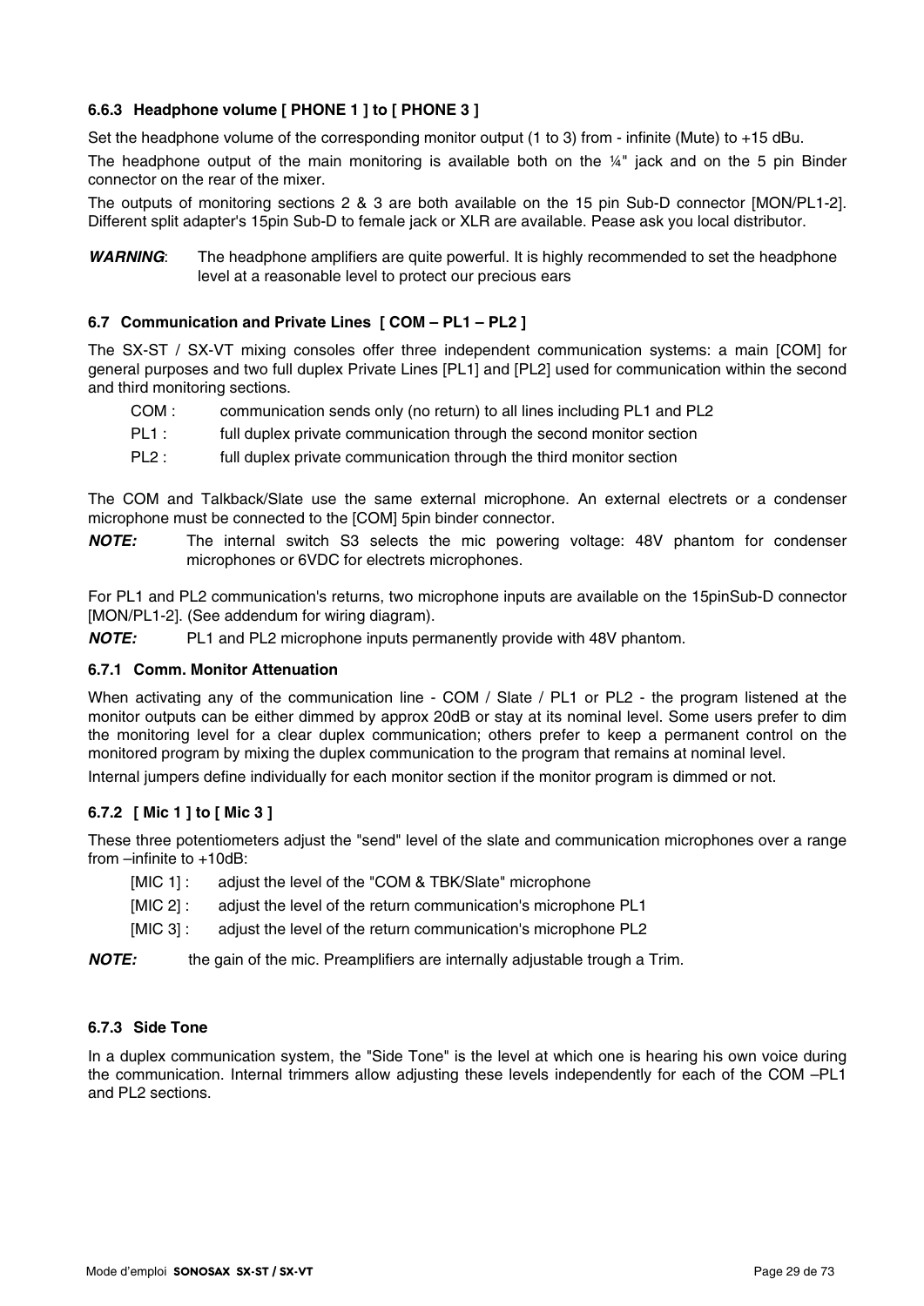### 6.6.3 Headphone volume [ PHONE 1 ] to [ PHONE 3 ]

Set the headphone volume of the corresponding monitor output (1 to 3) from - infinite (Mute) to +15 dBu.

The headphone output of the main monitoring is available both on the ¼" jack and on the 5 pin Binder connector on the rear of the mixer.

The outputs of monitoring sections 2 & 3 are both available on the 15 pin Sub-D connector [MON/PL1-2]. Different split adapter's 15pin Sub-D to female jack or XLR are available. Pease ask you local distributor.

***WARNING***: The headphone amplifiers are quite powerful. It is highly recommended to set the headphone level at a reasonable level to protect our precious ears

## 6.7 Communication and Private Lines [ COM – PL1 – PL2 ]

The SX-ST / SX-VT mixing consoles offer three independent communication systems: a main [COM] for general purposes and two full duplex Private Lines [PL1] and [PL2] used for communication within the second and third monitoring sections.

- COM : communication sends only (no return) to all lines including PL1 and PL2
- PL1 : full duplex private communication through the second monitor section
- PL2 : full duplex private communication through the third monitor section

The COM and Talkback/Slate use the same external microphone. An external electrets or a condenser microphone must be connected to the [COM] 5pin binder connector.

***NOTE:*** The internal switch S3 selects the mic powering voltage: 48V phantom for condenser microphones or 6VDC for electrets microphones.

For PL1 and PL2 communication's returns, two microphone inputs are available on the 15pinSub-D connector [MON/PL1-2]. (See addendum for wiring diagram).

***NOTE:*** PL1 and PL2 microphone inputs permanently provide with 48V phantom.

### 6.7.1 Comm. Monitor Attenuation

When activating any of the communication line - COM / Slate / PL1 or PL2 - the program listened at the monitor outputs can be either dimmed by approx 20dB or stay at its nominal level. Some users prefer to dim the monitoring level for a clear duplex communication; others prefer to keep a permanent control on the monitored program by mixing the duplex communication to the program that remains at nominal level.

Internal jumpers define individually for each monitor section if the monitor program is dimmed or not.

### 6.7.2 [ Mic 1 ] to [ Mic 3 ]

These three potentiometers adjust the "send" level of the slate and communication microphones over a range from –infinite to +10dB:

- [MIC 1] : adjust the level of the "COM & TBK/Slate" microphone
- [MIC 2] : adjust the level of the return communication's microphone PL1
- [MIC 3] : adjust the level of the return communication's microphone PL2

***NOTE:*** the gain of the mic. Preamplifiers are internally adjustable trough a Trim.

### 6.7.3 Side Tone

In a duplex communication system, the "Side Tone" is the level at which one is hearing his own voice during the communication. Internal trimmers allow adjusting these levels independently for each of the COM –PL1 and PL2 sections.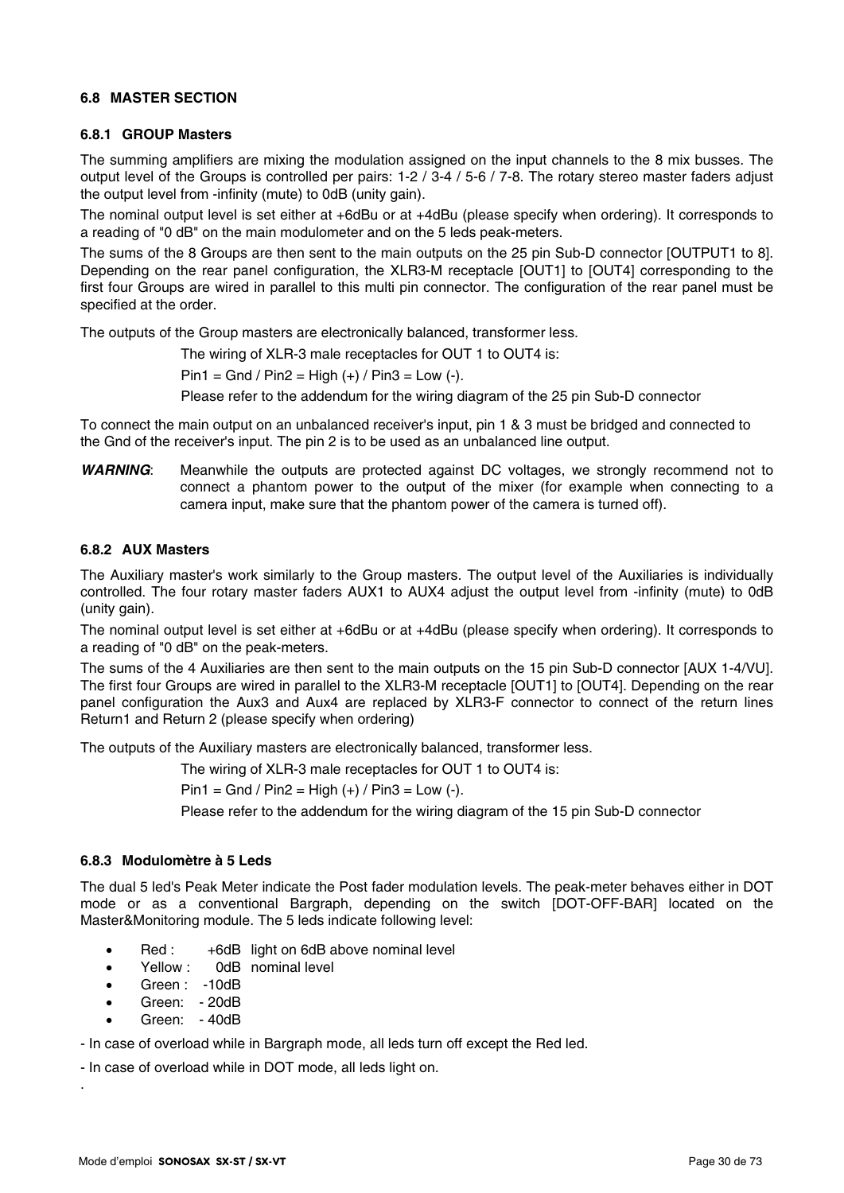### 6.8 MASTER SECTION

#### 6.8.1 GROUP Masters

The summing amplifiers are mixing the modulation assigned on the input channels to the 8 mix busses. The output level of the Groups is controlled per pairs: 1-2 / 3-4 / 5-6 / 7-8. The rotary stereo master faders adjust the output level from -infinity (mute) to 0dB (unity gain).

The nominal output level is set either at +6dBu or at +4dBu (please specify when ordering). It corresponds to a reading of "0 dB" on the main modulometer and on the 5 leds peak-meters.

The sums of the 8 Groups are then sent to the main outputs on the 25 pin Sub-D connector [OUTPUT1 to 8]. Depending on the rear panel configuration, the XLR3-M receptacle [OUT1] to [OUT4] corresponding to the first four Groups are wired in parallel to this multi pin connector. The configuration of the rear panel must be specified at the order.

The outputs of the Group masters are electronically balanced, transformer less.

The wiring of XLR-3 male receptacles for OUT 1 to OUT4 is:

Pin1 = Gnd / Pin2 = High (+) / Pin3 = Low (-).

Please refer to the addendum for the wiring diagram of the 25 pin Sub-D connector

To connect the main output on an unbalanced receiver's input, pin 1 & 3 must be bridged and connected to the Gnd of the receiver's input. The pin 2 is to be used as an unbalanced line output.

***WARNING***: Meanwhile the outputs are protected against DC voltages, we strongly recommend not to connect a phantom power to the output of the mixer (for example when connecting to a camera input, make sure that the phantom power of the camera is turned off).

#### 6.8.2 AUX Masters

The Auxiliary master's work similarly to the Group masters. The output level of the Auxiliaries is individually controlled. The four rotary master faders AUX1 to AUX4 adjust the output level from -infinity (mute) to 0dB (unity gain).

The nominal output level is set either at +6dBu or at +4dBu (please specify when ordering). It corresponds to a reading of "0 dB" on the peak-meters.

The sums of the 4 Auxiliaries are then sent to the main outputs on the 15 pin Sub-D connector [AUX 1-4/VU]. The first four Groups are wired in parallel to the XLR3-M receptacle [OUT1] to [OUT4]. Depending on the rear panel configuration the Aux3 and Aux4 are replaced by XLR3-F connector to connect of the return lines Return1 and Return 2 (please specify when ordering)

The outputs of the Auxiliary masters are electronically balanced, transformer less.

The wiring of XLR-3 male receptacles for OUT 1 to OUT4 is:

Pin1 = Gnd / Pin2 = High (+) / Pin3 = Low (-).

Please refer to the addendum for the wiring diagram of the 15 pin Sub-D connector

#### 6.8.3 Modulomètre à 5 Leds

The dual 5 led's Peak Meter indicate the Post fader modulation levels. The peak-meter behaves either in DOT mode or as a conventional Bargraph, depending on the switch [DOT-OFF-BAR] located on the Master&Monitoring module. The 5 leds indicate following level:

- Red : +6dB light on 6dB above nominal level
- Yellow : 0dB nominal level
- Green : -10dB
- Green: - 20dB
- Green: - 40dB

- In case of overload while in Bargraph mode, all leds turn off except the Red led.

- In case of overload while in DOT mode, all leds light on.

.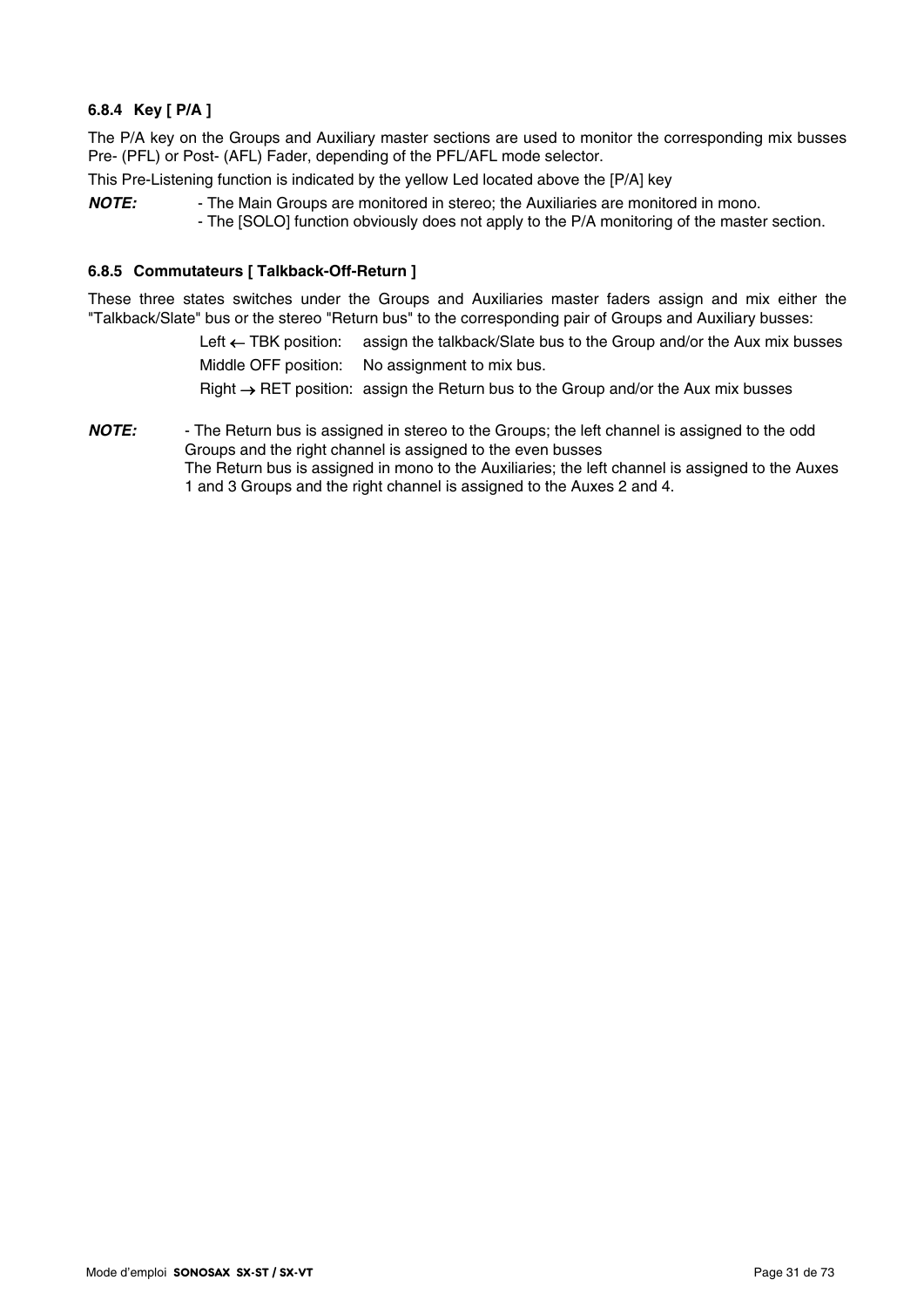### 6.8.4 Key [ P/A ]

The P/A key on the Groups and Auxiliary master sections are used to monitor the corresponding mix busses Pre- (PFL) or Post- (AFL) Fader, depending of the PFL/AFL mode selector.

This Pre-Listening function is indicated by the yellow Led located above the [P/A] key

***NOTE:*** - The Main Groups are monitored in stereo; the Auxiliaries are monitored in mono.
- The [SOLO] function obviously does not apply to the P/A monitoring of the master section.

### 6.8.5 Commutateurs [ Talkback-Off-Return ]

These three states switches under the Groups and Auxiliaries master faders assign and mix either the "Talkback/Slate" bus or the stereo "Return bus" to the corresponding pair of Groups and Auxiliary busses:

Left ← TBK position: assign the talkback/Slate bus to the Group and/or the Aux mix busses

Middle OFF position: No assignment to mix bus.

Right → RET position: assign the Return bus to the Group and/or the Aux mix busses

***NOTE:*** - The Return bus is assigned in stereo to the Groups; the left channel is assigned to the odd Groups and the right channel is assigned to the even busses
The Return bus is assigned in mono to the Auxiliaries; the left channel is assigned to the Auxes 1 and 3 Groups and the right channel is assigned to the Auxes 2 and 4.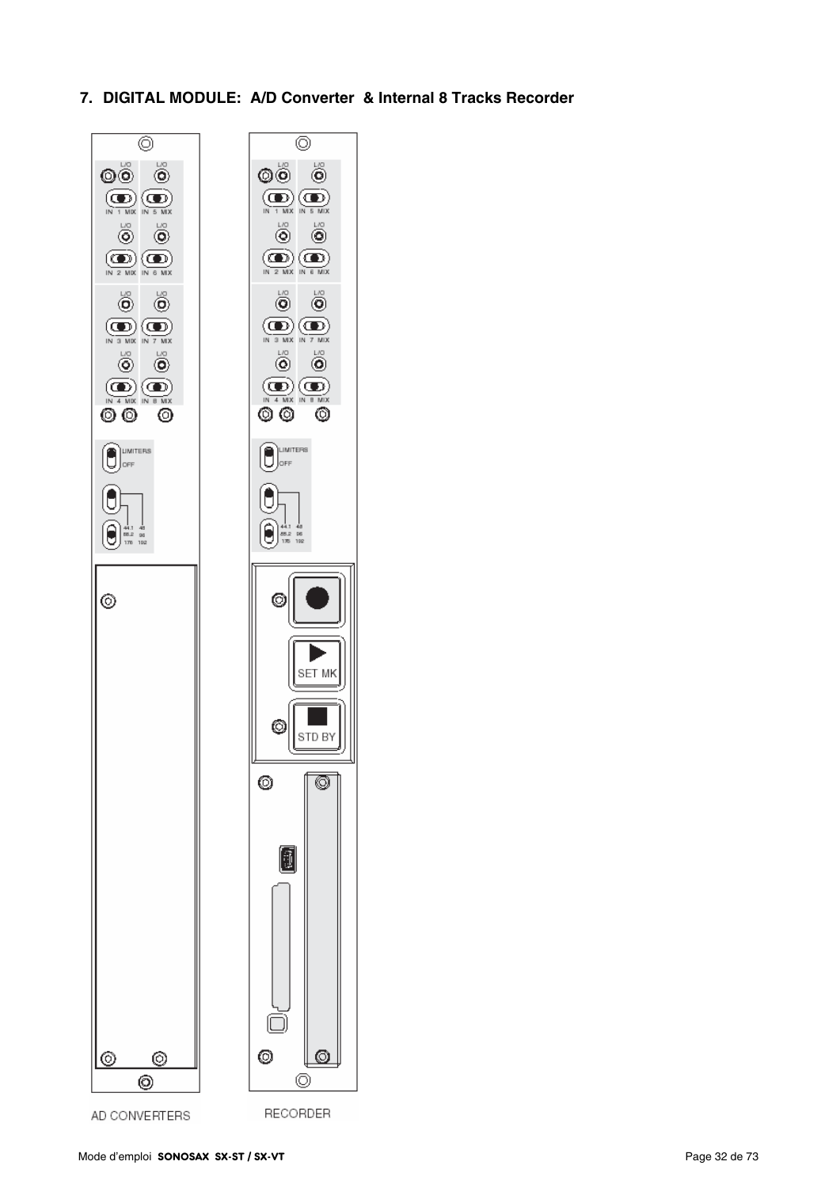# 7. DIGITAL MODULE: A/D Converter & Internal 8 Tracks Recorder

AD CONVERTERS

RECORDER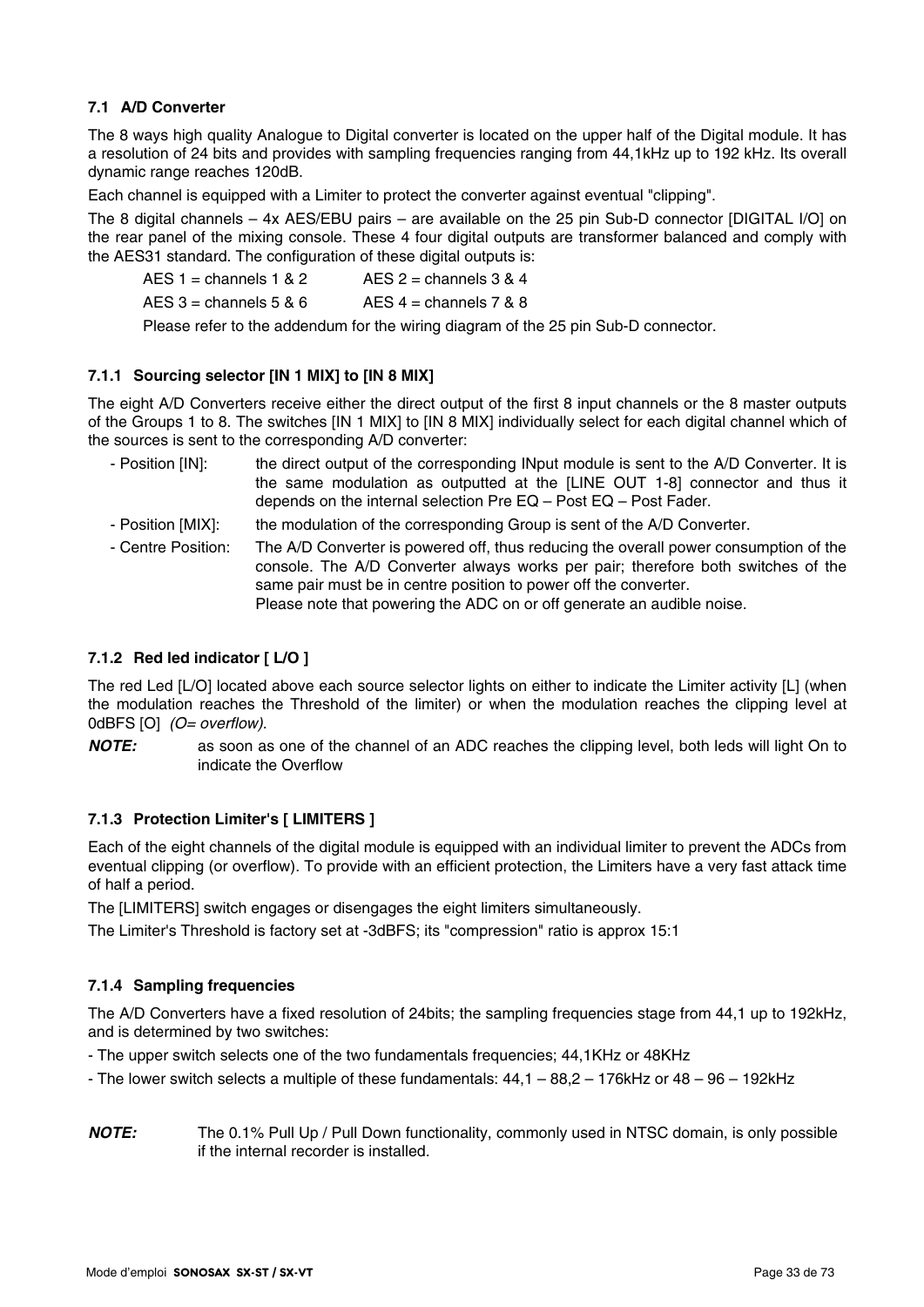### 7.1 A/D Converter

The 8 ways high quality Analogue to Digital converter is located on the upper half of the Digital module. It has a resolution of 24 bits and provides with sampling frequencies ranging from 44,1kHz up to 192 kHz. Its overall dynamic range reaches 120dB.

Each channel is equipped with a Limiter to protect the converter against eventual "clipping".

The 8 digital channels – 4x AES/EBU pairs – are available on the 25 pin Sub-D connector [DIGITAL I/O] on the rear panel of the mixing console. These 4 four digital outputs are transformer balanced and comply with the AES31 standard. The configuration of these digital outputs is:

AES 1 = channels 1 & 2 AES 2 = channels 3 & 4

AES 3 = channels 5 & 6 AES 4 = channels 7 & 8

Please refer to the addendum for the wiring diagram of the 25 pin Sub-D connector.

#### 7.1.1 Sourcing selector [IN 1 MIX] to [IN 8 MIX]

The eight A/D Converters receive either the direct output of the first 8 input channels or the 8 master outputs of the Groups 1 to 8. The switches [IN 1 MIX] to [IN 8 MIX] individually select for each digital channel which of the sources is sent to the corresponding A/D converter:

- Position [IN]: the direct output of the corresponding INput module is sent to the A/D Converter. It is the same modulation as outputted at the [LINE OUT 1-8] connector and thus it depends on the internal selection Pre EQ – Post EQ – Post Fader.
- Position [MIX]: the modulation of the corresponding Group is sent of the A/D Converter.
- Centre Position: The A/D Converter is powered off, thus reducing the overall power consumption of the console. The A/D Converter always works per pair; therefore both switches of the same pair must be in centre position to power off the converter.
  Please note that powering the ADC on or off generate an audible noise.

#### 7.1.2 Red led indicator [ L/O ]

The red Led [L/O] located above each source selector lights on either to indicate the Limiter activity [L] (when the modulation reaches the Threshold of the limiter) or when the modulation reaches the clipping level at 0dBFS [O] *(O= overflow).*

***NOTE:*** as soon as one of the channel of an ADC reaches the clipping level, both leds will light On to indicate the Overflow

#### 7.1.3 Protection Limiter's [ LIMITERS ]

Each of the eight channels of the digital module is equipped with an individual limiter to prevent the ADCs from eventual clipping (or overflow). To provide with an efficient protection, the Limiters have a very fast attack time of half a period.

The [LIMITERS] switch engages or disengages the eight limiters simultaneously.

The Limiter's Threshold is factory set at -3dBFS; its "compression" ratio is approx 15:1

#### 7.1.4 Sampling frequencies

The A/D Converters have a fixed resolution of 24bits; the sampling frequencies stage from 44,1 up to 192kHz, and is determined by two switches:

- The upper switch selects one of the two fundamentals frequencies; 44,1KHz or 48KHz
- The lower switch selects a multiple of these fundamentals: 44,1 – 88,2 – 176kHz or 48 – 96 – 192kHz

***NOTE:*** The 0.1% Pull Up / Pull Down functionality, commonly used in NTSC domain, is only possible if the internal recorder is installed.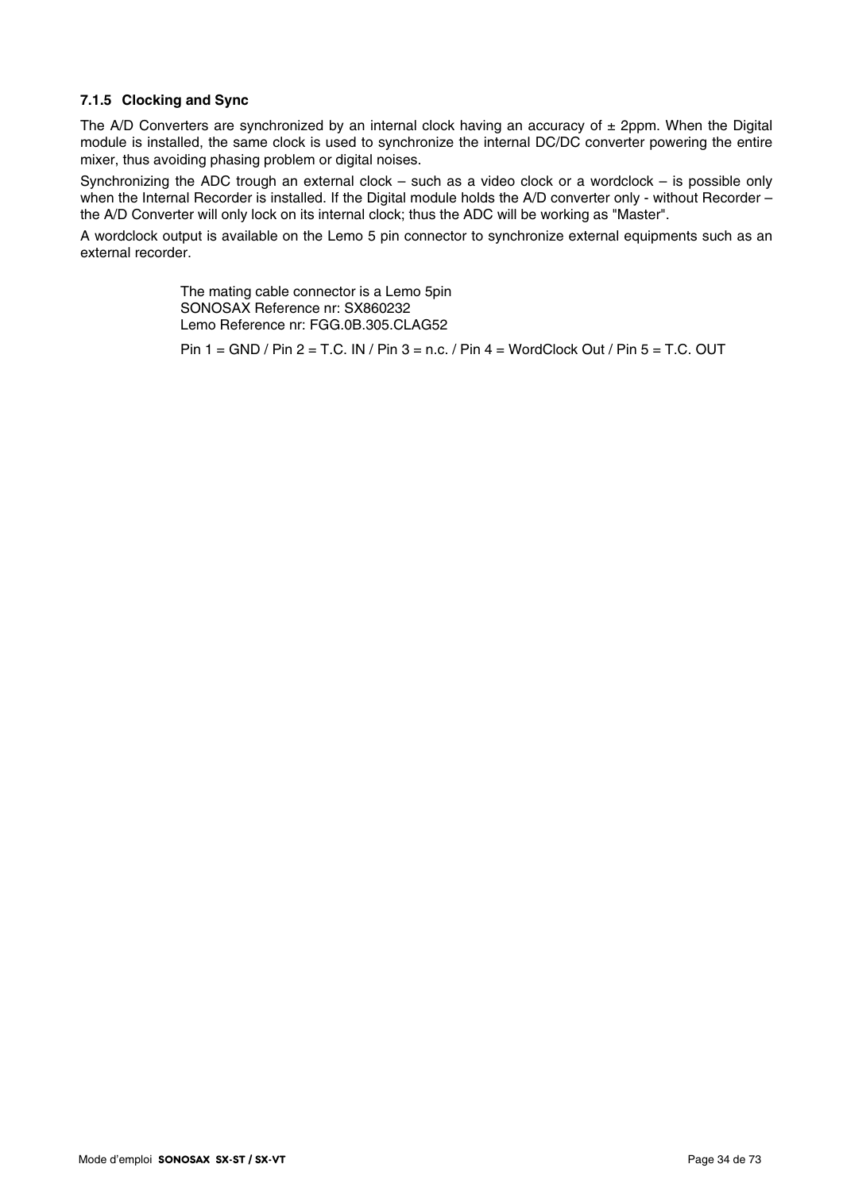### 7.1.5 Clocking and Sync

The A/D Converters are synchronized by an internal clock having an accuracy of ± 2ppm. When the Digital module is installed, the same clock is used to synchronize the internal DC/DC converter powering the entire mixer, thus avoiding phasing problem or digital noises.

Synchronizing the ADC trough an external clock – such as a video clock or a wordclock – is possible only when the Internal Recorder is installed. If the Digital module holds the A/D converter only - without Recorder – the A/D Converter will only lock on its internal clock; thus the ADC will be working as "Master".

A wordclock output is available on the Lemo 5 pin connector to synchronize external equipments such as an external recorder.

The mating cable connector is a Lemo 5pin
SONOSAX Reference nr: SX860232
Lemo Reference nr: FGG.0B.305.CLAG52

Pin 1 = GND / Pin 2 = T.C. IN / Pin 3 = n.c. / Pin 4 = WordClock Out / Pin 5 = T.C. OUT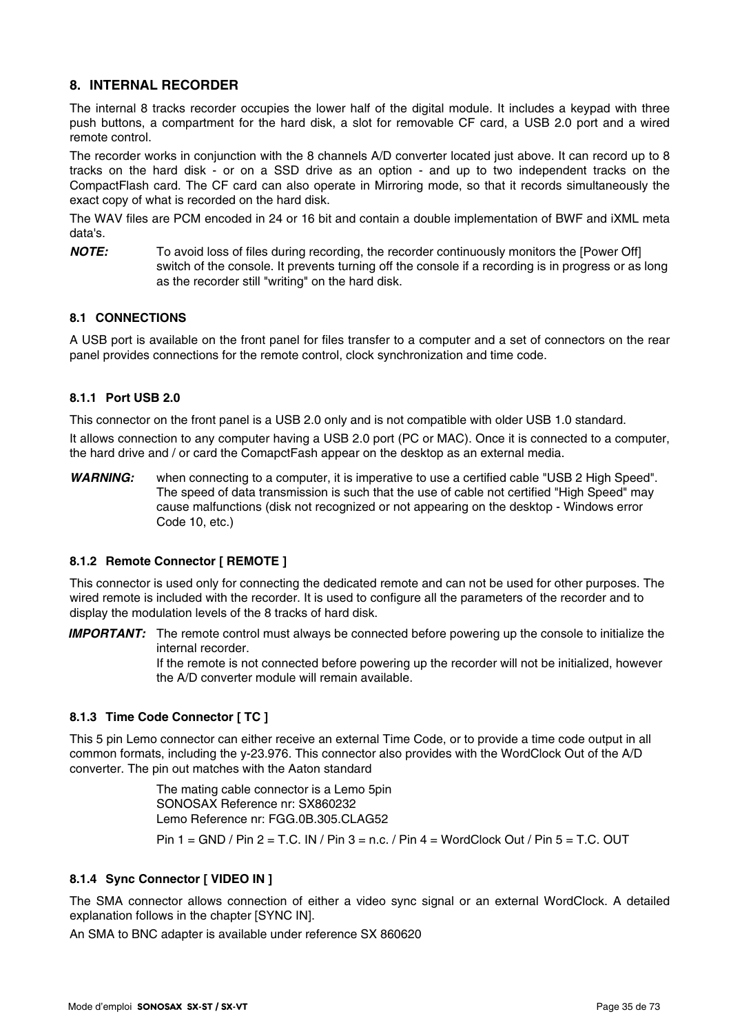## 8. INTERNAL RECORDER

The internal 8 tracks recorder occupies the lower half of the digital module. It includes a keypad with three push buttons, a compartment for the hard disk, a slot for removable CF card, a USB 2.0 port and a wired remote control.

The recorder works in conjunction with the 8 channels A/D converter located just above. It can record up to 8 tracks on the hard disk - or on a SSD drive as an option - and up to two independent tracks on the CompactFlash card. The CF card can also operate in Mirroring mode, so that it records simultaneously the exact copy of what is recorded on the hard disk.

The WAV files are PCM encoded in 24 or 16 bit and contain a double implementation of BWF and iXML meta data's.

***NOTE:*** To avoid loss of files during recording, the recorder continuously monitors the [Power Off] switch of the console. It prevents turning off the console if a recording is in progress or as long as the recorder still "writing" on the hard disk.

### 8.1 CONNECTIONS

A USB port is available on the front panel for files transfer to a computer and a set of connectors on the rear panel provides connections for the remote control, clock synchronization and time code.

#### 8.1.1 Port USB 2.0

This connector on the front panel is a USB 2.0 only and is not compatible with older USB 1.0 standard.

It allows connection to any computer having a USB 2.0 port (PC or MAC). Once it is connected to a computer, the hard drive and / or card the ComapctFash appear on the desktop as an external media.

***WARNING:*** when connecting to a computer, it is imperative to use a certified cable "USB 2 High Speed". The speed of data transmission is such that the use of cable not certified "High Speed" may cause malfunctions (disk not recognized or not appearing on the desktop - Windows error Code 10, etc.)

#### 8.1.2 Remote Connector [ REMOTE ]

This connector is used only for connecting the dedicated remote and can not be used for other purposes. The wired remote is included with the recorder. It is used to configure all the parameters of the recorder and to display the modulation levels of the 8 tracks of hard disk.

***IMPORTANT:*** The remote control must always be connected before powering up the console to initialize the internal recorder.
If the remote is not connected before powering up the recorder will not be initialized, however the A/D converter module will remain available.

#### 8.1.3 Time Code Connector [ TC ]

This 5 pin Lemo connector can either receive an external Time Code, or to provide a time code output in all common formats, including the y-23.976. This connector also provides with the WordClock Out of the A/D converter. The pin out matches with the Aaton standard

The mating cable connector is a Lemo 5pin
SONOSAX Reference nr: SX860232
Lemo Reference nr: FGG.0B.305.CLAG52

Pin 1 = GND / Pin 2 = T.C. IN / Pin 3 = n.c. / Pin 4 = WordClock Out / Pin 5 = T.C. OUT

#### 8.1.4 Sync Connector [ VIDEO IN ]

The SMA connector allows connection of either a video sync signal or an external WordClock. A detailed explanation follows in the chapter [SYNC IN].

An SMA to BNC adapter is available under reference SX 860620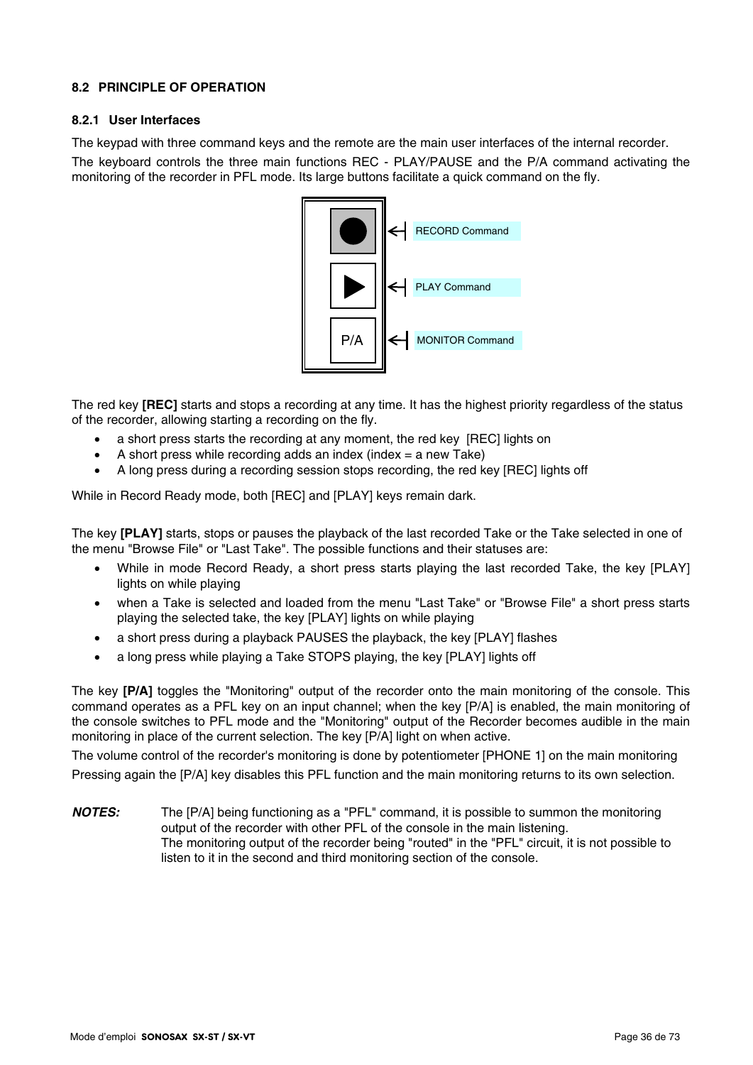## 8.2 PRINCIPLE OF OPERATION

### 8.2.1 User Interfaces

The keypad with three command keys and the remote are the main user interfaces of the internal recorder.

The keyboard controls the three main functions REC - PLAY/PAUSE and the P/A command activating the monitoring of the recorder in PFL mode. Its large buttons facilitate a quick command on the fly.

RECORD Command

PLAY Command

P/A — MONITOR Command

The red key **[REC]** starts and stops a recording at any time. It has the highest priority regardless of the status of the recorder, allowing starting a recording on the fly.

- a short press starts the recording at any moment, the red key [REC] lights on
- A short press while recording adds an index (index = a new Take)
- A long press during a recording session stops recording, the red key [REC] lights off

While in Record Ready mode, both [REC] and [PLAY] keys remain dark.

The key **[PLAY]** starts, stops or pauses the playback of the last recorded Take or the Take selected in one of the menu "Browse File" or "Last Take". The possible functions and their statuses are:

- While in mode Record Ready, a short press starts playing the last recorded Take, the key [PLAY] lights on while playing
- when a Take is selected and loaded from the menu "Last Take" or "Browse File" a short press starts playing the selected take, the key [PLAY] lights on while playing
- a short press during a playback PAUSES the playback, the key [PLAY] flashes
- a long press while playing a Take STOPS playing, the key [PLAY] lights off

The key **[P/A]** toggles the "Monitoring" output of the recorder onto the main monitoring of the console. This command operates as a PFL key on an input channel; when the key [P/A] is enabled, the main monitoring of the console switches to PFL mode and the "Monitoring" output of the Recorder becomes audible in the main monitoring in place of the current selection. The key [P/A] light on when active.

The volume control of the recorder's monitoring is done by potentiometer [PHONE 1] on the main monitoring

Pressing again the [P/A] key disables this PFL function and the main monitoring returns to its own selection.

***NOTES:*** The [P/A] being functioning as a "PFL" command, it is possible to summon the monitoring output of the recorder with other PFL of the console in the main listening.
The monitoring output of the recorder being "routed" in the "PFL" circuit, it is not possible to listen to it in the second and third monitoring section of the console.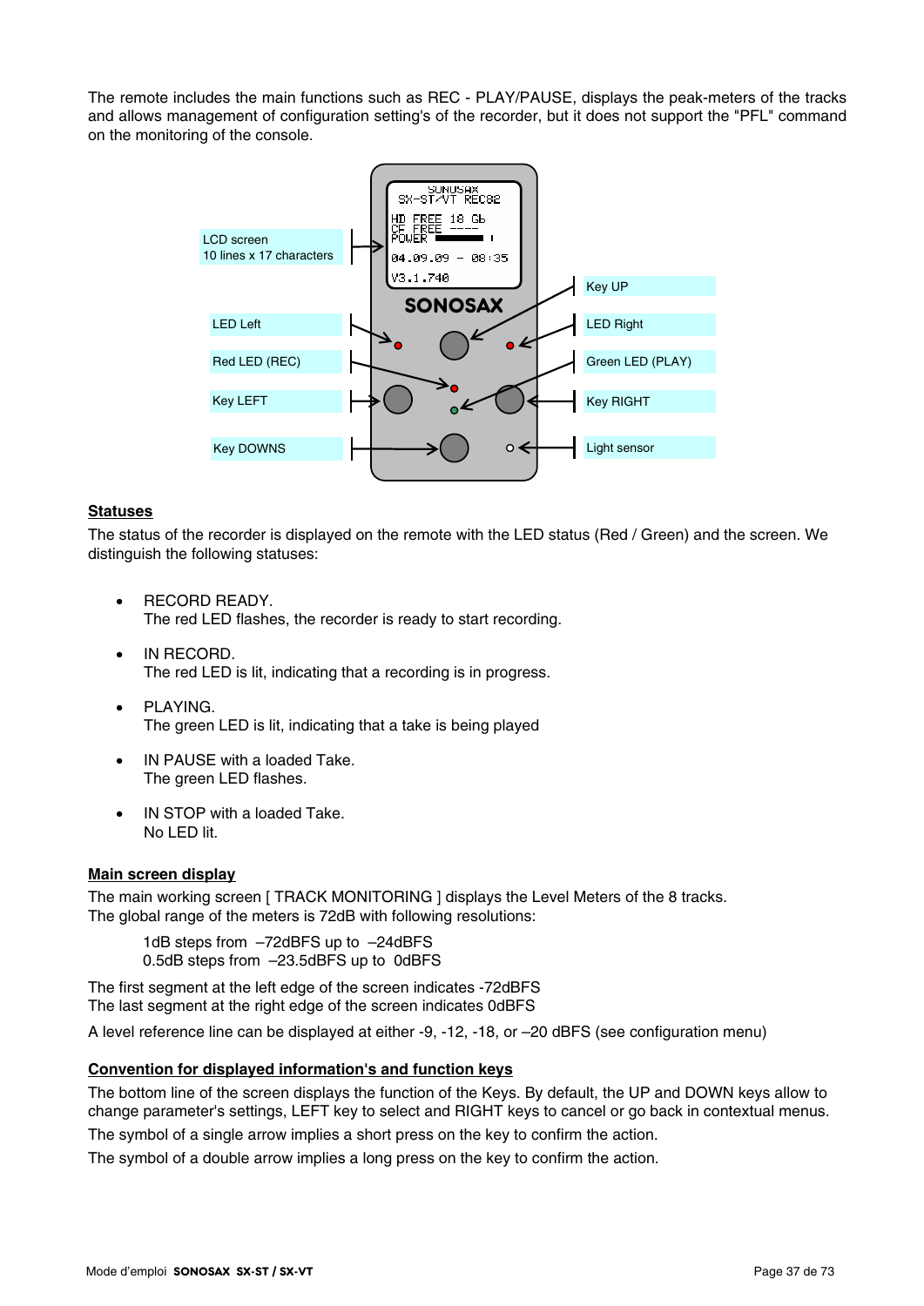The remote includes the main functions such as REC - PLAY/PAUSE, displays the peak-meters of the tracks and allows management of configuration setting's of the recorder, but it does not support the "PFL" command on the monitoring of the console.

LCD screen
10 lines x 17 characters

LED Left

Red LED (REC)

Key LEFT

Key DOWNS

Key UP

LED Right

Green LED (PLAY)

Key RIGHT

Light sensor

SONOSAX
SX-ST/VT REC82
HD FREE 18 Gb
CF FREE ----
POWER
04.09.09 – 08:35
V3.1.740

SONOSAX

## Statuses

The status of the recorder is displayed on the remote with the LED status (Red / Green) and the screen. We distinguish the following statuses:

- RECORD READY.
  The red LED flashes, the recorder is ready to start recording.
- IN RECORD.
  The red LED is lit, indicating that a recording is in progress.
- PLAYING.
  The green LED is lit, indicating that a take is being played
- IN PAUSE with a loaded Take.
  The green LED flashes.
- IN STOP with a loaded Take.
  No LED lit.

## Main screen display

The main working screen [ TRACK MONITORING ] displays the Level Meters of the 8 tracks.
The global range of the meters is 72dB with following resolutions:

1dB steps from –72dBFS up to –24dBFS
0.5dB steps from –23.5dBFS up to 0dBFS

The first segment at the left edge of the screen indicates -72dBFS
The last segment at the right edge of the screen indicates 0dBFS

A level reference line can be displayed at either -9, -12, -18, or –20 dBFS (see configuration menu)

## Convention for displayed information's and function keys

The bottom line of the screen displays the function of the Keys. By default, the UP and DOWN keys allow to change parameter's settings, LEFT key to select and RIGHT keys to cancel or go back in contextual menus.

The symbol of a single arrow implies a short press on the key to confirm the action.

The symbol of a double arrow implies a long press on the key to confirm the action.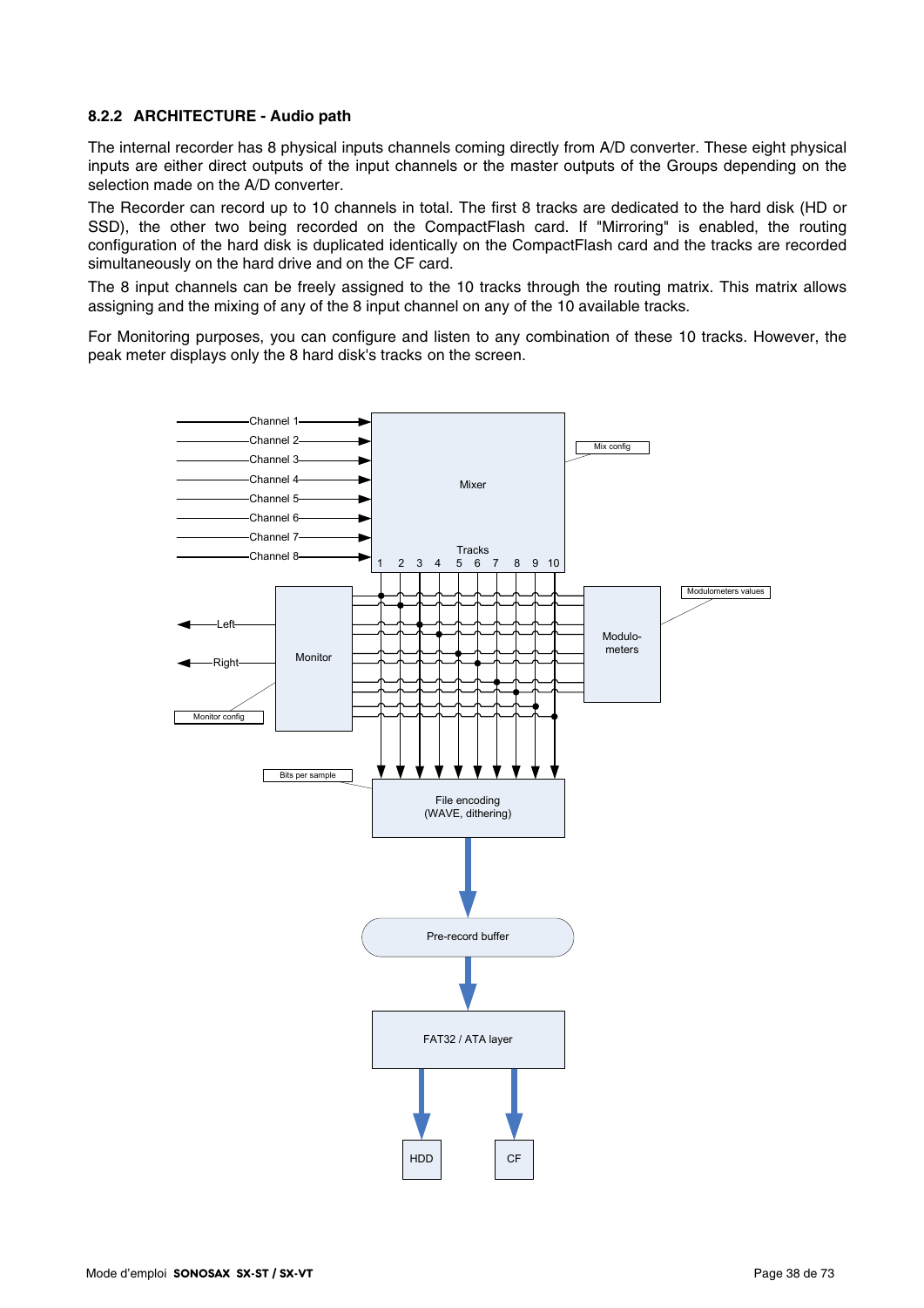### 8.2.2 ARCHITECTURE - Audio path

The internal recorder has 8 physical inputs channels coming directly from A/D converter. These eight physical inputs are either direct outputs of the input channels or the master outputs of the Groups depending on the selection made on the A/D converter.

The Recorder can record up to 10 channels in total. The first 8 tracks are dedicated to the hard disk (HD or SSD), the other two being recorded on the CompactFlash card. If "Mirroring" is enabled, the routing configuration of the hard disk is duplicated identically on the CompactFlash card and the tracks are recorded simultaneously on the hard drive and on the CF card.

The 8 input channels can be freely assigned to the 10 tracks through the routing matrix. This matrix allows assigning and the mixing of any of the 8 input channel on any of the 10 available tracks.

For Monitoring purposes, you can configure and listen to any combination of these 10 tracks. However, the peak meter displays only the 8 hard disk's tracks on the screen.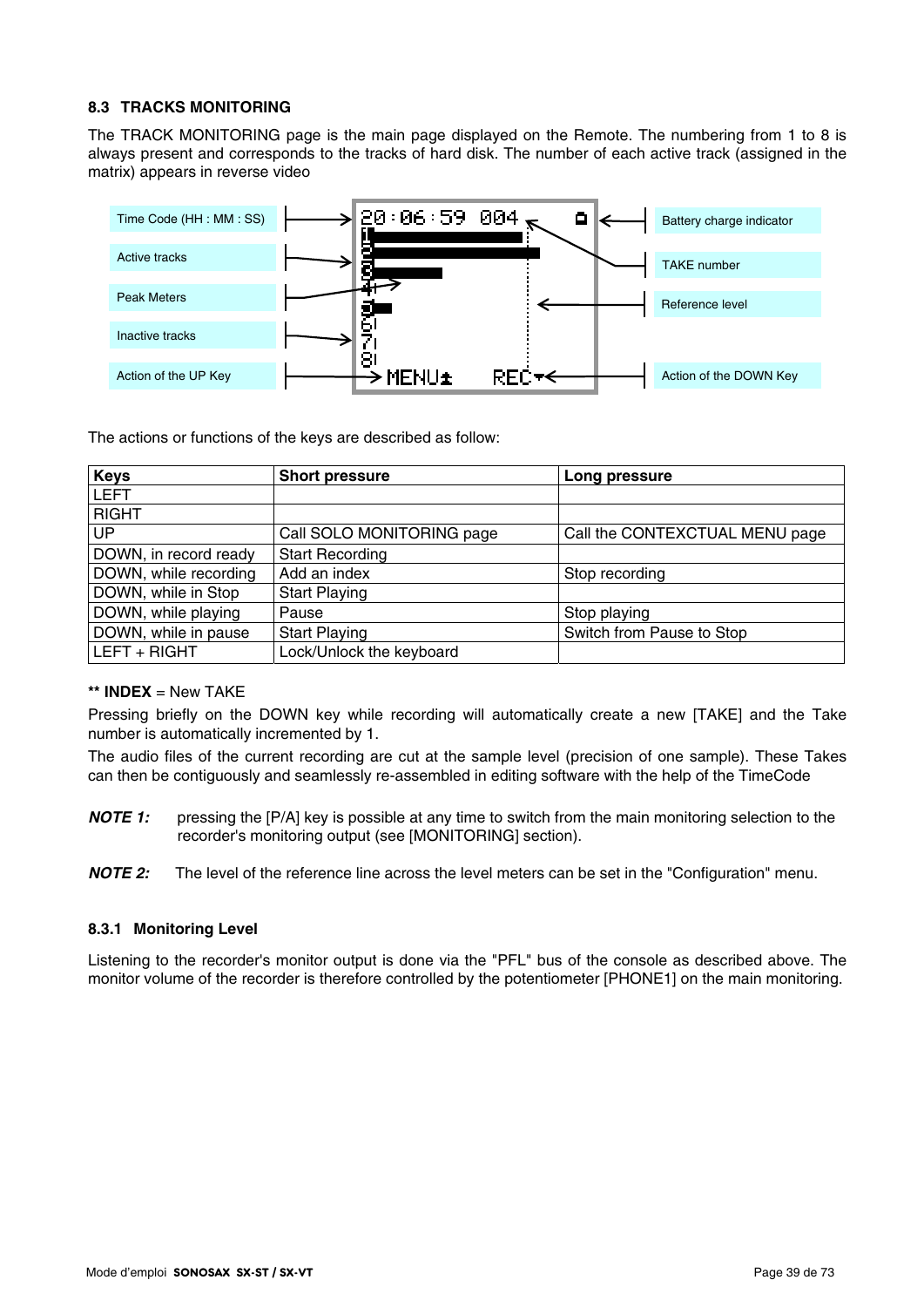### 8.3 TRACKS MONITORING

The TRACK MONITORING page is the main page displayed on the Remote. The numbering from 1 to 8 is always present and corresponds to the tracks of hard disk. The number of each active track (assigned in the matrix) appears in reverse video

Time Code (HH : MM : SS)

Active tracks

Peak Meters

Inactive tracks

Action of the UP Key

Battery charge indicator

TAKE number

Reference level

Action of the DOWN Key

The actions or functions of the keys are described as follow:

| Keys | Short pressure | Long pressure |
|---|---|---|
| LEFT | | |
| RIGHT | | |
| UP | Call SOLO MONITORING page | Call the CONTEXCTUAL MENU page |
| DOWN, in record ready | Start Recording | |
| DOWN, while recording | Add an index | Stop recording |
| DOWN, while in Stop | Start Playing | |
| DOWN, while playing | Pause | Stop playing |
| DOWN, while in pause | Start Playing | Switch from Pause to Stop |
| LEFT + RIGHT | Lock/Unlock the keyboard | |

**\*\* INDEX** = New TAKE

Pressing briefly on the DOWN key while recording will automatically create a new [TAKE] and the Take number is automatically incremented by 1.

The audio files of the current recording are cut at the sample level (precision of one sample). These Takes can then be contiguously and seamlessly re-assembled in editing software with the help of the TimeCode

***NOTE 1:*** pressing the [P/A] key is possible at any time to switch from the main monitoring selection to the recorder's monitoring output (see [MONITORING] section).

***NOTE 2:*** The level of the reference line across the level meters can be set in the "Configuration" menu.

#### 8.3.1 Monitoring Level

Listening to the recorder's monitor output is done via the "PFL" bus of the console as described above. The monitor volume of the recorder is therefore controlled by the potentiometer [PHONE1] on the main monitoring.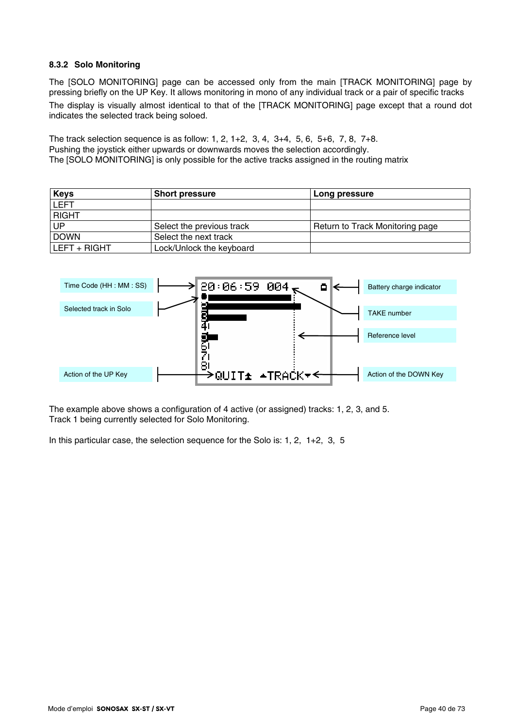### 8.3.2 Solo Monitoring

The [SOLO MONITORING] page can be accessed only from the main [TRACK MONITORING] page by pressing briefly on the UP Key. It allows monitoring in mono of any individual track or a pair of specific tracks

The display is visually almost identical to that of the [TRACK MONITORING] page except that a round dot indicates the selected track being soloed.

The track selection sequence is as follow: 1, 2, 1+2, 3, 4, 3+4, 5, 6, 5+6, 7, 8, 7+8.
Pushing the joystick either upwards or downwards moves the selection accordingly.
The [SOLO MONITORING] is only possible for the active tracks assigned in the routing matrix

| Keys | Short pressure | Long pressure |
|---|---|---|
| LEFT | | |
| RIGHT | | |
| UP | Select the previous track | Return to Track Monitoring page |
| DOWN | Select the next track | |
| LEFT + RIGHT | Lock/Unlock the keyboard | |

Time Code (HH : MM : SS)

Selected track in Solo

Action of the UP Key

Battery charge indicator

TAKE number

Reference level

Action of the DOWN Key

20:06:59 004

QUIT ▲TRACK▼

The example above shows a configuration of 4 active (or assigned) tracks: 1, 2, 3, and 5.
Track 1 being currently selected for Solo Monitoring.

In this particular case, the selection sequence for the Solo is: 1, 2, 1+2, 3, 5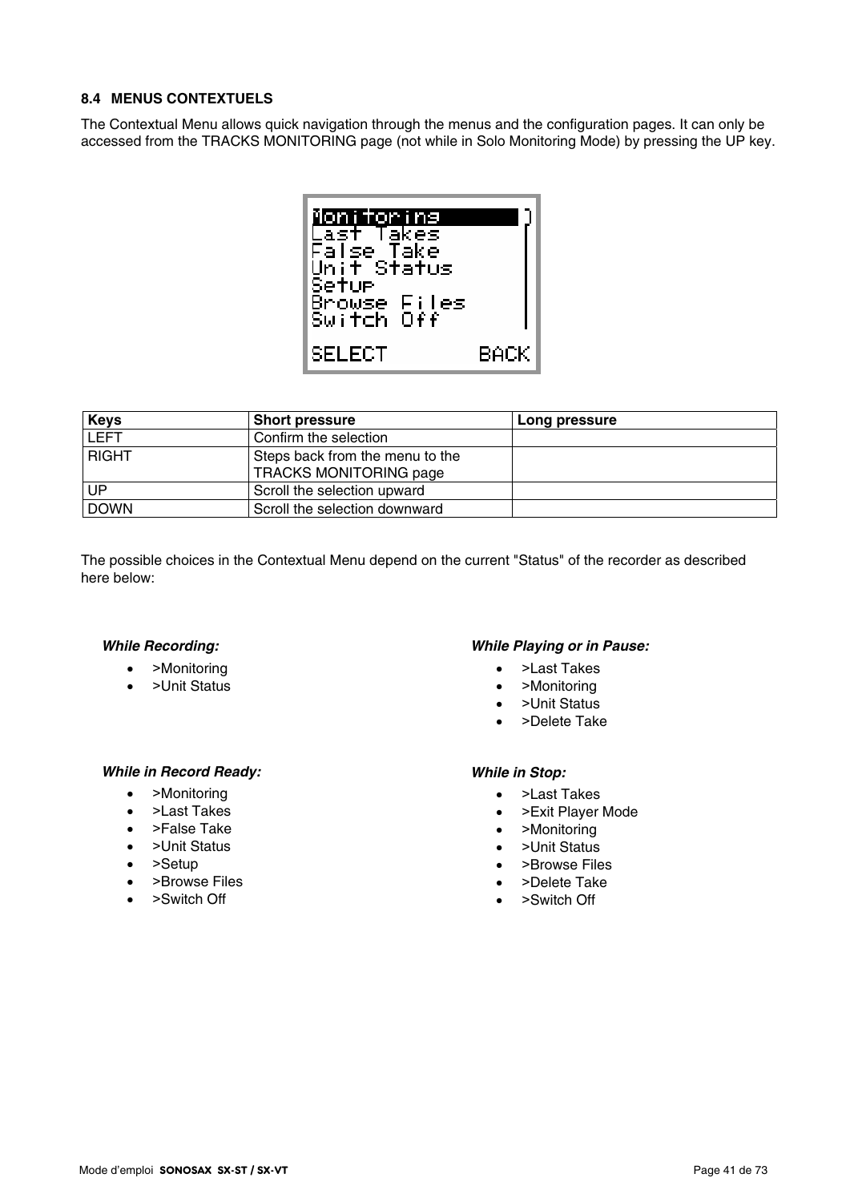### 8.4 MENUS CONTEXTUELS

The Contextual Menu allows quick navigation through the menus and the configuration pages. It can only be accessed from the TRACKS MONITORING page (not while in Solo Monitoring Mode) by pressing the UP key.

| Keys | Short pressure | Long pressure |
|---|---|---|
| LEFT | Confirm the selection | |
| RIGHT | Steps back from the menu to the TRACKS MONITORING page | |
| UP | Scroll the selection upward | |
| DOWN | Scroll the selection downward | |

The possible choices in the Contextual Menu depend on the current "Status" of the recorder as described here below:

***While Recording:***

- >Monitoring
- >Unit Status

***While in Record Ready:***

- >Monitoring
- >Last Takes
- >False Take
- >Unit Status
- >Setup
- >Browse Files
- >Switch Off

***While Playing or in Pause:***

- >Last Takes
- >Monitoring
- >Unit Status
- >Delete Take

***While in Stop:***

- >Last Takes
- >Exit Player Mode
- >Monitoring
- >Unit Status
- >Browse Files
- >Delete Take
- >Switch Off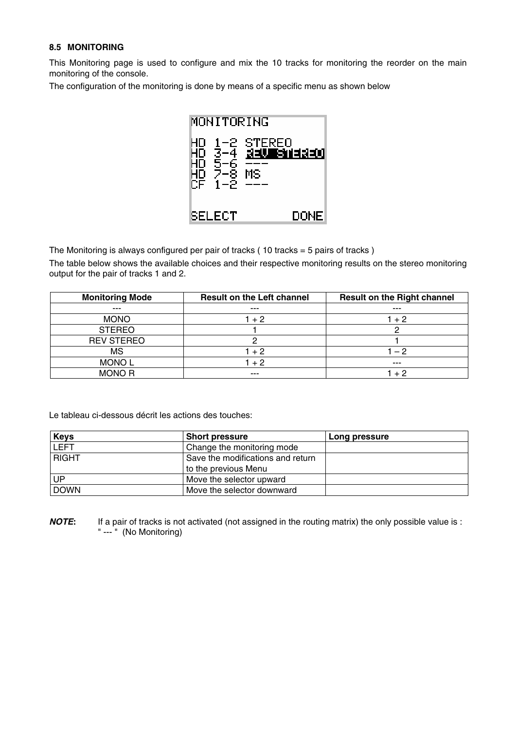### 8.5 MONITORING

This Monitoring page is used to configure and mix the 10 tracks for monitoring the reorder on the main monitoring of the console.

The configuration of the monitoring is done by means of a specific menu as shown below

```
MONITORING

HD 1-2 STEREO
HD 3-4 REV STEREO
HD 5-6 ---
HD 7-8 MS
CF 1-2 ---

SELECT        DONE
```

The Monitoring is always configured per pair of tracks ( 10 tracks = 5 pairs of tracks )

The table below shows the available choices and their respective monitoring results on the stereo monitoring output for the pair of tracks 1 and 2.

| Monitoring Mode | Result on the Left channel | Result on the Right channel |
|---|---|---|
| --- | --- | --- |
| MONO | 1 + 2 | 1 + 2 |
| STEREO | 1 | 2 |
| REV STEREO | 2 | 1 |
| MS | 1 + 2 | 1 – 2 |
| MONO L | 1 + 2 | --- |
| MONO R | --- | 1 + 2 |

Le tableau ci-dessous décrit les actions des touches:

| Keys | Short pressure | Long pressure |
|---|---|---|
| LEFT | Change the monitoring mode | |
| RIGHT | Save the modifications and return to the previous Menu | |
| UP | Move the selector upward | |
| DOWN | Move the selector downward | |

***NOTE*:** If a pair of tracks is not activated (not assigned in the routing matrix) the only possible value is : " --- " (No Monitoring)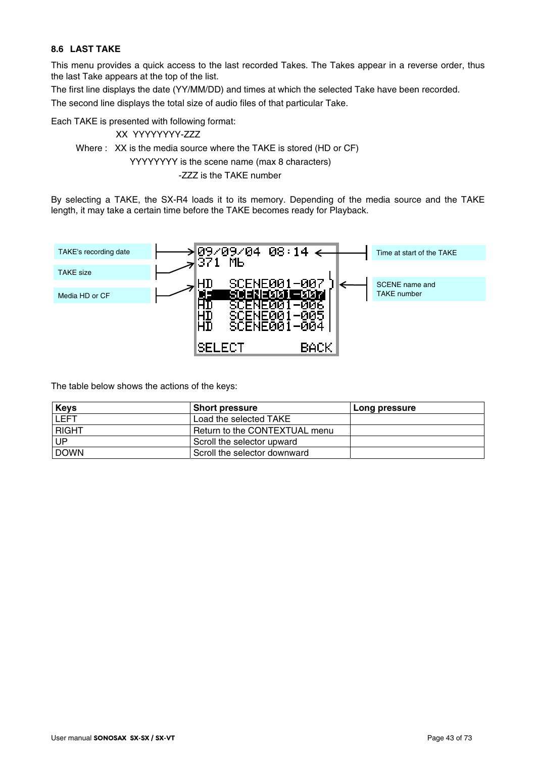### 8.6 LAST TAKE

This menu provides a quick access to the last recorded Takes. The Takes appear in a reverse order, thus the last Take appears at the top of the list.

The first line displays the date (YY/MM/DD) and times at which the selected Take have been recorded.

The second line displays the total size of audio files of that particular Take.

Each TAKE is presented with following format:

XX YYYYYYYY-ZZZ

Where : XX is the media source where the TAKE is stored (HD or CF)

YYYYYYYY is the scene name (max 8 characters)

-ZZZ is the TAKE number

By selecting a TAKE, the SX-R4 loads it to its memory. Depending of the media source and the TAKE length, it may take a certain time before the TAKE becomes ready for Playback.

TAKE's recording date

TAKE size

Media HD or CF

```
09/09/04 08:14
371 Mb

HD  SCENE001-007
CF  SCENE001-007
HD  SCENE001-006
HD  SCENE001-005
HD  SCENE001-004

SELECT      BACK
```

Time at start of the TAKE

SCENE name and TAKE number

The table below shows the actions of the keys:

| Keys | Short pressure | Long pressure |
|---|---|---|
| LEFT | Load the selected TAKE | |
| RIGHT | Return to the CONTEXTUAL menu | |
| UP | Scroll the selector upward | |
| DOWN | Scroll the selector downward | |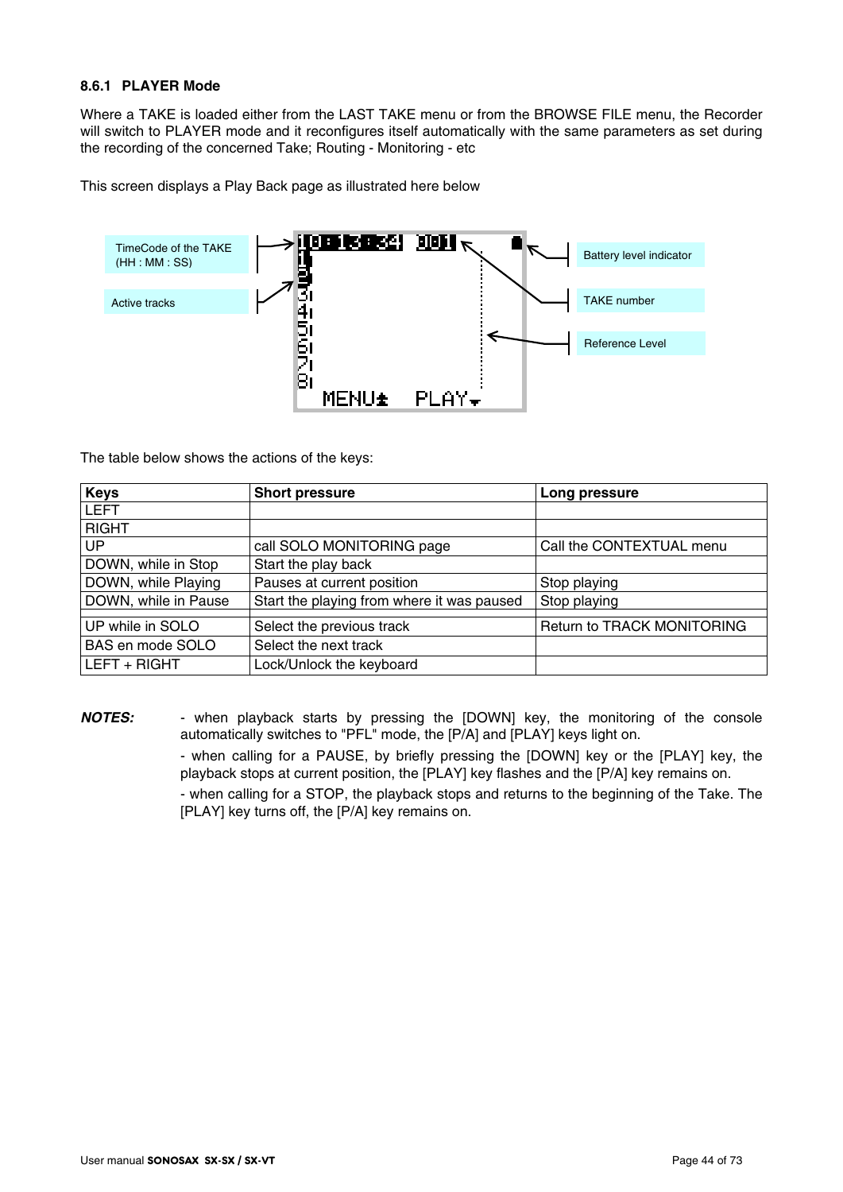### 8.6.1 PLAYER Mode

Where a TAKE is loaded either from the LAST TAKE menu or from the BROWSE FILE menu, the Recorder will switch to PLAYER mode and it reconfigures itself automatically with the same parameters as set during the recording of the concerned Take; Routing - Monitoring - etc

This screen displays a Play Back page as illustrated here below

TimeCode of the TAKE (HH : MM : SS)

Active tracks

Battery level indicator

TAKE number

Reference Level

The table below shows the actions of the keys:

| Keys | Short pressure | Long pressure |
|---|---|---|
| LEFT | | |
| RIGHT | | |
| UP | call SOLO MONITORING page | Call the CONTEXTUAL menu |
| DOWN, while in Stop | Start the play back | |
| DOWN, while Playing | Pauses at current position | Stop playing |
| DOWN, while in Pause | Start the playing from where it was paused | Stop playing |
| | | |
| UP while in SOLO | Select the previous track | Return to TRACK MONITORING |
| BAS en mode SOLO | Select the next track | |
| LEFT + RIGHT | Lock/Unlock the keyboard | |

***NOTES:***

- when playback starts by pressing the [DOWN] key, the monitoring of the console automatically switches to "PFL" mode, the [P/A] and [PLAY] keys light on.
- when calling for a PAUSE, by briefly pressing the [DOWN] key or the [PLAY] key, the playback stops at current position, the [PLAY] key flashes and the [P/A] key remains on.
- when calling for a STOP, the playback stops and returns to the beginning of the Take. The [PLAY] key turns off, the [P/A] key remains on.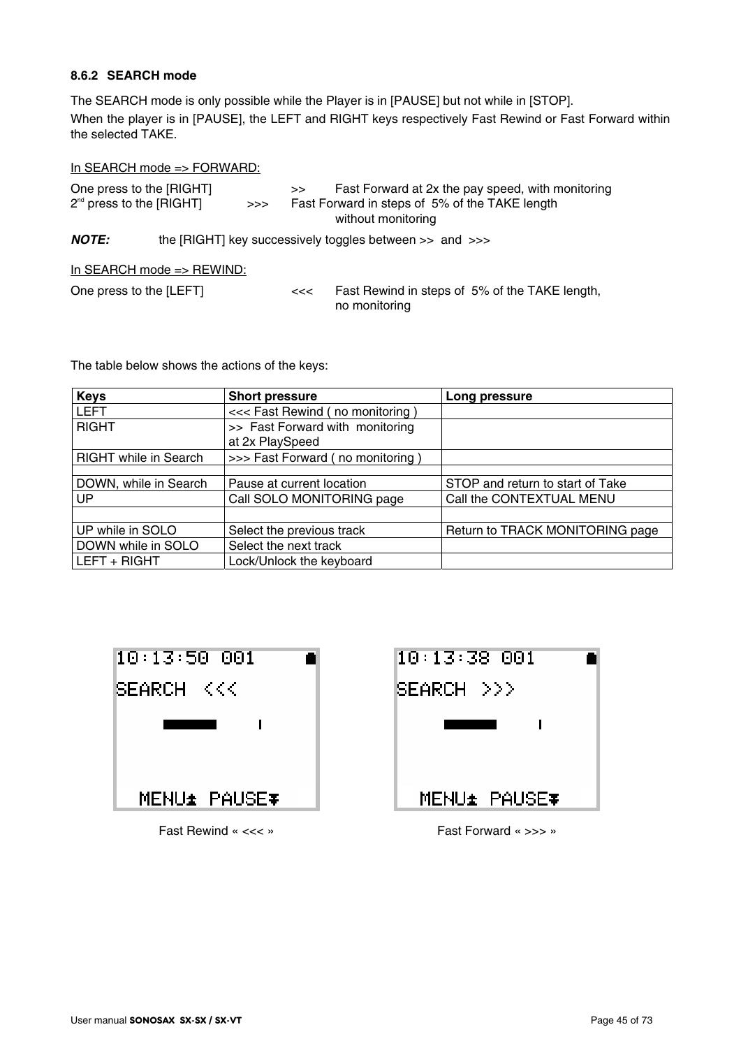### 8.6.2 SEARCH mode

The SEARCH mode is only possible while the Player is in [PAUSE] but not while in [STOP].

When the player is in [PAUSE], the LEFT and RIGHT keys respectively Fast Rewind or Fast Forward within the selected TAKE.

In SEARCH mode => FORWARD:

One press to the [RIGHT] >> Fast Forward at 2x the pay speed, with monitoring
2nd press to the [RIGHT] >>> Fast Forward in steps of 5% of the TAKE length without monitoring

***NOTE:*** the [RIGHT] key successively toggles between >> and >>>

In SEARCH mode => REWIND:

One press to the [LEFT] <<< Fast Rewind in steps of 5% of the TAKE length, no monitoring

The table below shows the actions of the keys:

| Keys | Short pressure | Long pressure |
|---|---|---|
| LEFT | <<< Fast Rewind ( no monitoring ) | |
| RIGHT | >> Fast Forward with monitoring at 2x PlaySpeed | |
| RIGHT while in Search | >>> Fast Forward ( no monitoring ) | |
| | | |
| DOWN, while in Search | Pause at current location | STOP and return to start of Take |
| UP | Call SOLO MONITORING page | Call the CONTEXTUAL MENU |
| | | |
| UP while in SOLO | Select the previous track | Return to TRACK MONITORING page |
| DOWN while in SOLO | Select the next track | |
| LEFT + RIGHT | Lock/Unlock the keyboard | |

```
10:13:50 001
SEARCH <<<

MENU± PAUSE∓
```

Fast Rewind « <<< »

```
10:13:38 001
SEARCH >>>

MENU± PAUSE∓
```

Fast Forward « >>> »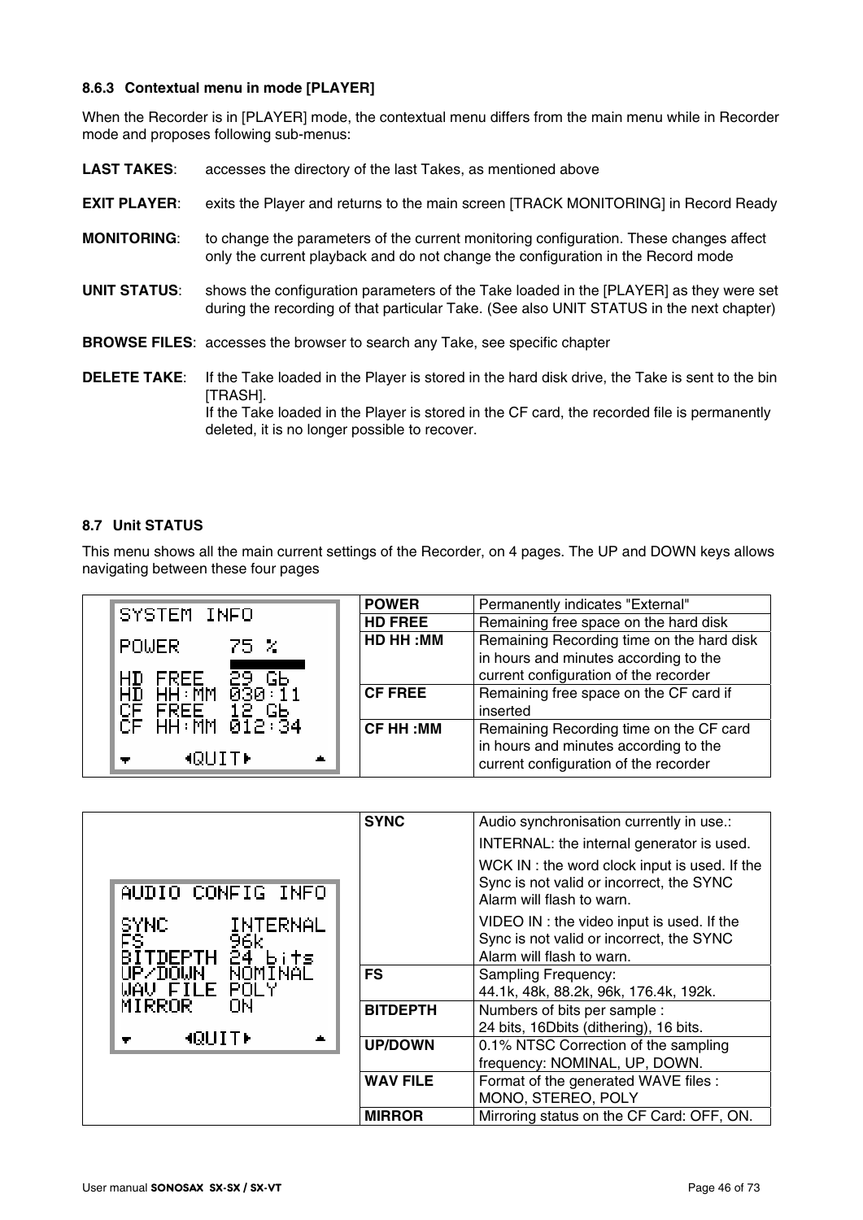### 8.6.3 Contextual menu in mode [PLAYER]

When the Recorder is in [PLAYER] mode, the contextual menu differs from the main menu while in Recorder mode and proposes following sub-menus:

**LAST TAKES**: accesses the directory of the last Takes, as mentioned above

**EXIT PLAYER**: exits the Player and returns to the main screen [TRACK MONITORING] in Record Ready

**MONITORING**: to change the parameters of the current monitoring configuration. These changes affect only the current playback and do not change the configuration in the Record mode

**UNIT STATUS**: shows the configuration parameters of the Take loaded in the [PLAYER] as they were set during the recording of that particular Take. (See also UNIT STATUS in the next chapter)

**BROWSE FILES**: accesses the browser to search any Take, see specific chapter

**DELETE TAKE**: If the Take loaded in the Player is stored in the hard disk drive, the Take is sent to the bin [TRASH].
If the Take loaded in the Player is stored in the CF card, the recorded file is permanently deleted, it is no longer possible to recover.

## 8.7 Unit STATUS

This menu shows all the main current settings of the Recorder, on 4 pages. The UP and DOWN keys allows navigating between these four pages

```
SYSTEM INFO

POWER      75 %

HD FREE    29 Gb
HD HH:MM   030:11
CF FREE    12 Gb
CF HH:MM   012:34

      ◄QUIT►
```

| | |
|---|---|
| **POWER** | Permanently indicates "External" |
| **HD FREE** | Remaining free space on the hard disk |
| **HD HH :MM** | Remaining Recording time on the hard disk in hours and minutes according to the current configuration of the recorder |
| **CF FREE** | Remaining free space on the CF card if inserted |
| **CF HH :MM** | Remaining Recording time on the CF card in hours and minutes according to the current configuration of the recorder |

```
AUDIO CONFIG INFO

SYNC       INTERNAL
FS         96k
BITDEPTH   24 bits
UP/DOWN    NOMINAL
WAV FILE   POLY
MIRROR     ON

      ◄QUIT►
```

| | |
|---|---|
| **SYNC** | Audio synchronisation currently in use.:<br>INTERNAL: the internal generator is used.<br>WCK IN : the word clock input is used. If the Sync is not valid or incorrect, the SYNC Alarm will flash to warn.<br>VIDEO IN : the video input is used. If the Sync is not valid or incorrect, the SYNC Alarm will flash to warn. |
| **FS** | Sampling Frequency:<br>44.1k, 48k, 88.2k, 96k, 176.4k, 192k. |
| **BITDEPTH** | Numbers of bits per sample :<br>24 bits, 16Dbits (dithering), 16 bits. |
| **UP/DOWN** | 0.1% NTSC Correction of the sampling frequency: NOMINAL, UP, DOWN. |
| **WAV FILE** | Format of the generated WAVE files :<br>MONO, STEREO, POLY |
| **MIRROR** | Mirroring status on the CF Card: OFF, ON. |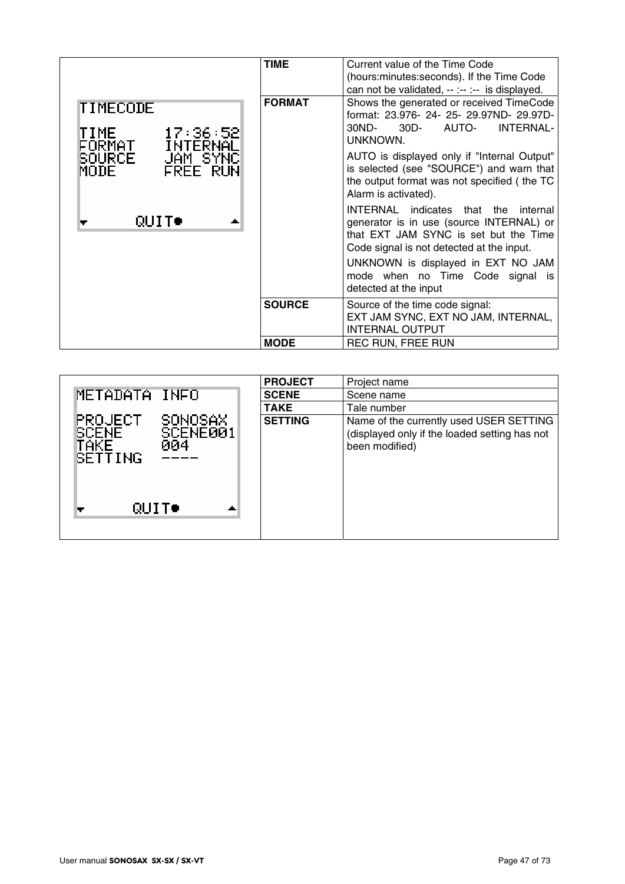| TIMECODE<br><br>TIME 17:36:52<br>FORMAT INTERNAL<br>SOURCE JAM SYNC<br>MODE FREE RUN<br><br>QUIT | | |
|---|---|---|
| | **TIME** | Current value of the Time Code (hours:minutes:seconds). If the Time Code can not be validated, -- :-- :-- is displayed. |
| | **FORMAT** | Shows the generated or received TimeCode format: 23.976- 24- 25- 29.97ND- 29.97D- 30ND- 30D- AUTO- INTERNAL- UNKNOWN.<br><br>AUTO is displayed only if "Internal Output" is selected (see "SOURCE") and warn that the output format was not specified ( the TC Alarm is activated).<br><br>INTERNAL indicates that the internal generator is in use (source INTERNAL) or that EXT JAM SYNC is set but the Time Code signal is not detected at the input.<br><br>UNKNOWN is displayed in EXT NO JAM mode when no Time Code signal is detected at the input |
| | **SOURCE** | Source of the time code signal:<br>EXT JAM SYNC, EXT NO JAM, INTERNAL, INTERNAL OUTPUT |
| | **MODE** | REC RUN, FREE RUN |

| METADATA INFO<br><br>PROJECT SONOSAX<br>SCENE SCENE001<br>TAKE 004<br>SETTING ----<br><br>QUIT | | |
|---|---|---|
| | **PROJECT** | Project name |
| | **SCENE** | Scene name |
| | **TAKE** | Tale number |
| | **SETTING** | Name of the currently used USER SETTING (displayed only if the loaded setting has not been modified) |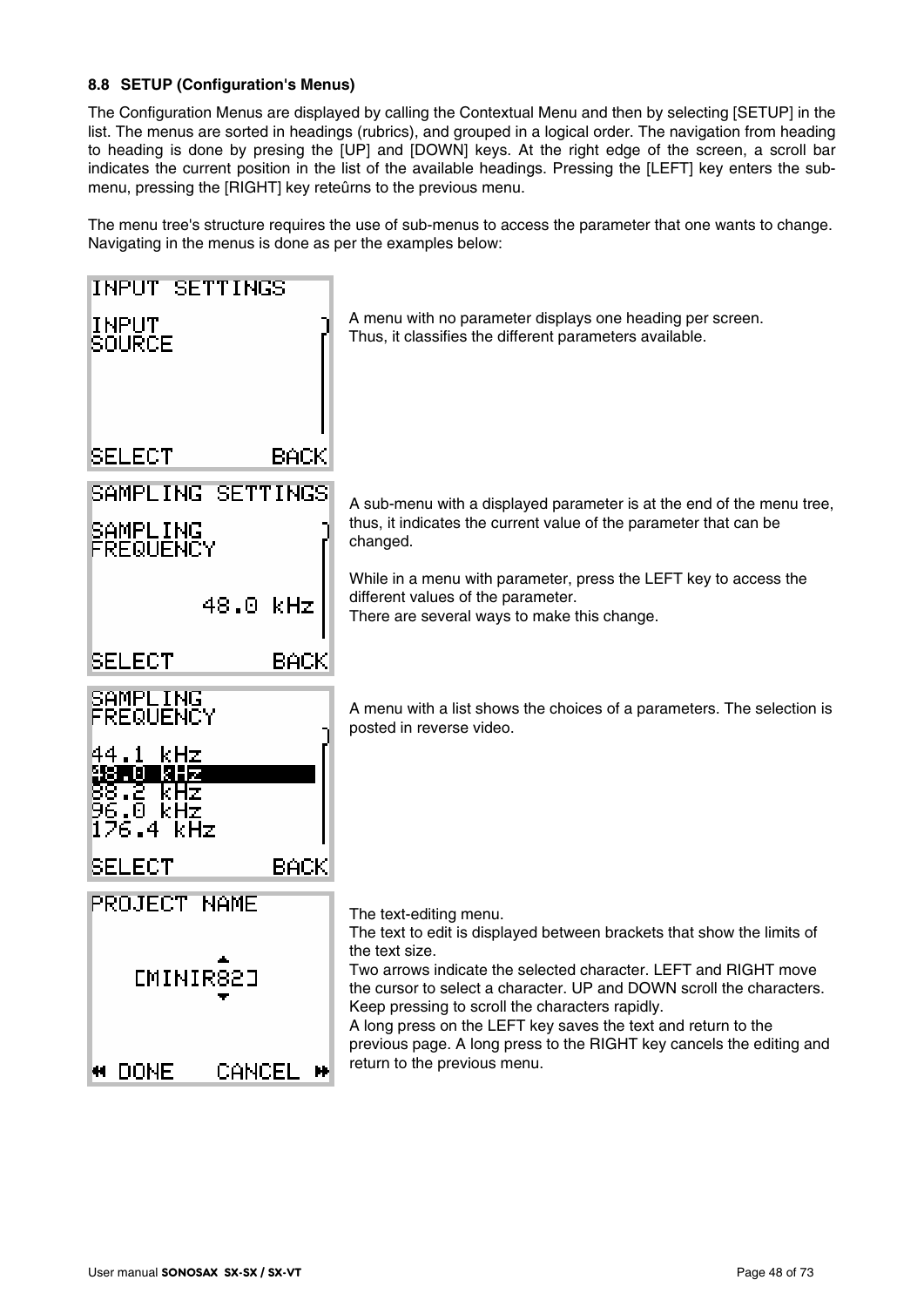### 8.8 SETUP (Configuration's Menus)

The Configuration Menus are displayed by calling the Contextual Menu and then by selecting [SETUP] in the list. The menus are sorted in headings (rubrics), and grouped in a logical order. The navigation from heading to heading is done by presing the [UP] and [DOWN] keys. At the right edge of the screen, a scroll bar indicates the current position in the list of the available headings. Pressing the [LEFT] key enters the sub-menu, pressing the [RIGHT] key reteûrns to the previous menu.

The menu tree's structure requires the use of sub-menus to access the parameter that one wants to change. Navigating in the menus is done as per the examples below:

```
INPUT SETTINGS

INPUT
SOURCE

SELECT          BACK
```

A menu with no parameter displays one heading per screen.
Thus, it classifies the different parameters available.

```
SAMPLING SETTINGS

SAMPLING
FREQUENCY

           48.0 kHz

SELECT          BACK
```

A sub-menu with a displayed parameter is at the end of the menu tree, thus, it indicates the current value of the parameter that can be changed.

While in a menu with parameter, press the LEFT key to access the different values of the parameter.
There are several ways to make this change.

```
SAMPLING
FREQUENCY

44.1 kHz
48.0 kHz
88.2 kHz
96.0 kHz
176.4 kHz

SELECT          BACK
```

A menu with a list shows the choices of a parameters. The selection is posted in reverse video.

```
PROJECT NAME

      [MINIR82]

◄◄ DONE    CANCEL ►►
```

The text-editing menu.
The text to edit is displayed between brackets that show the limits of the text size.
Two arrows indicate the selected character. LEFT and RIGHT move the cursor to select a character. UP and DOWN scroll the characters. Keep pressing to scroll the characters rapidly.
A long press on the LEFT key saves the text and return to the previous page. A long press to the RIGHT key cancels the editing and return to the previous menu.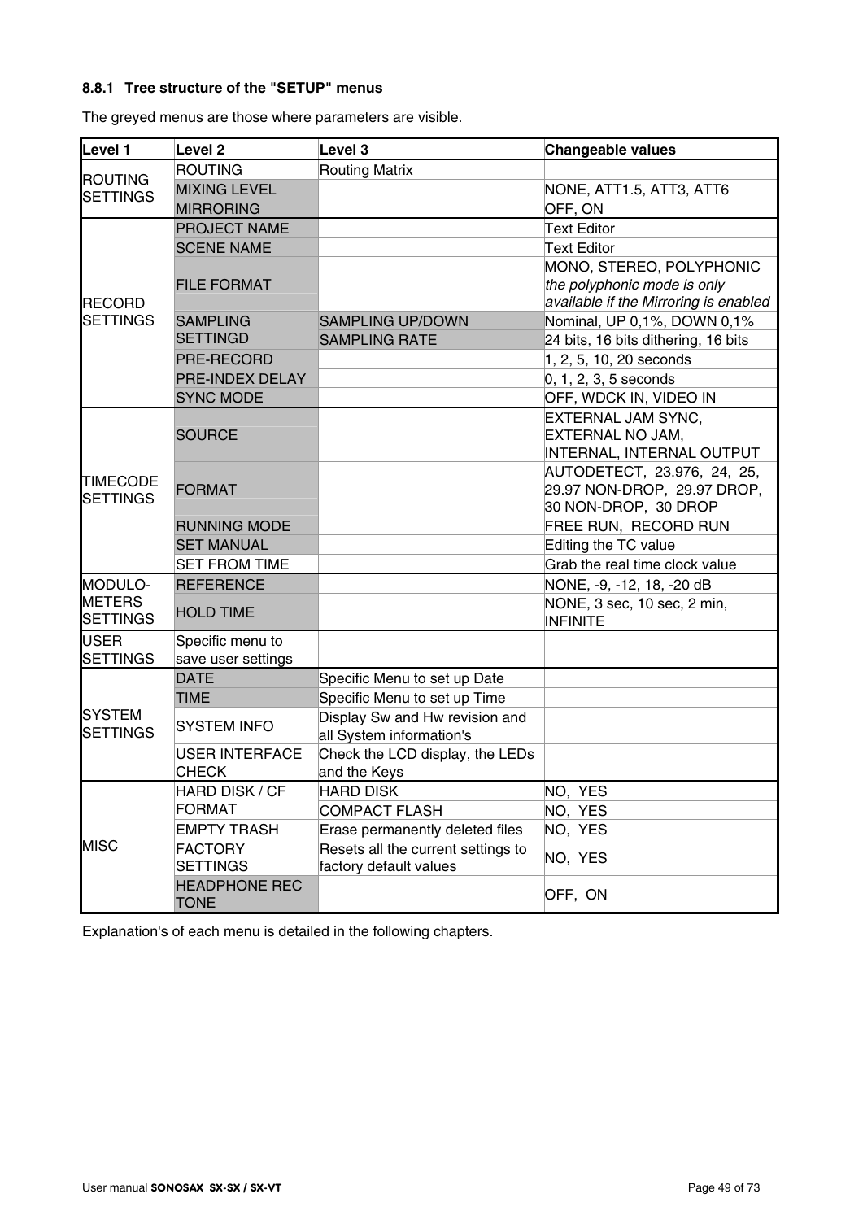### 8.8.1 Tree structure of the "SETUP" menus

The greyed menus are those where parameters are visible.

| Level 1 | Level 2 | Level 3 | Changeable values |
|---|---|---|---|
| ROUTING SETTINGS | ROUTING | Routing Matrix | |
| | MIXING LEVEL | | NONE, ATT1.5, ATT3, ATT6 |
| | MIRRORING | | OFF, ON |
| RECORD SETTINGS | PROJECT NAME | | Text Editor |
| | SCENE NAME | | Text Editor |
| | FILE FORMAT | | MONO, STEREO, POLYPHONIC *the polyphonic mode is only available if the Mirroring is enabled* |
| | SAMPLING SETTINGD | SAMPLING UP/DOWN | Nominal, UP 0,1%, DOWN 0,1% |
| | | SAMPLING RATE | 24 bits, 16 bits dithering, 16 bits |
| | PRE-RECORD | | 1, 2, 5, 10, 20 seconds |
| | PRE-INDEX DELAY | | 0, 1, 2, 3, 5 seconds |
| | SYNC MODE | | OFF, WDCK IN, VIDEO IN |
| TIMECODE SETTINGS | SOURCE | | EXTERNAL JAM SYNC, EXTERNAL NO JAM, INTERNAL, INTERNAL OUTPUT |
| | FORMAT | | AUTODETECT, 23.976, 24, 25, 29.97 NON-DROP, 29.97 DROP, 30 NON-DROP, 30 DROP |
| | RUNNING MODE | | FREE RUN, RECORD RUN |
| | SET MANUAL | | Editing the TC value |
| | SET FROM TIME | | Grab the real time clock value |
| MODULO-METERS SETTINGS | REFERENCE | | NONE, -9, -12, 18, -20 dB |
| | HOLD TIME | | NONE, 3 sec, 10 sec, 2 min, INFINITE |
| USER SETTINGS | Specific menu to save user settings | | |
| SYSTEM SETTINGS | DATE | Specific Menu to set up Date | |
| | TIME | Specific Menu to set up Time | |
| | SYSTEM INFO | Display Sw and Hw revision and all System information's | |
| | USER INTERFACE CHECK | Check the LCD display, the LEDs and the Keys | |
| MISC | HARD DISK / CF FORMAT | HARD DISK | NO, YES |
| | | COMPACT FLASH | NO, YES |
| | EMPTY TRASH | Erase permanently deleted files | NO, YES |
| | FACTORY SETTINGS | Resets all the current settings to factory default values | NO, YES |
| | HEADPHONE REC TONE | | OFF, ON |

Explanation's of each menu is detailed in the following chapters.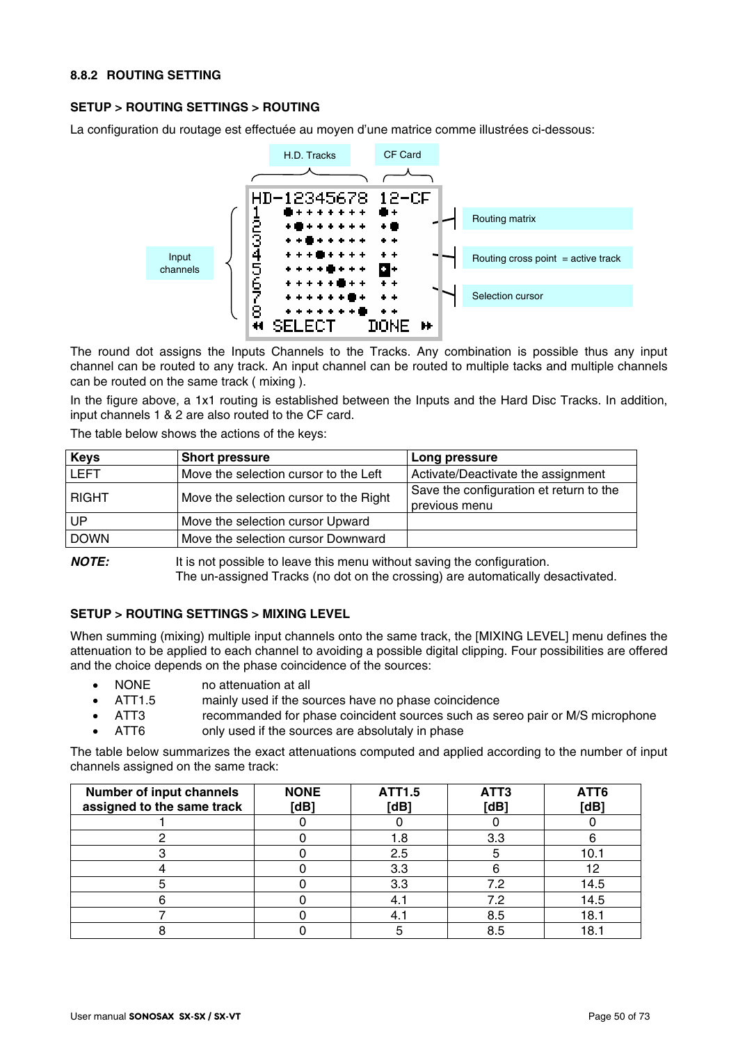### 8.8.2 ROUTING SETTING

**SETUP > ROUTING SETTINGS > ROUTING**

La configuration du routage est effectuée au moyen d'une matrice comme illustrées ci-dessous:

H.D. Tracks | CF Card | Routing matrix | Routing cross point = active track | Selection cursor | Input channels

```
HD-12345678 12-CF
1 ●+++++++ ●+
2 +●++++++ +●
3 ++●+++++ ++
4 +++●++++ ++
5 ++++●+++ ■+
6 +++++●++ ++
7 ++++++●+ ++
8 +++++++● ++
◄◄ SELECT    DONE ►►
```

The round dot assigns the Inputs Channels to the Tracks. Any combination is possible thus any input channel can be routed to any track. An input channel can be routed to multiple tacks and multiple channels can be routed on the same track ( mixing ).

In the figure above, a 1x1 routing is established between the Inputs and the Hard Disc Tracks. In addition, input channels 1 & 2 are also routed to the CF card.

The table below shows the actions of the keys:

| Keys | Short pressure | Long pressure |
|---|---|---|
| LEFT | Move the selection cursor to the Left | Activate/Deactivate the assignment |
| RIGHT | Move the selection cursor to the Right | Save the configuration et return to the previous menu |
| UP | Move the selection cursor Upward | |
| DOWN | Move the selection cursor Downward | |

***NOTE:*** It is not possible to leave this menu without saving the configuration.
The un-assigned Tracks (no dot on the crossing) are automatically desactivated.

**SETUP > ROUTING SETTINGS > MIXING LEVEL**

When summing (mixing) multiple input channels onto the same track, the [MIXING LEVEL] menu defines the attenuation to be applied to each channel to avoiding a possible digital clipping. Four possibilities are offered and the choice depends on the phase coincidence of the sources:

- NONE no attenuation at all
- ATT1.5 mainly used if the sources have no phase coincidence
- ATT3 recommanded for phase coincident sources such as sereo pair or M/S microphone
- ATT6 only used if the sources are absolutaly in phase

The table below summarizes the exact attenuations computed and applied according to the number of input channels assigned on the same track:

| Number of input channels assigned to the same track | NONE [dB] | ATT1.5 [dB] | ATT3 [dB] | ATT6 [dB] |
|---|---|---|---|---|
| 1 | 0 | 0 | 0 | 0 |
| 2 | 0 | 1.8 | 3.3 | 6 |
| 3 | 0 | 2.5 | 5 | 10.1 |
| 4 | 0 | 3.3 | 6 | 12 |
| 5 | 0 | 3.3 | 7.2 | 14.5 |
| 6 | 0 | 4.1 | 7.2 | 14.5 |
| 7 | 0 | 4.1 | 8.5 | 18.1 |
| 8 | 0 | 5 | 8.5 | 18.1 |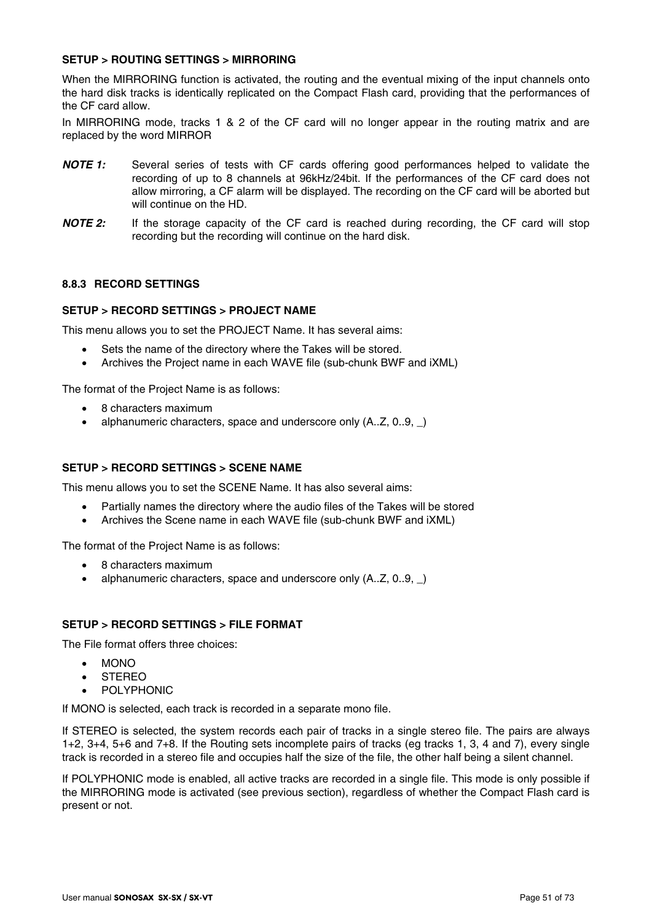**SETUP > ROUTING SETTINGS > MIRRORING**

When the MIRRORING function is activated, the routing and the eventual mixing of the input channels onto the hard disk tracks is identically replicated on the Compact Flash card, providing that the performances of the CF card allow.

In MIRRORING mode, tracks 1 & 2 of the CF card will no longer appear in the routing matrix and are replaced by the word MIRROR

***NOTE 1:*** Several series of tests with CF cards offering good performances helped to validate the recording of up to 8 channels at 96kHz/24bit. If the performances of the CF card does not allow mirroring, a CF alarm will be displayed. The recording on the CF card will be aborted but will continue on the HD.

***NOTE 2:*** If the storage capacity of the CF card is reached during recording, the CF card will stop recording but the recording will continue on the hard disk.

### 8.8.3 RECORD SETTINGS

**SETUP > RECORD SETTINGS > PROJECT NAME**

This menu allows you to set the PROJECT Name. It has several aims:

- Sets the name of the directory where the Takes will be stored.
- Archives the Project name in each WAVE file (sub-chunk BWF and iXML)

The format of the Project Name is as follows:

- 8 characters maximum
- alphanumeric characters, space and underscore only (A..Z, 0..9, _)

**SETUP > RECORD SETTINGS > SCENE NAME**

This menu allows you to set the SCENE Name. It has also several aims:

- Partially names the directory where the audio files of the Takes will be stored
- Archives the Scene name in each WAVE file (sub-chunk BWF and iXML)

The format of the Project Name is as follows:

- 8 characters maximum
- alphanumeric characters, space and underscore only (A..Z, 0..9, _)

**SETUP > RECORD SETTINGS > FILE FORMAT**

The File format offers three choices:

- MONO
- STEREO
- POLYPHONIC

If MONO is selected, each track is recorded in a separate mono file.

If STEREO is selected, the system records each pair of tracks in a single stereo file. The pairs are always 1+2, 3+4, 5+6 and 7+8. If the Routing sets incomplete pairs of tracks (eg tracks 1, 3, 4 and 7), every single track is recorded in a stereo file and occupies half the size of the file, the other half being a silent channel.

If POLYPHONIC mode is enabled, all active tracks are recorded in a single file. This mode is only possible if the MIRRORING mode is activated (see previous section), regardless of whether the Compact Flash card is present or not.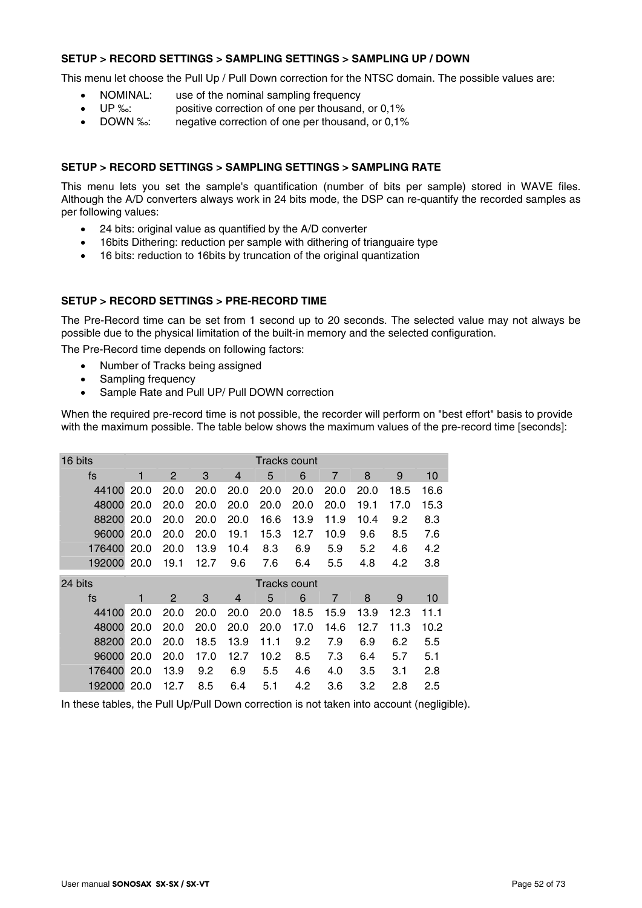### SETUP > RECORD SETTINGS > SAMPLING SETTINGS > SAMPLING UP / DOWN

This menu let choose the Pull Up / Pull Down correction for the NTSC domain. The possible values are:

- NOMINAL: use of the nominal sampling frequency
- UP ‰: positive correction of one per thousand, or 0,1%
- DOWN ‰: negative correction of one per thousand, or 0,1%

### SETUP > RECORD SETTINGS > SAMPLING SETTINGS > SAMPLING RATE

This menu lets you set the sample's quantification (number of bits per sample) stored in WAVE files. Although the A/D converters always work in 24 bits mode, the DSP can re-quantify the recorded samples as per following values:

- 24 bits: original value as quantified by the A/D converter
- 16bits Dithering: reduction per sample with dithering of trianguaire type
- 16 bits: reduction to 16bits by truncation of the original quantization

### SETUP > RECORD SETTINGS > PRE-RECORD TIME

The Pre-Record time can be set from 1 second up to 20 seconds. The selected value may not always be possible due to the physical limitation of the built-in memory and the selected configuration.

The Pre-Record time depends on following factors:

- Number of Tracks being assigned
- Sampling frequency
- Sample Rate and Pull UP/ Pull DOWN correction

When the required pre-record time is not possible, the recorder will perform on "best effort" basis to provide with the maximum possible. The table below shows the maximum values of the pre-record time [seconds]:

| 16 bits | Tracks count | | | | | | | | | |
|---|---|---|---|---|---|---|---|---|---|---|
| fs | 1 | 2 | 3 | 4 | 5 | 6 | 7 | 8 | 9 | 10 |
| 44100 | 20.0 | 20.0 | 20.0 | 20.0 | 20.0 | 20.0 | 20.0 | 20.0 | 18.5 | 16.6 |
| 48000 | 20.0 | 20.0 | 20.0 | 20.0 | 20.0 | 20.0 | 20.0 | 19.1 | 17.0 | 15.3 |
| 88200 | 20.0 | 20.0 | 20.0 | 20.0 | 16.6 | 13.9 | 11.9 | 10.4 | 9.2 | 8.3 |
| 96000 | 20.0 | 20.0 | 20.0 | 19.1 | 15.3 | 12.7 | 10.9 | 9.6 | 8.5 | 7.6 |
| 176400 | 20.0 | 20.0 | 13.9 | 10.4 | 8.3 | 6.9 | 5.9 | 5.2 | 4.6 | 4.2 |
| 192000 | 20.0 | 19.1 | 12.7 | 9.6 | 7.6 | 6.4 | 5.5 | 4.8 | 4.2 | 3.8 |

| 24 bits | Tracks count | | | | | | | | | |
|---|---|---|---|---|---|---|---|---|---|---|
| fs | 1 | 2 | 3 | 4 | 5 | 6 | 7 | 8 | 9 | 10 |
| 44100 | 20.0 | 20.0 | 20.0 | 20.0 | 20.0 | 18.5 | 15.9 | 13.9 | 12.3 | 11.1 |
| 48000 | 20.0 | 20.0 | 20.0 | 20.0 | 20.0 | 17.0 | 14.6 | 12.7 | 11.3 | 10.2 |
| 88200 | 20.0 | 20.0 | 18.5 | 13.9 | 11.1 | 9.2 | 7.9 | 6.9 | 6.2 | 5.5 |
| 96000 | 20.0 | 20.0 | 17.0 | 12.7 | 10.2 | 8.5 | 7.3 | 6.4 | 5.7 | 5.1 |
| 176400 | 20.0 | 13.9 | 9.2 | 6.9 | 5.5 | 4.6 | 4.0 | 3.5 | 3.1 | 2.8 |
| 192000 | 20.0 | 12.7 | 8.5 | 6.4 | 5.1 | 4.2 | 3.6 | 3.2 | 2.8 | 2.5 |

In these tables, the Pull Up/Pull Down correction is not taken into account (negligible).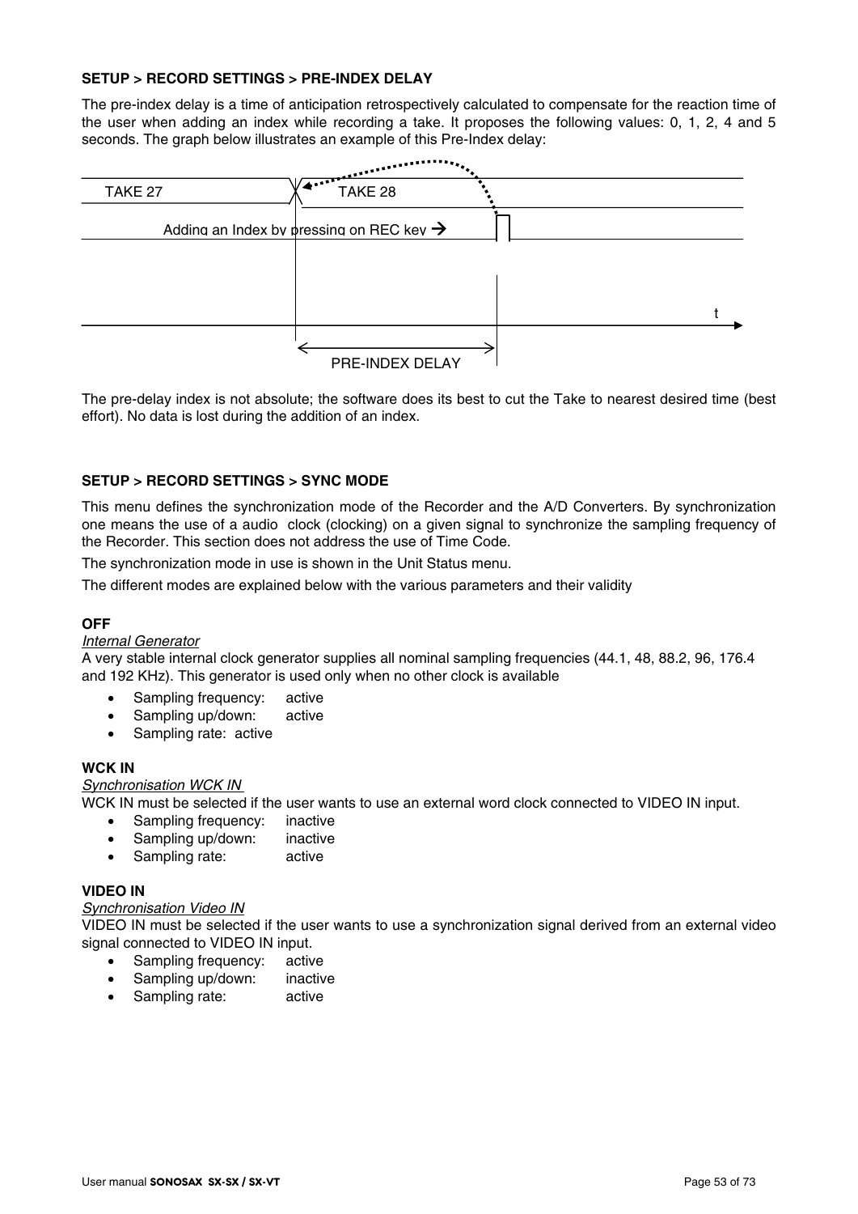**SETUP > RECORD SETTINGS > PRE-INDEX DELAY**

The pre-index delay is a time of anticipation retrospectively calculated to compensate for the reaction time of the user when adding an index while recording a take. It proposes the following values: 0, 1, 2, 4 and 5 seconds. The graph below illustrates an example of this Pre-Index delay:

TAKE 27 TAKE 28

Adding an Index by pressing on REC key →

t

PRE-INDEX DELAY

The pre-delay index is not absolute; the software does its best to cut the Take to nearest desired time (best effort). No data is lost during the addition of an index.

**SETUP > RECORD SETTINGS > SYNC MODE**

This menu defines the synchronization mode of the Recorder and the A/D Converters. By synchronization one means the use of a audio clock (clocking) on a given signal to synchronize the sampling frequency of the Recorder. This section does not address the use of Time Code.

The synchronization mode in use is shown in the Unit Status menu.

The different modes are explained below with the various parameters and their validity

**OFF**

*Internal Generator*

A very stable internal clock generator supplies all nominal sampling frequencies (44.1, 48, 88.2, 96, 176.4 and 192 KHz). This generator is used only when no other clock is available

- Sampling frequency: active
- Sampling up/down: active
- Sampling rate: active

**WCK IN**

*Synchronisation WCK IN*

WCK IN must be selected if the user wants to use an external word clock connected to VIDEO IN input.

- Sampling frequency: inactive
- Sampling up/down: inactive
- Sampling rate: active

**VIDEO IN**

*Synchronisation Video IN*

VIDEO IN must be selected if the user wants to use a synchronization signal derived from an external video signal connected to VIDEO IN input.

- Sampling frequency: active
- Sampling up/down: inactive
- Sampling rate: active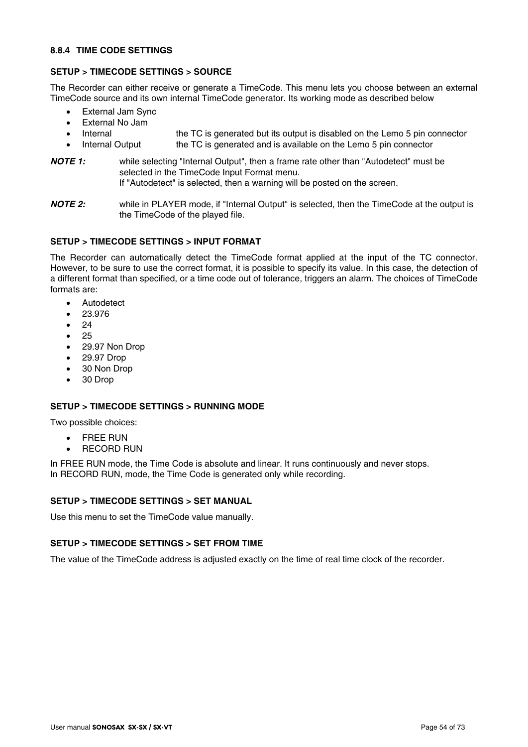### 8.8.4 TIME CODE SETTINGS

**SETUP > TIMECODE SETTINGS > SOURCE**

The Recorder can either receive or generate a TimeCode. This menu lets you choose between an external TimeCode source and its own internal TimeCode generator. Its working mode as described below

- External Jam Sync
- External No Jam
- Internal — the TC is generated but its output is disabled on the Lemo 5 pin connector
- Internal Output — the TC is generated and is available on the Lemo 5 pin connector

***NOTE 1:*** while selecting "Internal Output", then a frame rate other than "Autodetect" must be selected in the TimeCode Input Format menu.
If "Autodetect" is selected, then a warning will be posted on the screen.

***NOTE 2:*** while in PLAYER mode, if "Internal Output" is selected, then the TimeCode at the output is the TimeCode of the played file.

**SETUP > TIMECODE SETTINGS > INPUT FORMAT**

The Recorder can automatically detect the TimeCode format applied at the input of the TC connector. However, to be sure to use the correct format, it is possible to specify its value. In this case, the detection of a different format than specified, or a time code out of tolerance, triggers an alarm. The choices of TimeCode formats are:

- Autodetect
- 23.976
- 24
- 25
- 29.97 Non Drop
- 29.97 Drop
- 30 Non Drop
- 30 Drop

**SETUP > TIMECODE SETTINGS > RUNNING MODE**

Two possible choices:

- FREE RUN
- RECORD RUN

In FREE RUN mode, the Time Code is absolute and linear. It runs continuously and never stops.
In RECORD RUN, mode, the Time Code is generated only while recording.

**SETUP > TIMECODE SETTINGS > SET MANUAL**

Use this menu to set the TimeCode value manually.

**SETUP > TIMECODE SETTINGS > SET FROM TIME**

The value of the TimeCode address is adjusted exactly on the time of real time clock of the recorder.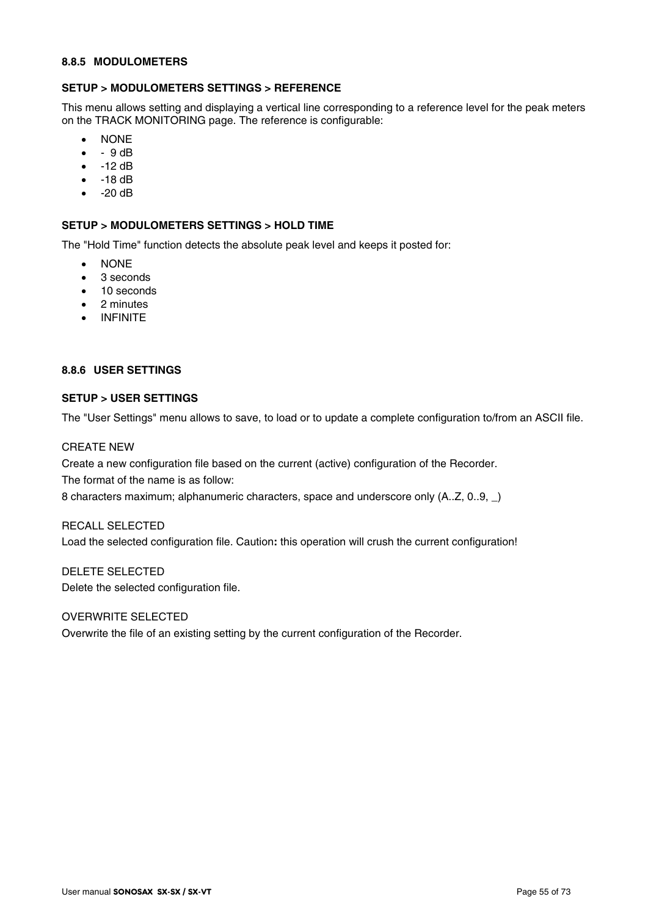### 8.8.5 MODULOMETERS

**SETUP > MODULOMETERS SETTINGS > REFERENCE**

This menu allows setting and displaying a vertical line corresponding to a reference level for the peak meters on the TRACK MONITORING page. The reference is configurable:

- NONE
- -  9 dB
- -12 dB
- -18 dB
- -20 dB

**SETUP > MODULOMETERS SETTINGS > HOLD TIME**

The "Hold Time" function detects the absolute peak level and keeps it posted for:

- NONE
- 3 seconds
- 10 seconds
- 2 minutes
- INFINITE

### 8.8.6 USER SETTINGS

**SETUP > USER SETTINGS**

The "User Settings" menu allows to save, to load or to update a complete configuration to/from an ASCII file.

CREATE NEW
Create a new configuration file based on the current (active) configuration of the Recorder.
The format of the name is as follow:
8 characters maximum; alphanumeric characters, space and underscore only (A..Z, 0..9, _)

RECALL SELECTED
Load the selected configuration file. Caution**:** this operation will crush the current configuration!

DELETE SELECTED
Delete the selected configuration file.

OVERWRITE SELECTED
Overwrite the file of an existing setting by the current configuration of the Recorder.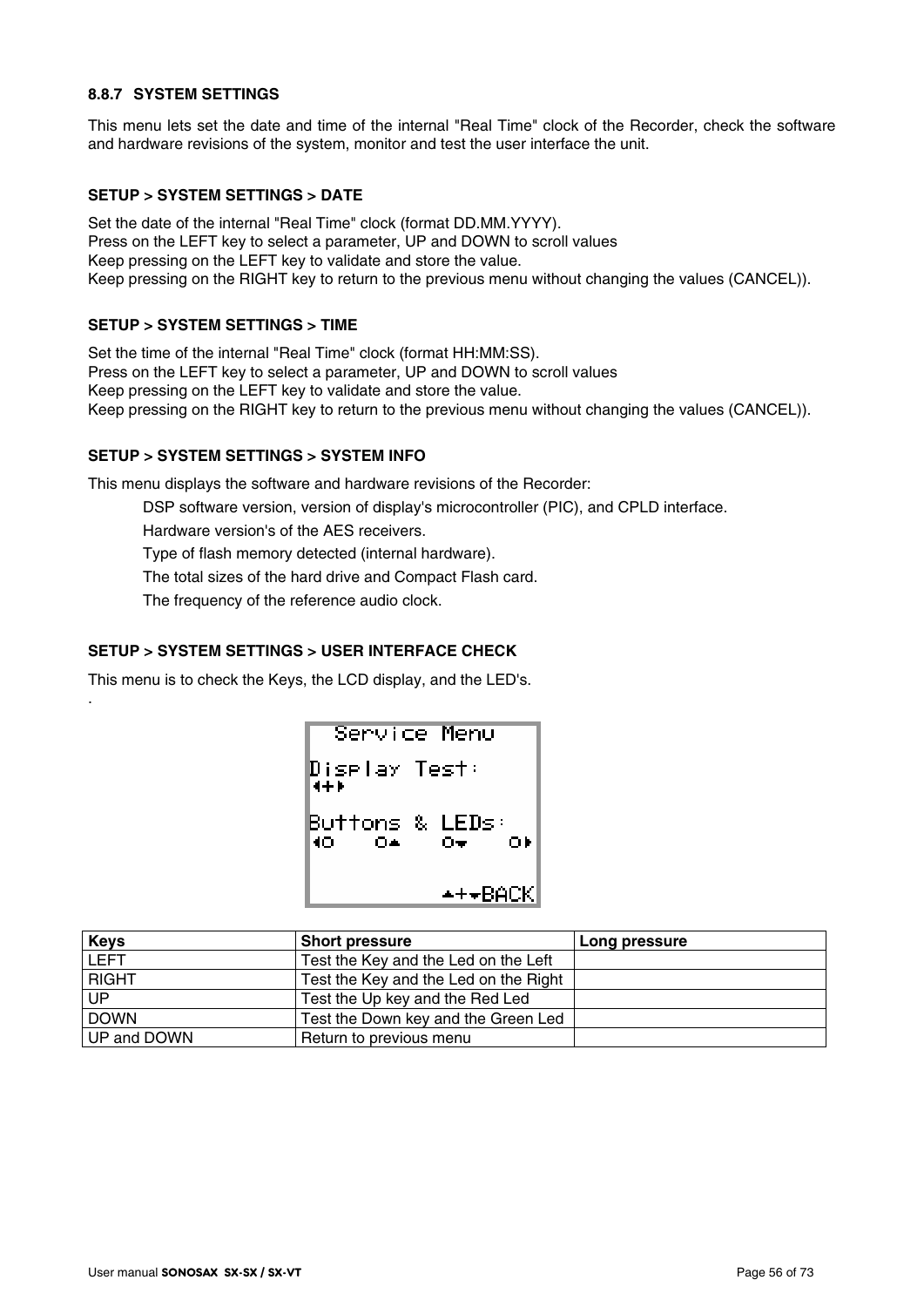### 8.8.7 SYSTEM SETTINGS

This menu lets set the date and time of the internal "Real Time" clock of the Recorder, check the software and hardware revisions of the system, monitor and test the user interface the unit.

**SETUP > SYSTEM SETTINGS > DATE**

Set the date of the internal "Real Time" clock (format DD.MM.YYYY).
Press on the LEFT key to select a parameter, UP and DOWN to scroll values
Keep pressing on the LEFT key to validate and store the value.
Keep pressing on the RIGHT key to return to the previous menu without changing the values (CANCEL)).

**SETUP > SYSTEM SETTINGS > TIME**

Set the time of the internal "Real Time" clock (format HH:MM:SS).
Press on the LEFT key to select a parameter, UP and DOWN to scroll values
Keep pressing on the LEFT key to validate and store the value.
Keep pressing on the RIGHT key to return to the previous menu without changing the values (CANCEL)).

**SETUP > SYSTEM SETTINGS > SYSTEM INFO**

This menu displays the software and hardware revisions of the Recorder:

DSP software version, version of display's microcontroller (PIC), and CPLD interface.
Hardware version's of the AES receivers.
Type of flash memory detected (internal hardware).
The total sizes of the hard drive and Compact Flash card.
The frequency of the reference audio clock.

**SETUP > SYSTEM SETTINGS > USER INTERFACE CHECK**

This menu is to check the Keys, the LCD display, and the LED's.
.

```
  Service Menu

Display Test:
◄+►

Buttons & LEDs:
◄O    O▲    O▼    O►

            ▲+▼BACK
```

| Keys | Short pressure | Long pressure |
|---|---|---|
| LEFT | Test the Key and the Led on the Left | |
| RIGHT | Test the Key and the Led on the Right | |
| UP | Test the Up key and the Red Led | |
| DOWN | Test the Down key and the Green Led | |
| UP and DOWN | Return to previous menu | |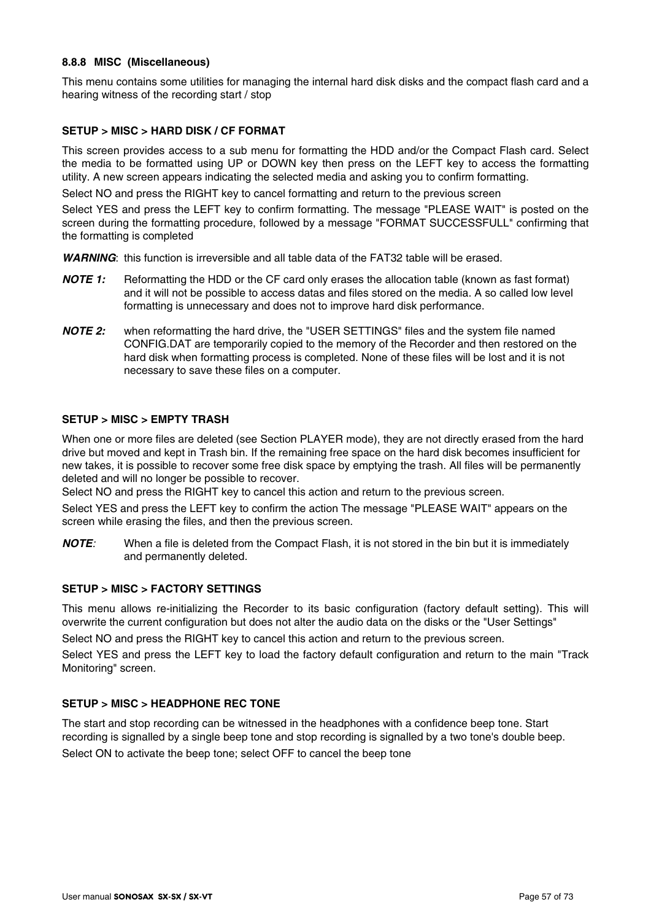### 8.8.8 MISC (Miscellaneous)

This menu contains some utilities for managing the internal hard disk disks and the compact flash card and a hearing witness of the recording start / stop

**SETUP > MISC > HARD DISK / CF FORMAT**

This screen provides access to a sub menu for formatting the HDD and/or the Compact Flash card. Select the media to be formatted using UP or DOWN key then press on the LEFT key to access the formatting utility. A new screen appears indicating the selected media and asking you to confirm formatting.

Select NO and press the RIGHT key to cancel formatting and return to the previous screen

Select YES and press the LEFT key to confirm formatting. The message "PLEASE WAIT" is posted on the screen during the formatting procedure, followed by a message "FORMAT SUCCESSFULL" confirming that the formatting is completed

***WARNING***: this function is irreversible and all table data of the FAT32 table will be erased.

***NOTE 1:*** Reformatting the HDD or the CF card only erases the allocation table (known as fast format) and it will not be possible to access datas and files stored on the media. A so called low level formatting is unnecessary and does not to improve hard disk performance.

***NOTE 2:*** when reformatting the hard drive, the "USER SETTINGS" files and the system file named CONFIG.DAT are temporarily copied to the memory of the Recorder and then restored on the hard disk when formatting process is completed. None of these files will be lost and it is not necessary to save these files on a computer.

**SETUP > MISC > EMPTY TRASH**

When one or more files are deleted (see Section PLAYER mode), they are not directly erased from the hard drive but moved and kept in Trash bin. If the remaining free space on the hard disk becomes insufficient for new takes, it is possible to recover some free disk space by emptying the trash. All files will be permanently deleted and will no longer be possible to recover.
Select NO and press the RIGHT key to cancel this action and return to the previous screen.

Select YES and press the LEFT key to confirm the action The message "PLEASE WAIT" appears on the screen while erasing the files, and then the previous screen.

***NOTE:*** When a file is deleted from the Compact Flash, it is not stored in the bin but it is immediately and permanently deleted.

**SETUP > MISC > FACTORY SETTINGS**

This menu allows re-initializing the Recorder to its basic configuration (factory default setting). This will overwrite the current configuration but does not alter the audio data on the disks or the "User Settings"

Select NO and press the RIGHT key to cancel this action and return to the previous screen.

Select YES and press the LEFT key to load the factory default configuration and return to the main "Track Monitoring" screen.

**SETUP > MISC > HEADPHONE REC TONE**

The start and stop recording can be witnessed in the headphones with a confidence beep tone. Start recording is signalled by a single beep tone and stop recording is signalled by a two tone's double beep.

Select ON to activate the beep tone; select OFF to cancel the beep tone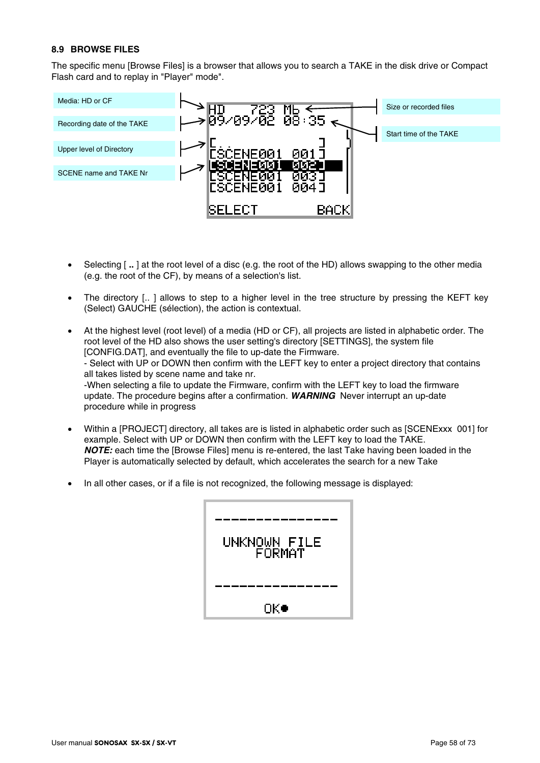### 8.9 BROWSE FILES

The specific menu [Browse Files] is a browser that allows you to search a TAKE in the disk drive or Compact Flash card and to replay in "Player" mode".

Media: HD or CF

Recording date of the TAKE

Upper level of Directory

SCENE name and TAKE Nr

Size or recorded files

Start time of the TAKE

```
HD    723 Mb
09/09/02 08:35
[..          ]
[SCENE001  001]
[SCENE001  002]
[SCENE001  003]
[SCENE001  004]

SELECT       BACK
```

- Selecting [ **..** ] at the root level of a disc (e.g. the root of the HD) allows swapping to the other media (e.g. the root of the CF), by means of a selection's list.
- The directory [.. ] allows to step to a higher level in the tree structure by pressing the KEFT key (Select) GAUCHE (sélection), the action is contextual.
- At the highest level (root level) of a media (HD or CF), all projects are listed in alphabetic order. The root level of the HD also shows the user setting's directory [SETTINGS], the system file [CONFIG.DAT], and eventually the file to up-date the Firmware.
  - Select with UP or DOWN then confirm with the LEFT key to enter a project directory that contains all takes listed by scene name and take nr.
  -When selecting a file to update the Firmware, confirm with the LEFT key to load the firmware update. The procedure begins after a confirmation. ***WARNING*** Never interrupt an up-date procedure while in progress
- Within a [PROJECT] directory, all takes are is listed in alphabetic order such as [SCENExxx 001] for example. Select with UP or DOWN then confirm with the LEFT key to load the TAKE.
  ***NOTE:*** each time the [Browse Files] menu is re-entered, the last Take having been loaded in the Player is automatically selected by default, which accelerates the search for a new Take
- In all other cases, or if a file is not recognized, the following message is displayed:

```
---------------
 UNKNOWN FILE
    FORMAT
---------------
      OK●
```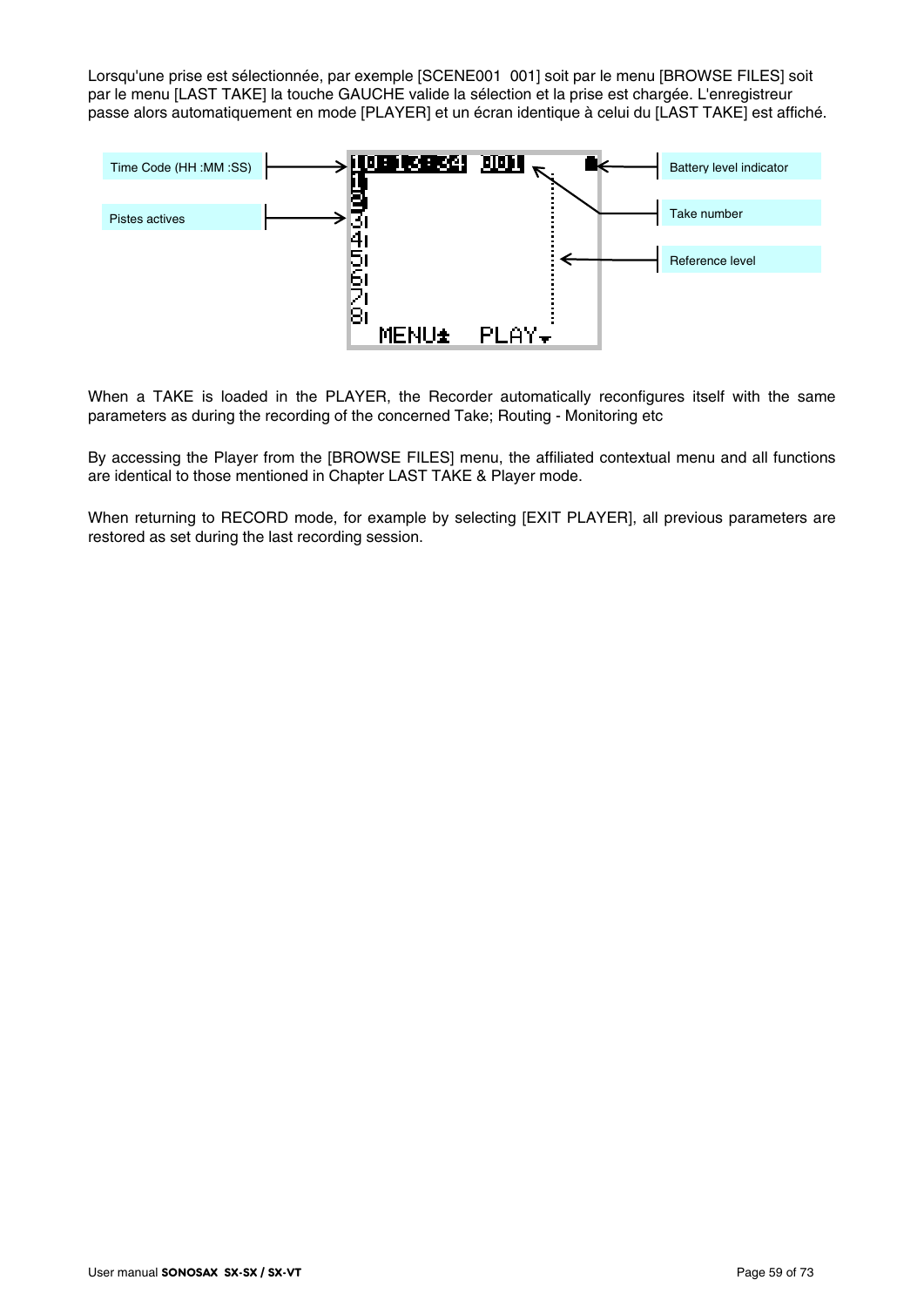Lorsqu'une prise est sélectionnée, par exemple [SCENE001  001] soit par le menu [BROWSE FILES] soit par le menu [LAST TAKE] la touche GAUCHE valide la sélection et la prise est chargée. L'enregistreur passe alors automatiquement en mode [PLAYER] et un écran identique à celui du [LAST TAKE] est affiché.

Time Code (HH :MM :SS)

Pistes actives

Battery level indicator

Take number

Reference level

When a TAKE is loaded in the PLAYER, the Recorder automatically reconfigures itself with the same parameters as during the recording of the concerned Take; Routing - Monitoring etc

By accessing the Player from the [BROWSE FILES] menu, the affiliated contextual menu and all functions are identical to those mentioned in Chapter LAST TAKE & Player mode.

When returning to RECORD mode, for example by selecting [EXIT PLAYER], all previous parameters are restored as set during the last recording session.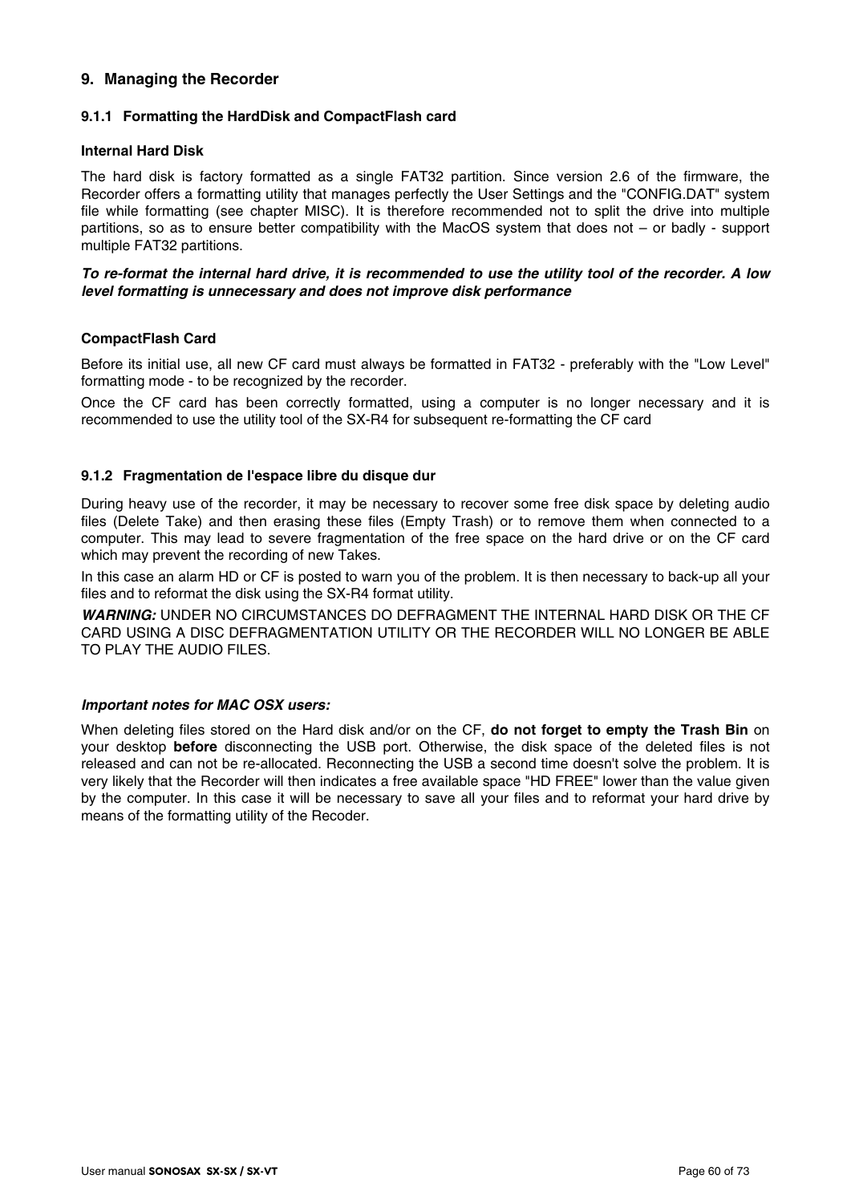## 9. Managing the Recorder

### 9.1.1 Formatting the HardDisk and CompactFlash card

**Internal Hard Disk**

The hard disk is factory formatted as a single FAT32 partition. Since version 2.6 of the firmware, the Recorder offers a formatting utility that manages perfectly the User Settings and the "CONFIG.DAT" system file while formatting (see chapter MISC). It is therefore recommended not to split the drive into multiple partitions, so as to ensure better compatibility with the MacOS system that does not – or badly - support multiple FAT32 partitions.

***To re-format the internal hard drive, it is recommended to use the utility tool of the recorder. A low level formatting is unnecessary and does not improve disk performance***

**CompactFlash Card**

Before its initial use, all new CF card must always be formatted in FAT32 - preferably with the "Low Level" formatting mode - to be recognized by the recorder.

Once the CF card has been correctly formatted, using a computer is no longer necessary and it is recommended to use the utility tool of the SX-R4 for subsequent re-formatting the CF card

### 9.1.2 Fragmentation de l'espace libre du disque dur

During heavy use of the recorder, it may be necessary to recover some free disk space by deleting audio files (Delete Take) and then erasing these files (Empty Trash) or to remove them when connected to a computer. This may lead to severe fragmentation of the free space on the hard drive or on the CF card which may prevent the recording of new Takes.

In this case an alarm HD or CF is posted to warn you of the problem. It is then necessary to back-up all your files and to reformat the disk using the SX-R4 format utility.

***WARNING:*** UNDER NO CIRCUMSTANCES DO DEFRAGMENT THE INTERNAL HARD DISK OR THE CF CARD USING A DISC DEFRAGMENTATION UTILITY OR THE RECORDER WILL NO LONGER BE ABLE TO PLAY THE AUDIO FILES.

***Important notes for MAC OSX users:***

When deleting files stored on the Hard disk and/or on the CF, **do not forget to empty the Trash Bin** on your desktop **before** disconnecting the USB port. Otherwise, the disk space of the deleted files is not released and can not be re-allocated. Reconnecting the USB a second time doesn't solve the problem. It is very likely that the Recorder will then indicates a free available space "HD FREE" lower than the value given by the computer. In this case it will be necessary to save all your files and to reformat your hard drive by means of the formatting utility of the Recoder.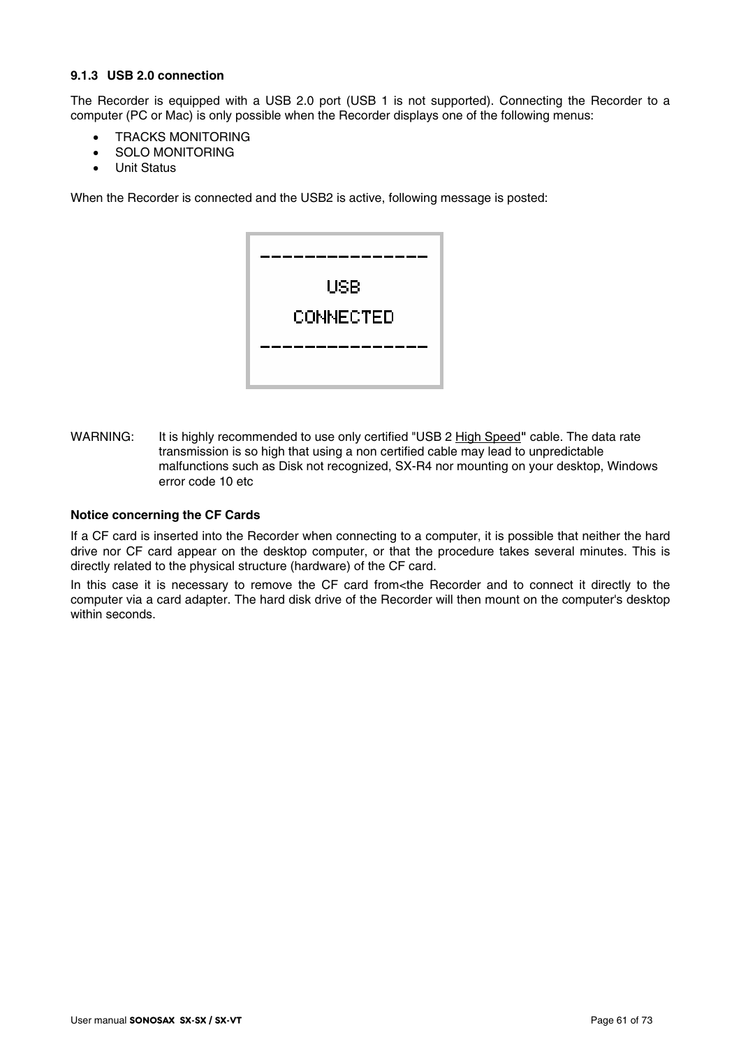### 9.1.3 USB 2.0 connection

The Recorder is equipped with a USB 2.0 port (USB 1 is not supported). Connecting the Recorder to a computer (PC or Mac) is only possible when the Recorder displays one of the following menus:

- TRACKS MONITORING
- SOLO MONITORING
- Unit Status

When the Recorder is connected and the USB2 is active, following message is posted:

```
--------------
      USB
   CONNECTED
--------------
```

WARNING: It is highly recommended to use only certified "USB 2 High Speed" cable. The data rate transmission is so high that using a non certified cable may lead to unpredictable malfunctions such as Disk not recognized, SX-R4 nor mounting on your desktop, Windows error code 10 etc

**Notice concerning the CF Cards**

If a CF card is inserted into the Recorder when connecting to a computer, it is possible that neither the hard drive nor CF card appear on the desktop computer, or that the procedure takes several minutes. This is directly related to the physical structure (hardware) of the CF card.

In this case it is necessary to remove the CF card from<the Recorder and to connect it directly to the computer via a card adapter. The hard disk drive of the Recorder will then mount on the computer's desktop within seconds.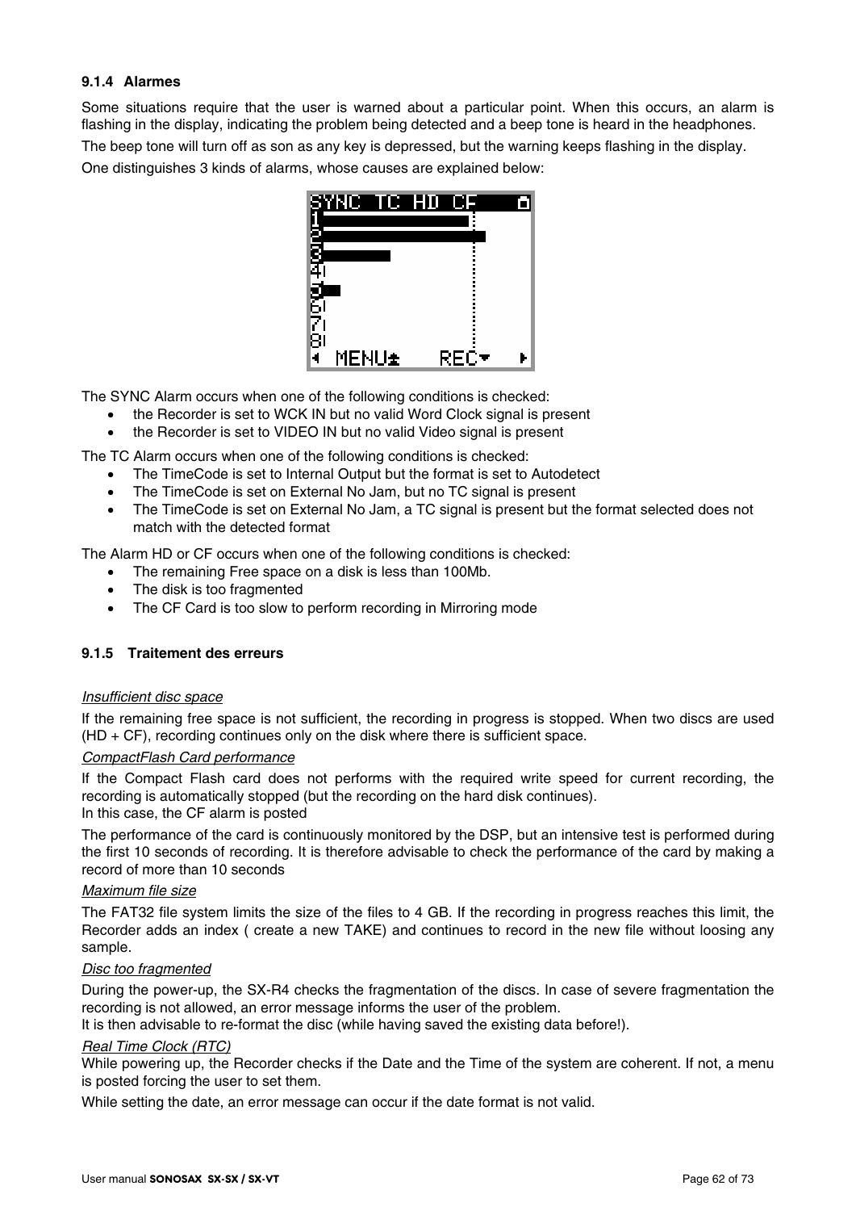### 9.1.4 Alarmes

Some situations require that the user is warned about a particular point. When this occurs, an alarm is flashing in the display, indicating the problem being detected and a beep tone is heard in the headphones.

The beep tone will turn off as son as any key is depressed, but the warning keeps flashing in the display.

One distinguishes 3 kinds of alarms, whose causes are explained below:

The SYNC Alarm occurs when one of the following conditions is checked:

- the Recorder is set to WCK IN but no valid Word Clock signal is present
- the Recorder is set to VIDEO IN but no valid Video signal is present

The TC Alarm occurs when one of the following conditions is checked:

- The TimeCode is set to Internal Output but the format is set to Autodetect
- The TimeCode is set on External No Jam, but no TC signal is present
- The TimeCode is set on External No Jam, a TC signal is present but the format selected does not match with the detected format

The Alarm HD or CF occurs when one of the following conditions is checked:

- The remaining Free space on a disk is less than 100Mb.
- The disk is too fragmented
- The CF Card is too slow to perform recording in Mirroring mode

### 9.1.5 Traitement des erreurs

*Insufficient disc space*

If the remaining free space is not sufficient, the recording in progress is stopped. When two discs are used (HD + CF), recording continues only on the disk where there is sufficient space.

*CompactFlash Card performance*

If the Compact Flash card does not performs with the required write speed for current recording, the recording is automatically stopped (but the recording on the hard disk continues).
In this case, the CF alarm is posted

The performance of the card is continuously monitored by the DSP, but an intensive test is performed during the first 10 seconds of recording. It is therefore advisable to check the performance of the card by making a record of more than 10 seconds

*Maximum file size*

The FAT32 file system limits the size of the files to 4 GB. If the recording in progress reaches this limit, the Recorder adds an index ( create a new TAKE) and continues to record in the new file without loosing any sample.

*Disc too fragmented*

During the power-up, the SX-R4 checks the fragmentation of the discs. In case of severe fragmentation the recording is not allowed, an error message informs the user of the problem.
It is then advisable to re-format the disc (while having saved the existing data before!).

*Real Time Clock (RTC)*

While powering up, the Recorder checks if the Date and the Time of the system are coherent. If not, a menu is posted forcing the user to set them.

While setting the date, an error message can occur if the date format is not valid.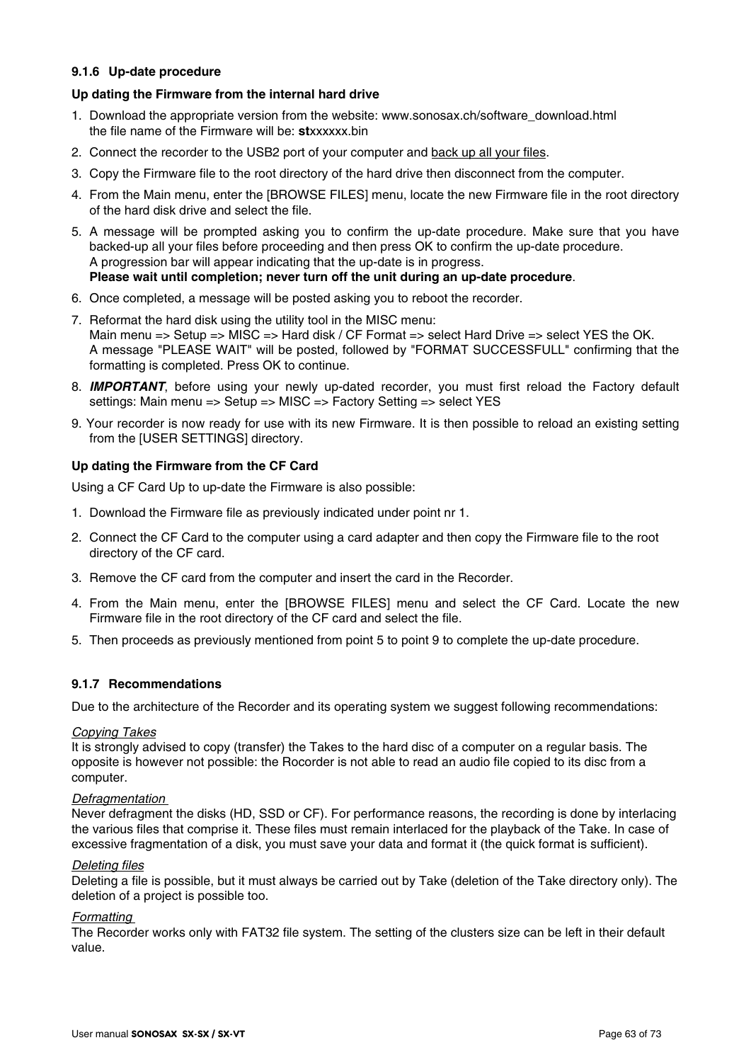### 9.1.6 Up-date procedure

**Up dating the Firmware from the internal hard drive**

1. Download the appropriate version from the website: www.sonosax.ch/software_download.html
   the file name of the Firmware will be: **st**xxxxxx.bin
2. Connect the recorder to the USB2 port of your computer and back up all your files.
3. Copy the Firmware file to the root directory of the hard drive then disconnect from the computer.
4. From the Main menu, enter the [BROWSE FILES] menu, locate the new Firmware file in the root directory of the hard disk drive and select the file.
5. A message will be prompted asking you to confirm the up-date procedure. Make sure that you have backed-up all your files before proceeding and then press OK to confirm the up-date procedure.
   A progression bar will appear indicating that the up-date is in progress.
   **Please wait until completion; never turn off the unit during an up-date procedure**.
6. Once completed, a message will be posted asking you to reboot the recorder.
7. Reformat the hard disk using the utility tool in the MISC menu:
   Main menu => Setup => MISC => Hard disk / CF Format => select Hard Drive => select YES the OK.
   A message "PLEASE WAIT" will be posted, followed by "FORMAT SUCCESSFULL" confirming that the formatting is completed. Press OK to continue.
8. ***IMPORTANT***, before using your newly up-dated recorder, you must first reload the Factory default settings: Main menu => Setup => MISC => Factory Setting => select YES
9. Your recorder is now ready for use with its new Firmware. It is then possible to reload an existing setting from the [USER SETTINGS] directory.

**Up dating the Firmware from the CF Card**

Using a CF Card Up to up-date the Firmware is also possible:

1. Download the Firmware file as previously indicated under point nr 1.
2. Connect the CF Card to the computer using a card adapter and then copy the Firmware file to the root directory of the CF card.
3. Remove the CF card from the computer and insert the card in the Recorder.
4. From the Main menu, enter the [BROWSE FILES] menu and select the CF Card. Locate the new Firmware file in the root directory of the CF card and select the file.
5. Then proceeds as previously mentioned from point 5 to point 9 to complete the up-date procedure.

### 9.1.7 Recommendations

Due to the architecture of the Recorder and its operating system we suggest following recommendations:

*Copying Takes*
It is strongly advised to copy (transfer) the Takes to the hard disc of a computer on a regular basis. The opposite is however not possible: the Rocorder is not able to read an audio file copied to its disc from a computer.

*Defragmentation*
Never defragment the disks (HD, SSD or CF). For performance reasons, the recording is done by interlacing the various files that comprise it. These files must remain interlaced for the playback of the Take. In case of excessive fragmentation of a disk, you must save your data and format it (the quick format is sufficient).

*Deleting files*
Deleting a file is possible, but it must always be carried out by Take (deletion of the Take directory only). The deletion of a project is possible too.

*Formatting*
The Recorder works only with FAT32 file system. The setting of the clusters size can be left in their default value.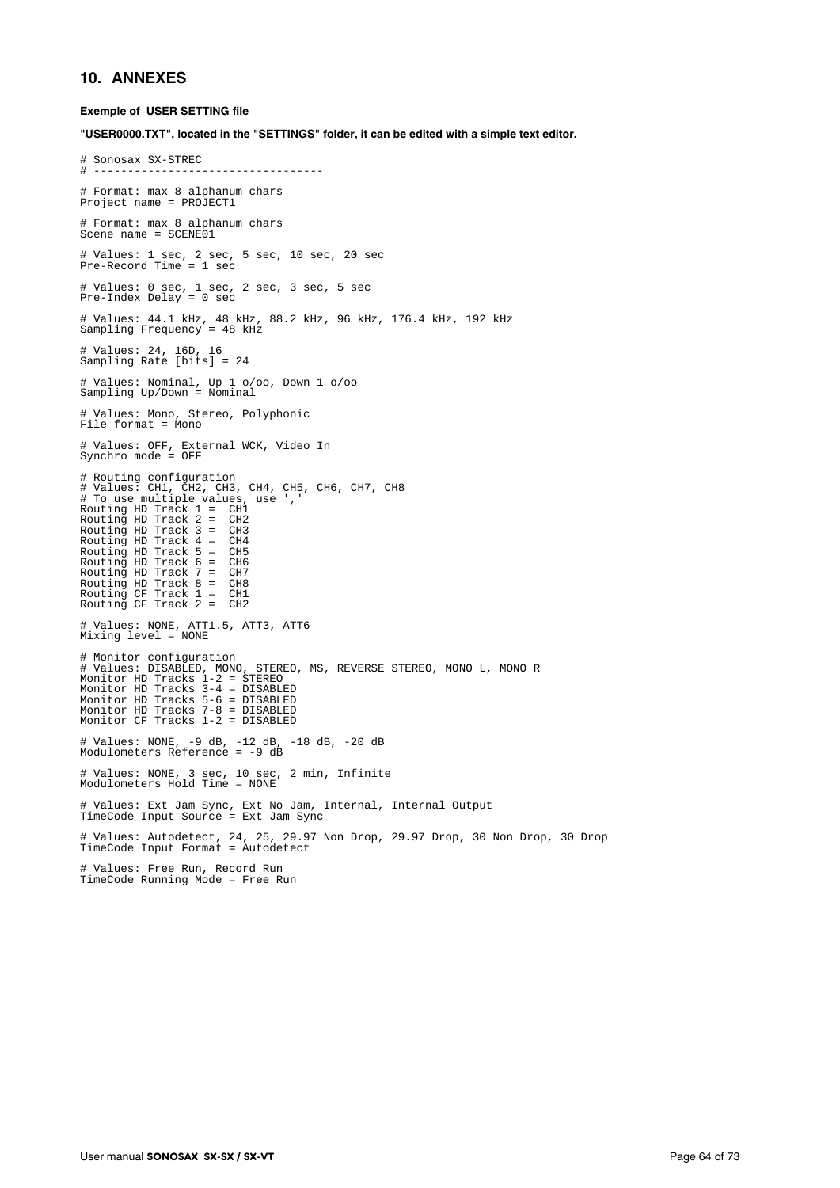## 10. ANNEXES

**Exemple of USER SETTING file**

**"USER0000.TXT", located in the "SETTINGS" folder, it can be edited with a simple text editor.**

```
# Sonosax SX-STREC
# ----------------------------------

# Format: max 8 alphanum chars
Project name = PROJECT1

# Format: max 8 alphanum chars
Scene name = SCENE01

# Values: 1 sec, 2 sec, 5 sec, 10 sec, 20 sec
Pre-Record Time = 1 sec

# Values: 0 sec, 1 sec, 2 sec, 3 sec, 5 sec
Pre-Index Delay = 0 sec

# Values: 44.1 kHz, 48 kHz, 88.2 kHz, 96 kHz, 176.4 kHz, 192 kHz
Sampling Frequency = 48 kHz

# Values: 24, 16D, 16
Sampling Rate [bits] = 24

# Values: Nominal, Up 1 o/oo, Down 1 o/oo
Sampling Up/Down = Nominal

# Values: Mono, Stereo, Polyphonic
File format = Mono

# Values: OFF, External WCK, Video In
Synchro mode = OFF

# Routing configuration
# Values: CH1, CH2, CH3, CH4, CH5, CH6, CH7, CH8
# To use multiple values, use ','
Routing HD Track 1 =  CH1
Routing HD Track 2 =  CH2
Routing HD Track 3 =  CH3
Routing HD Track 4 =  CH4
Routing HD Track 5 =  CH5
Routing HD Track 6 =  CH6
Routing HD Track 7 =  CH7
Routing HD Track 8 =  CH8
Routing CF Track 1 =  CH1
Routing CF Track 2 =  CH2

# Values: NONE, ATT1.5, ATT3, ATT6
Mixing level = NONE

# Monitor configuration
# Values: DISABLED, MONO, STEREO, MS, REVERSE STEREO, MONO L, MONO R
Monitor HD Tracks 1-2 = STEREO
Monitor HD Tracks 3-4 = DISABLED
Monitor HD Tracks 5-6 = DISABLED
Monitor HD Tracks 7-8 = DISABLED
Monitor CF Tracks 1-2 = DISABLED

# Values: NONE, -9 dB, -12 dB, -18 dB, -20 dB
Modulometers Reference = -9 dB

# Values: NONE, 3 sec, 10 sec, 2 min, Infinite
Modulometers Hold Time = NONE

# Values: Ext Jam Sync, Ext No Jam, Internal, Internal Output
TimeCode Input Source = Ext Jam Sync

# Values: Autodetect, 24, 25, 29.97 Non Drop, 29.97 Drop, 30 Non Drop, 30 Drop
TimeCode Input Format = Autodetect

# Values: Free Run, Record Run
TimeCode Running Mode = Free Run
```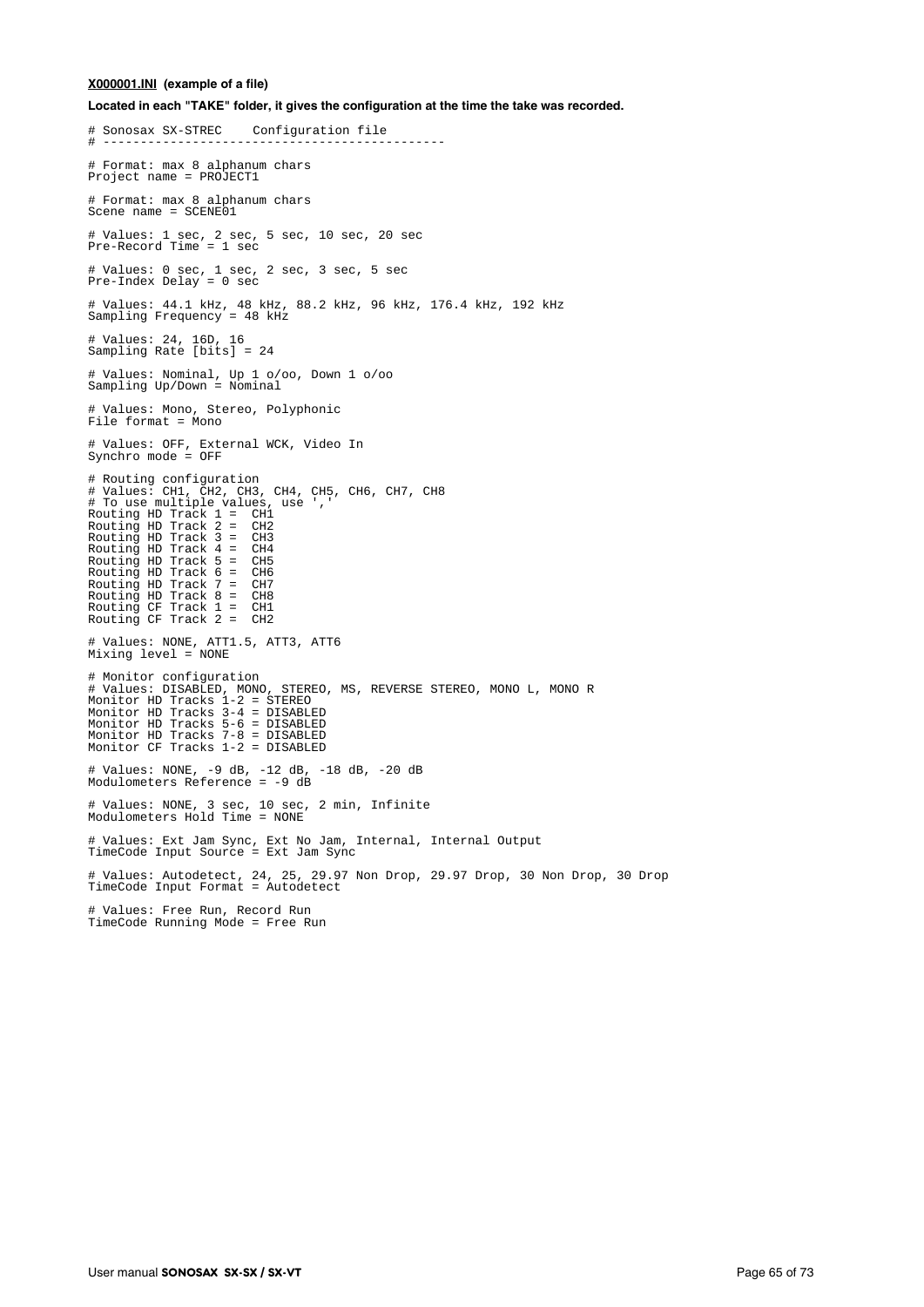**X000001.INI (example of a file)**

**Located in each "TAKE" folder, it gives the configuration at the time the take was recorded.**

```
# Sonosax SX-STREC    Configuration file
# ---------------------------------------------

# Format: max 8 alphanum chars
Project name = PROJECT1

# Format: max 8 alphanum chars
Scene name = SCENE01

# Values: 1 sec, 2 sec, 5 sec, 10 sec, 20 sec
Pre-Record Time = 1 sec

# Values: 0 sec, 1 sec, 2 sec, 3 sec, 5 sec
Pre-Index Delay = 0 sec

# Values: 44.1 kHz, 48 kHz, 88.2 kHz, 96 kHz, 176.4 kHz, 192 kHz
Sampling Frequency = 48 kHz

# Values: 24, 16D, 16
Sampling Rate [bits] = 24

# Values: Nominal, Up 1 o/oo, Down 1 o/oo
Sampling Up/Down = Nominal

# Values: Mono, Stereo, Polyphonic
File format = Mono

# Values: OFF, External WCK, Video In
Synchro mode = OFF

# Routing configuration
# Values: CH1, CH2, CH3, CH4, CH5, CH6, CH7, CH8
# To use multiple values, use ','
Routing HD Track 1 =  CH1
Routing HD Track 2 =  CH2
Routing HD Track 3 =  CH3
Routing HD Track 4 =  CH4
Routing HD Track 5 =  CH5
Routing HD Track 6 =  CH6
Routing HD Track 7 =  CH7
Routing HD Track 8 =  CH8
Routing CF Track 1 =  CH1
Routing CF Track 2 =  CH2

# Values: NONE, ATT1.5, ATT3, ATT6
Mixing level = NONE

# Monitor configuration
# Values: DISABLED, MONO, STEREO, MS, REVERSE STEREO, MONO L, MONO R
Monitor HD Tracks 1-2 = STEREO
Monitor HD Tracks 3-4 = DISABLED
Monitor HD Tracks 5-6 = DISABLED
Monitor HD Tracks 7-8 = DISABLED
Monitor CF Tracks 1-2 = DISABLED

# Values: NONE, -9 dB, -12 dB, -18 dB, -20 dB
Modulometers Reference = -9 dB

# Values: NONE, 3 sec, 10 sec, 2 min, Infinite
Modulometers Hold Time = NONE

# Values: Ext Jam Sync, Ext No Jam, Internal, Internal Output
TimeCode Input Source = Ext Jam Sync

# Values: Autodetect, 24, 25, 29.97 Non Drop, 29.97 Drop, 30 Non Drop, 30 Drop
TimeCode Input Format = Autodetect

# Values: Free Run, Record Run
TimeCode Running Mode = Free Run
```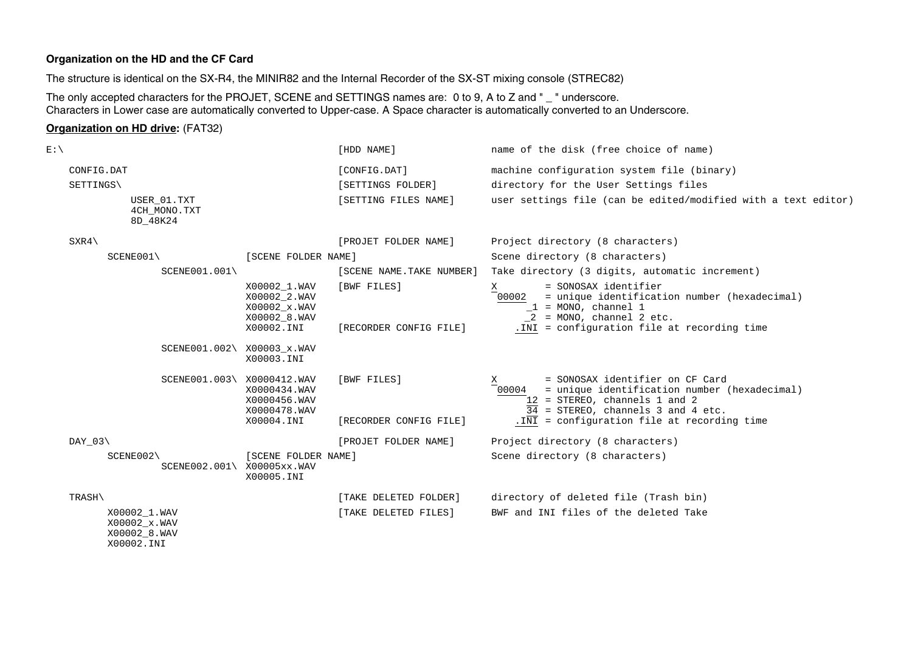**Organization on the HD and the CF Card**

The structure is identical on the SX-R4, the MINIR82 and the Internal Recorder of the SX-ST mixing console (STREC82)

The only accepted characters for the PROJET, SCENE and SETTINGS names are: 0 to 9, A to Z and " _ " underscore.
Characters in Lower case are automatically converted to Upper-case. A Space character is automatically converted to an Underscore.

**Organization on HD drive:** (FAT32)

```
E:\                                              [HDD NAME]                  name of the disk (free choice of name)

    CONFIG.DAT                                   [CONFIG.DAT]                machine configuration system file (binary)
    SETTINGS\                                    [SETTINGS FOLDER]           directory for the User Settings files
              USER_01.TXT                        [SETTING FILES NAME]        user settings file (can be edited/modified with a text editor)
              4CH_MONO.TXT
              8D_48K24

    SXR4\                                        [PROJET FOLDER NAME]        Project directory (8 characters)
          SCENE001\             [SCENE FOLDER NAME]                          Scene directory (8 characters)
                   SCENE001.001\                 [SCENE NAME.TAKE NUMBER]    Take directory (3 digits, automatic increment)
                                X00002_1.WAV     [BWF FILES]                 X        = SONOSAX identifier
                                X00002_2.WAV                                 00002    = unique identification number (hexadecimal)
                                X00002_x.WAV                                       _1 = MONO, channel 1
                                X00002_8.WAV                                       _2 = MONO, channel 2 etc.
                                X00002.INI       [RECORDER CONFIG FILE]          .INI = configuration file at recording time

                   SCENE001.002\ X00003_x.WAV
                                X00003.INI

                   SCENE001.003\ X0000412.WAV    [BWF FILES]                 X        = SONOSAX identifier on CF Card
                                X0000434.WAV                                 00004    = unique identification number (hexadecimal)
                                X0000456.WAV                                       12 = STEREO, channels 1 and 2
                                X0000478.WAV                                       34 = STEREO, channels 3 and 4 etc.
                                X00004.INI       [RECORDER CONFIG FILE]          .INI = configuration file at recording time

    DAY_03\                                      [PROJET FOLDER NAME]        Project directory (8 characters)
          SCENE002\             [SCENE FOLDER NAME]                          Scene directory (8 characters)
                   SCENE002.001\ X00005xx.WAV
                                X00005.INI

    TRASH\                                       [TAKE DELETED FOLDER]       directory of deleted file (Trash bin)
          X00002_1.WAV                           [TAKE DELETED FILES]        BWF and INI files of the deleted Take
          X00002_x.WAV
          X00002_8.WAV
          X00002.INI
```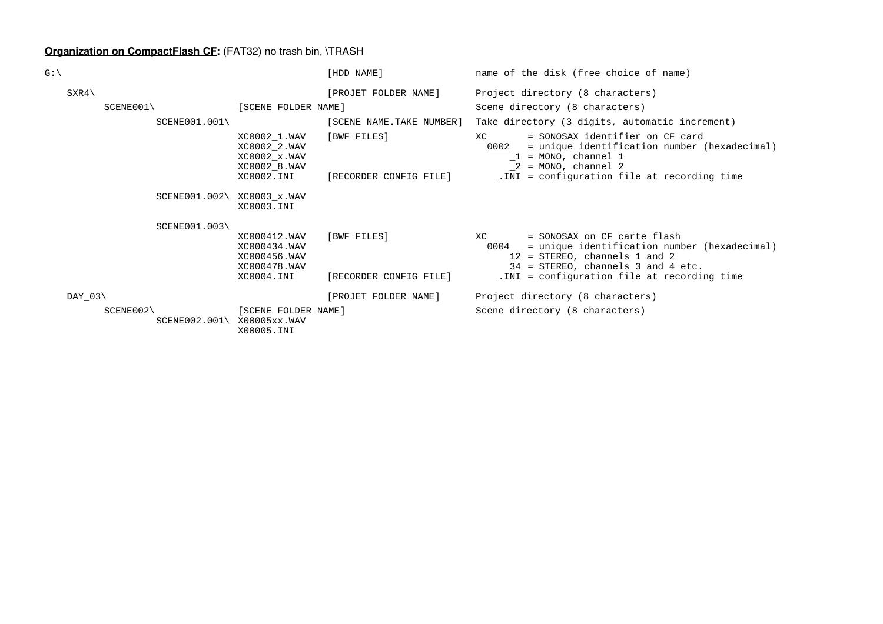**Organization on CompactFlash CF:** (FAT32) no trash bin, \TRASH

```
G:\                                           [HDD NAME]                 name of the disk (free choice of name)

   SXR4\                                      [PROJET FOLDER NAME]       Project directory (8 characters)
       SCENE001\             [SCENE FOLDER NAME]                          Scene directory (8 characters)
             SCENE001.001\                    [SCENE NAME.TAKE NUMBER]   Take directory (3 digits, automatic increment)
                             XC0002_1.WAV     [BWF FILES]                XC      = SONOSAX identifier on CF card
                             XC0002_2.WAV                                 0002   = unique identification number (hexadecimal)
                             XC0002_x.WAV                                      _1 = MONO, channel 1
                             XC0002_8.WAV                                      _2 = MONO, channel 2
                             XC0002.INI       [RECORDER CONFIG FILE]         .INI = configuration file at recording time

             SCENE001.002\   XC0003_x.WAV
                             XC0003.INI

             SCENE001.003\
                             XC000412.WAV     [BWF FILES]                XC      = SONOSAX on CF carte flash
                             XC000434.WAV                                 0004   = unique identification number (hexadecimal)
                             XC000456.WAV                                      12 = STEREO, channels 1 and 2
                             XC000478.WAV                                      34 = STEREO, channels 3 and 4 etc.
                             XC0004.INI       [RECORDER CONFIG FILE]         .INI = configuration file at recording time

   DAY_03\                                    [PROJET FOLDER NAME]       Project directory (8 characters)
       SCENE002\             [SCENE FOLDER NAME]                          Scene directory (8 characters)
             SCENE002.001\   X00005xx.WAV
                             X00005.INI
```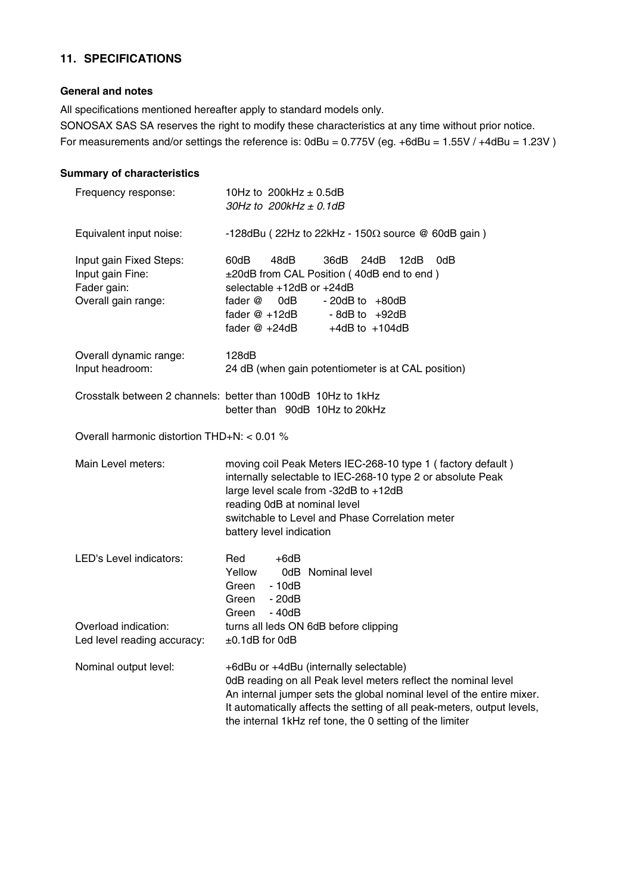## 11. SPECIFICATIONS

### General and notes

All specifications mentioned hereafter apply to standard models only.
SONOSAX SAS SA reserves the right to modify these characteristics at any time without prior notice.
For measurements and/or settings the reference is: 0dBu = 0.775V (eg. +6dBu = 1.55V / +4dBu = 1.23V )

### Summary of characteristics

| | |
|---|---|
| Frequency response: | 10Hz to 200kHz ± 0.5dB<br>*30Hz to 200kHz ± 0.1dB* |
| Equivalent input noise: | -128dBu ( 22Hz to 22kHz - 150Ω source @ 60dB gain ) |
| Input gain Fixed Steps: | 60dB 48dB 36dB 24dB 12dB 0dB |
| Input gain Fine: | ±20dB from CAL Position ( 40dB end to end ) |
| Fader gain: | selectable +12dB or +24dB |
| Overall gain range: | fader @ 0dB - 20dB to +80dB<br>fader @ +12dB - 8dB to +92dB<br>fader @ +24dB +4dB to +104dB |
| Overall dynamic range: | 128dB |
| Input headroom: | 24 dB (when gain potentiometer is at CAL position) |
| Crosstalk between 2 channels: | better than 100dB 10Hz to 1kHz<br>better than 90dB 10Hz to 20kHz |
| Overall harmonic distortion THD+N: | < 0.01 % |
| Main Level meters: | moving coil Peak Meters IEC-268-10 type 1 ( factory default )<br>internally selectable to IEC-268-10 type 2 or absolute Peak<br>large level scale from -32dB to +12dB<br>reading 0dB at nominal level<br>switchable to Level and Phase Correlation meter<br>battery level indication |
| LED's Level indicators: | Red +6dB<br>Yellow 0dB Nominal level<br>Green - 10dB<br>Green - 20dB<br>Green - 40dB |
| Overload indication: | turns all leds ON 6dB before clipping |
| Led level reading accuracy: | ±0.1dB for 0dB |
| Nominal output level: | +6dBu or +4dBu (internally selectable)<br>0dB reading on all Peak level meters reflect the nominal level<br>An internal jumper sets the global nominal level of the entire mixer.<br>It automatically affects the setting of all peak-meters, output levels, the internal 1kHz ref tone, the 0 setting of the limiter |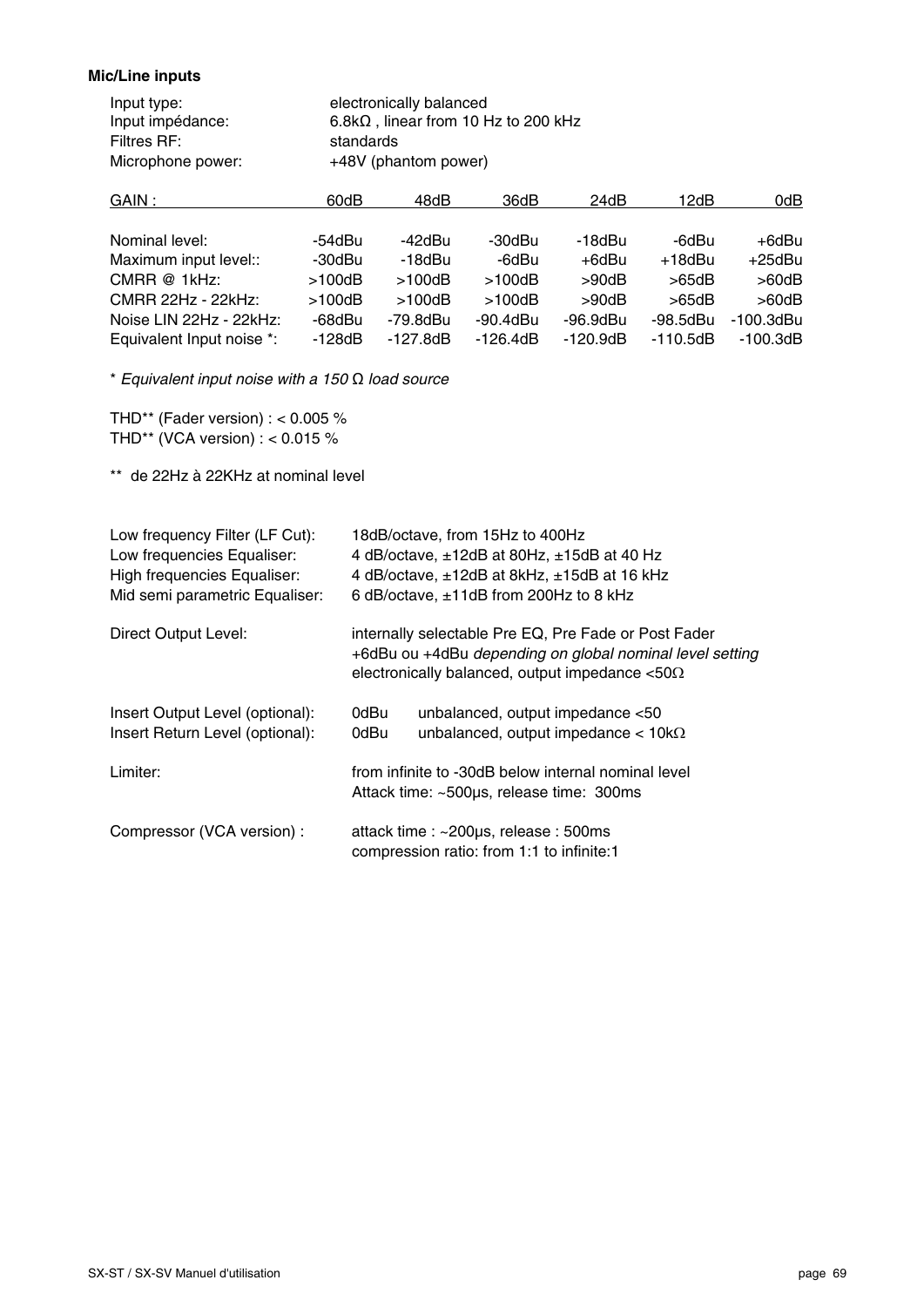**Mic/Line inputs**

| | |
|---|---|
| Input type: | electronically balanced |
| Input impédance: | 6.8kΩ , linear from 10 Hz to 200 kHz |
| Filtres RF: | standards |
| Microphone power: | +48V (phantom power) |

| GAIN : | 60dB | 48dB | 36dB | 24dB | 12dB | 0dB |
|---|---|---|---|---|---|---|
| Nominal level: | -54dBu | -42dBu | -30dBu | -18dBu | -6dBu | +6dBu |
| Maximum input level:: | -30dBu | -18dBu | -6dBu | +6dBu | +18dBu | +25dBu |
| CMRR @ 1kHz: | >100dB | >100dB | >100dB | >90dB | >65dB | >60dB |
| CMRR 22Hz - 22kHz: | >100dB | >100dB | >100dB | >90dB | >65dB | >60dB |
| Noise LIN 22Hz - 22kHz: | -68dBu | -79.8dBu | -90.4dBu | -96.9dBu | -98.5dBu | -100.3dBu |
| Equivalent Input noise *: | -128dB | -127.8dB | -126.4dB | -120.9dB | -110.5dB | -100.3dB |

* *Equivalent input noise with a 150 Ω load source*

THD** (Fader version) : < 0.005 %
THD** (VCA version) : < 0.015 %

** de 22Hz à 22KHz at nominal level

| | |
|---|---|
| Low frequency Filter (LF Cut): | 18dB/octave, from 15Hz to 400Hz |
| Low frequencies Equaliser: | 4 dB/octave, ±12dB at 80Hz, ±15dB at 40 Hz |
| High frequencies Equaliser: | 4 dB/octave, ±12dB at 8kHz, ±15dB at 16 kHz |
| Mid semi parametric Equaliser: | 6 dB/octave, ±11dB from 200Hz to 8 kHz |
| Direct Output Level: | internally selectable Pre EQ, Pre Fade or Post Fader<br>+6dBu ou +4dBu *depending on global nominal level setting*<br>electronically balanced, output impedance <50Ω |
| Insert Output Level (optional): | 0dBu unbalanced, output impedance <50 |
| Insert Return Level (optional): | 0dBu unbalanced, output impedance < 10kΩ |
| Limiter: | from infinite to -30dB below internal nominal level<br>Attack time: ~500µs, release time: 300ms |
| Compressor (VCA version) : | attack time : ~200µs, release : 500ms<br>compression ratio: from 1:1 to infinite:1 |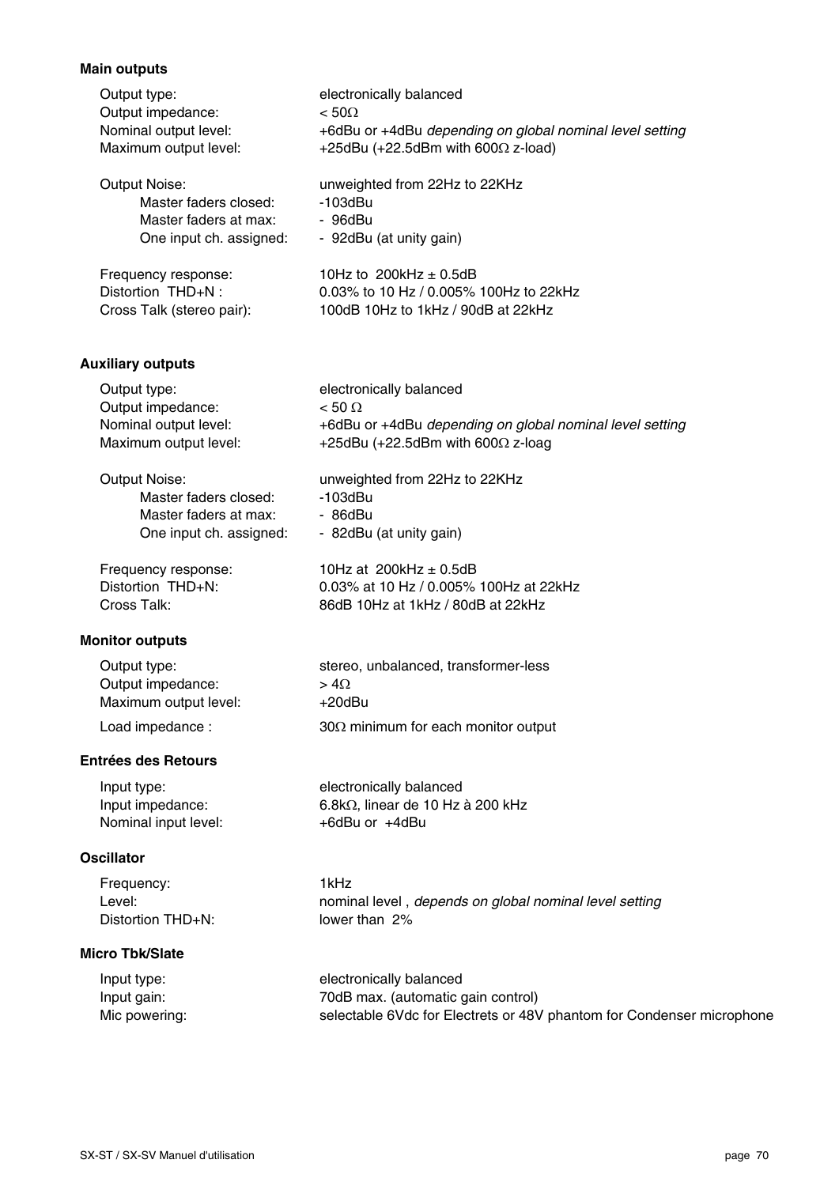**Main outputs**

| | |
|---|---|
| Output type: | electronically balanced |
| Output impedance: | < 50Ω |
| Nominal output level: | +6dBu or +4dBu *depending on global nominal level setting* |
| Maximum output level: | +25dBu (+22.5dBm with 600Ω z-load) |
| Output Noise: | unweighted from 22Hz to 22KHz |
| Master faders closed: | -103dBu |
| Master faders at max: | - 96dBu |
| One input ch. assigned: | - 92dBu (at unity gain) |
| Frequency response: | 10Hz to 200kHz ± 0.5dB |
| Distortion THD+N : | 0.03% to 10 Hz / 0.005% 100Hz to 22kHz |
| Cross Talk (stereo pair): | 100dB 10Hz to 1kHz / 90dB at 22kHz |

**Auxiliary outputs**

| | |
|---|---|
| Output type: | electronically balanced |
| Output impedance: | < 50 Ω |
| Nominal output level: | +6dBu or +4dBu *depending on global nominal level setting* |
| Maximum output level: | +25dBu (+22.5dBm with 600Ω z-loag |
| Output Noise: | unweighted from 22Hz to 22KHz |
| Master faders closed: | -103dBu |
| Master faders at max: | - 86dBu |
| One input ch. assigned: | - 82dBu (at unity gain) |
| Frequency response: | 10Hz at 200kHz ± 0.5dB |
| Distortion THD+N: | 0.03% at 10 Hz / 0.005% 100Hz at 22kHz |
| Cross Talk: | 86dB 10Hz at 1kHz / 80dB at 22kHz |

**Monitor outputs**

| | |
|---|---|
| Output type: | stereo, unbalanced, transformer-less |
| Output impedance: | > 4Ω |
| Maximum output level: | +20dBu |
| Load impedance : | 30Ω minimum for each monitor output |

**Entrées des Retours**

| | |
|---|---|
| Input type: | electronically balanced |
| Input impedance: | 6.8kΩ, linear de 10 Hz à 200 kHz |
| Nominal input level: | +6dBu or +4dBu |

**Oscillator**

| | |
|---|---|
| Frequency: | 1kHz |
| Level: | nominal level , *depends on global nominal level setting* |
| Distortion THD+N: | lower than 2% |

**Micro Tbk/Slate**

| | |
|---|---|
| Input type: | electronically balanced |
| Input gain: | 70dB max. (automatic gain control) |
| Mic powering: | selectable 6Vdc for Electrets or 48V phantom for Condenser microphone |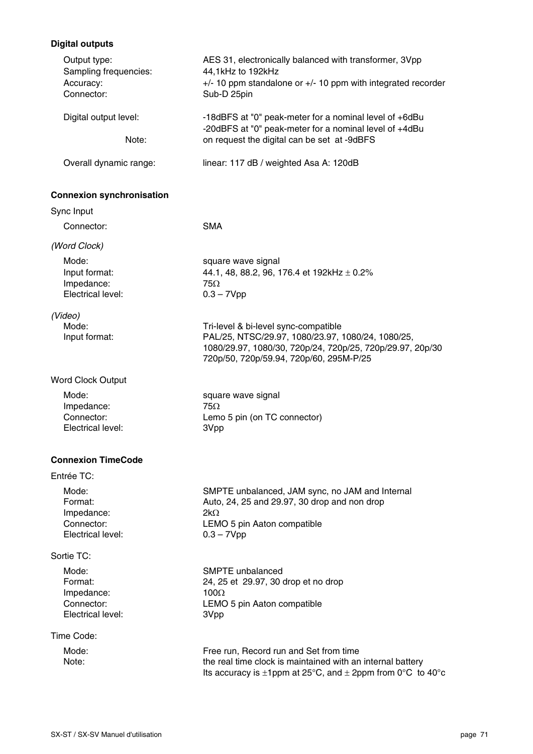**Digital outputs**

| | |
|---|---|
| Output type: | AES 31, electronically balanced with transformer, 3Vpp |
| Sampling frequencies: | 44,1kHz to 192kHz |
| Accuracy: | +/- 10 ppm standalone or +/- 10 ppm with integrated recorder |
| Connector: | Sub-D 25pin |
| Digital output level: | -18dBFS at "0" peak-meter for a nominal level of +6dBu<br>-20dBFS at "0" peak-meter for a nominal level of +4dBu |
| Note: | on request the digital can be set at -9dBFS |
| Overall dynamic range: | linear: 117 dB / weighted Asa A: 120dB |

**Connexion synchronisation**

Sync Input

| | |
|---|---|
| Connector: | SMA |

*(Word Clock)*

| | |
|---|---|
| Mode: | square wave signal |
| Input format: | 44.1, 48, 88.2, 96, 176.4 et 192kHz ± 0.2% |
| Impedance: | 75Ω |
| Electrical level: | 0.3 – 7Vpp |

*(Video)*

| | |
|---|---|
| Mode: | Tri-level & bi-level sync-compatible |
| Input format: | PAL/25, NTSC/29.97, 1080/23.97, 1080/24, 1080/25, 1080/29.97, 1080/30, 720p/24, 720p/25, 720p/29.97, 20p/30 720p/50, 720p/59.94, 720p/60, 295M-P/25 |

Word Clock Output

| | |
|---|---|
| Mode: | square wave signal |
| Impedance: | 75Ω |
| Connector: | Lemo 5 pin (on TC connector) |
| Electrical level: | 3Vpp |

**Connexion TimeCode**

Entrée TC:

| | |
|---|---|
| Mode: | SMPTE unbalanced, JAM sync, no JAM and Internal |
| Format: | Auto, 24, 25 and 29.97, 30 drop and non drop |
| Impedance: | 2kΩ |
| Connector: | LEMO 5 pin Aaton compatible |
| Electrical level: | 0.3 – 7Vpp |

Sortie TC:

| | |
|---|---|
| Mode: | SMPTE unbalanced |
| Format: | 24, 25 et 29.97, 30 drop et no drop |
| Impedance: | 100Ω |
| Connector: | LEMO 5 pin Aaton compatible |
| Electrical level: | 3Vpp |

Time Code:

| | |
|---|---|
| Mode: | Free run, Record run and Set from time |
| Note: | the real time clock is maintained with an internal battery<br>Its accuracy is ±1ppm at 25°C, and ± 2ppm from 0°C to 40°c |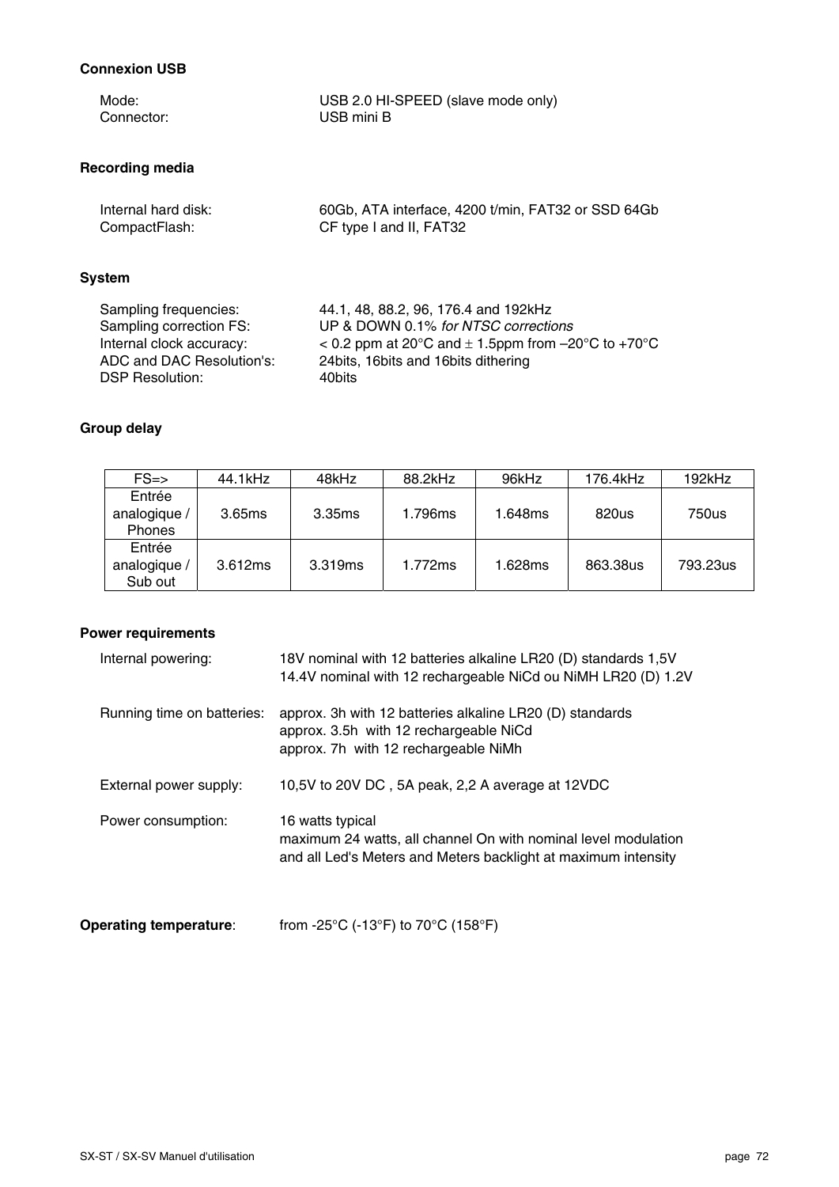**Connexion USB**

| | |
|---|---|
| Mode: | USB 2.0 HI-SPEED (slave mode only) |
| Connector: | USB mini B |

**Recording media**

| | |
|---|---|
| Internal hard disk: | 60Gb, ATA interface, 4200 t/min, FAT32 or SSD 64Gb |
| CompactFlash: | CF type I and II, FAT32 |

**System**

| | |
|---|---|
| Sampling frequencies: | 44.1, 48, 88.2, 96, 176.4 and 192kHz |
| Sampling correction FS: | UP & DOWN 0.1% *for NTSC corrections* |
| Internal clock accuracy: | < 0.2 ppm at 20°C and ± 1.5ppm from –20°C to +70°C |
| ADC and DAC Resolution's: | 24bits, 16bits and 16bits dithering |
| DSP Resolution: | 40bits |

**Group delay**

| FS=> | 44.1kHz | 48kHz | 88.2kHz | 96kHz | 176.4kHz | 192kHz |
|---|---|---|---|---|---|---|
| Entrée analogique / Phones | 3.65ms | 3.35ms | 1.796ms | 1.648ms | 820us | 750us |
| Entrée analogique / Sub out | 3.612ms | 3.319ms | 1.772ms | 1.628ms | 863.38us | 793.23us |

**Power requirements**

Internal powering:
18V nominal with 12 batteries alkaline LR20 (D) standards 1,5V
14.4V nominal with 12 rechargeable NiCd ou NiMH LR20 (D) 1.2V

Running time on batteries:
approx. 3h with 12 batteries alkaline LR20 (D) standards
approx. 3.5h with 12 rechargeable NiCd
approx. 7h with 12 rechargeable NiMh

External power supply:
10,5V to 20V DC , 5A peak, 2,2 A average at 12VDC

Power consumption:
16 watts typical
maximum 24 watts, all channel On with nominal level modulation and all Led's Meters and Meters backlight at maximum intensity

**Operating temperature**: from -25°C (-13°F) to 70°C (158°F)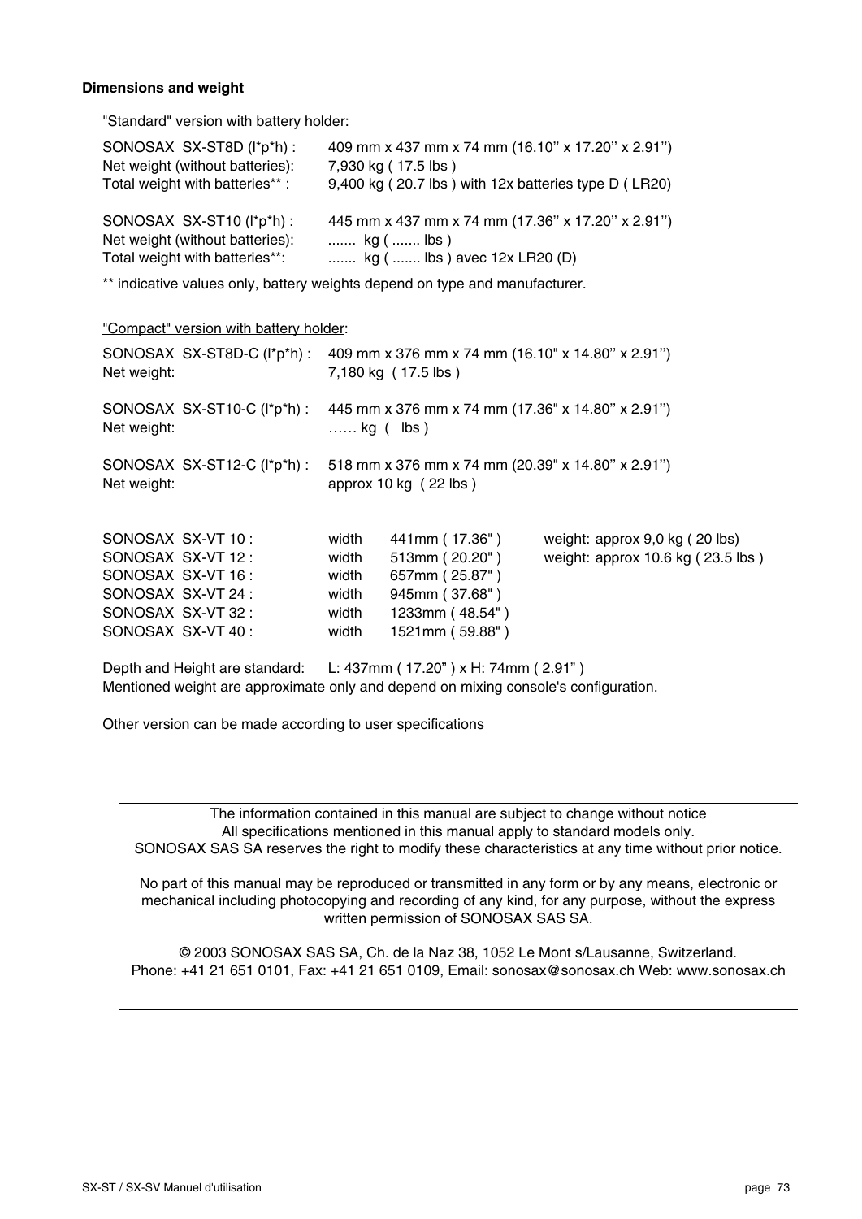**Dimensions and weight**

"Standard" version with battery holder:

| | |
|---|---|
| SONOSAX SX-ST8D (l*p*h) : | 409 mm x 437 mm x 74 mm (16.10'' x 17.20'' x 2.91'') |
| Net weight (without batteries): | 7,930 kg ( 17.5 lbs ) |
| Total weight with batteries** : | 9,400 kg ( 20.7 lbs ) with 12x batteries type D ( LR20) |
| | |
| SONOSAX SX-ST10 (l*p*h) : | 445 mm x 437 mm x 74 mm (17.36'' x 17.20'' x 2.91'') |
| Net weight (without batteries): | ....... kg ( ....... lbs ) |
| Total weight with batteries**: | ....... kg ( ....... lbs ) avec 12x LR20 (D) |

** indicative values only, battery weights depend on type and manufacturer.

"Compact" version with battery holder:

| | |
|---|---|
| SONOSAX SX-ST8D-C (l*p*h) : | 409 mm x 376 mm x 74 mm (16.10" x 14.80'' x 2.91'') |
| Net weight: | 7,180 kg ( 17.5 lbs ) |
| | |
| SONOSAX SX-ST10-C (l*p*h) : | 445 mm x 376 mm x 74 mm (17.36" x 14.80'' x 2.91'') |
| Net weight: | …… kg ( lbs ) |
| | |
| SONOSAX SX-ST12-C (l*p*h) : | 518 mm x 376 mm x 74 mm (20.39" x 14.80'' x 2.91'') |
| Net weight: | approx 10 kg ( 22 lbs ) |

| | | | |
|---|---|---|---|
| SONOSAX SX-VT 10 : | width | 441mm ( 17.36" ) | weight: approx 9,0 kg ( 20 lbs) |
| SONOSAX SX-VT 12 : | width | 513mm ( 20.20" ) | weight: approx 10.6 kg ( 23.5 lbs ) |
| SONOSAX SX-VT 16 : | width | 657mm ( 25.87" ) | |
| SONOSAX SX-VT 24 : | width | 945mm ( 37.68" ) | |
| SONOSAX SX-VT 32 : | width | 1233mm ( 48.54" ) | |
| SONOSAX SX-VT 40 : | width | 1521mm ( 59.88" ) | |

Depth and Height are standard: L: 437mm ( 17.20" ) x H: 74mm ( 2.91" )
Mentioned weight are approximate only and depend on mixing console's configuration.

Other version can be made according to user specifications

---

The information contained in this manual are subject to change without notice
All specifications mentioned in this manual apply to standard models only.
SONOSAX SAS SA reserves the right to modify these characteristics at any time without prior notice.

No part of this manual may be reproduced or transmitted in any form or by any means, electronic or mechanical including photocopying and recording of any kind, for any purpose, without the express written permission of SONOSAX SAS SA.

© 2003 SONOSAX SAS SA, Ch. de la Naz 38, 1052 Le Mont s/Lausanne, Switzerland.
Phone: +41 21 651 0101, Fax: +41 21 651 0109, Email: sonosax@sonosax.ch Web: www.sonosax.ch

---